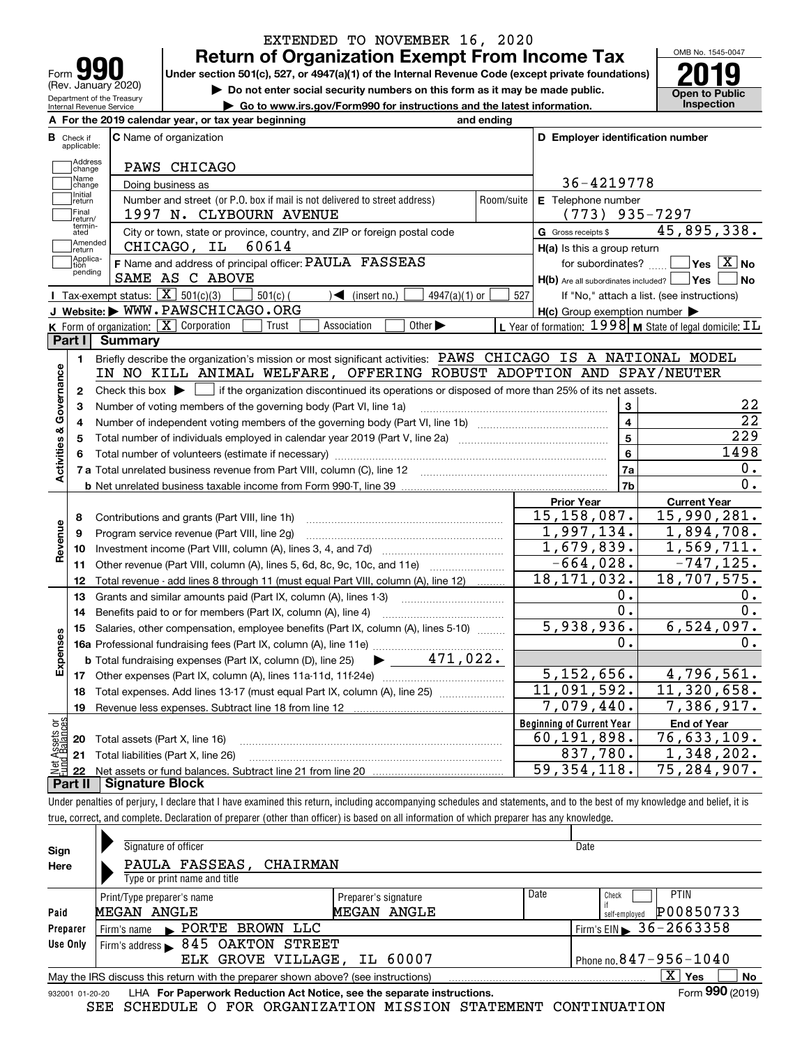EXTENDED TO NOVEMBER 16, 2020

# Form 990 — Return of Organization Exempt From Income Tax

(Rev. January 2020)

Department of the Treasury
Internal Revenue Service

**Under section 501(c), 527, or 4947(a)(1) of the Internal Revenue Code (except private foundations)**

▶ Do not enter social security numbers on this form as it may be made public.

▶ Go to www.irs.gov/Form990 for instructions and the latest information.

OMB No. 1545-0047

**2019**

**Open to Public Inspection**

**A** For the 2019 calendar year, or tax year beginning and ending

**B** Check if applicable: Address change, Name change, Initial return, Final return/terminated, Amended return, Application pending

**C** Name of organization: PAWS CHICAGO

Doing business as

Number and street (or P.O. box if mail is not delivered to street address): 1997 N. CLYBOURN AVENUE — Room/suite

City or town, state or province, country, and ZIP or foreign postal code: CHICAGO, IL 60614

**F** Name and address of principal officer: PAULA FASSEAS, SAME AS C ABOVE

**D** Employer identification number: 36-4219778

**E** Telephone number: (773) 935-7297

**G** Gross receipts $ 45,895,338.

**H(a)** Is this a group return for subordinates? ☐ Yes ☒ No

**H(b)** Are all subordinates included? ☐ Yes ☐ No — If "No," attach a list. (see instructions)

**H(c)** Group exemption number ▶

**I** Tax-exempt status: ☒ 501(c)(3) ☐ 501(c) ( ) ◀ (insert no.) ☐ 4947(a)(1) or ☐ 527

**J** Website: ▶ WWW.PAWSCHICAGO.ORG

**K** Form of organization: ☒ Corporation ☐ Trust ☐ Association ☐ Other ▶

**L** Year of formation: 1998 **M** State of legal domicile: IL

## Part I Summary

**Activities & Governance**

1. Briefly describe the organization's mission or most significant activities: PAWS CHICAGO IS A NATIONAL MODEL IN NO KILL ANIMAL WELFARE, OFFERING ROBUST ADOPTION AND SPAY/NEUTER
2. Check this box ▶ ☐ if the organization discontinued its operations or disposed of more than 25% of its net assets.

| Line | Description | No. | Value |
|---|---|---|---|
| 3 | Number of voting members of the governing body (Part VI, line 1a) | 3 | 22 |
| 4 | Number of independent voting members of the governing body (Part VI, line 1b) | 4 | 22 |
| 5 | Total number of individuals employed in calendar year 2019 (Part V, line 2a) | 5 | 229 |
| 6 | Total number of volunteers (estimate if necessary) | 6 | 1498 |
| 7a | Total unrelated business revenue from Part VIII, column (C), line 12 | 7a | 0. |
| 7b | Net unrelated business taxable income from Form 990-T, line 39 | 7b | 0. |

| Line | Description | Prior Year | Current Year |
|---|---|---|---|
| **Revenue** | | | |
| 8 | Contributions and grants (Part VIII, line 1h) | 15,158,087. | 15,990,281. |
| 9 | Program service revenue (Part VIII, line 2g) | 1,997,134. | 1,894,708. |
| 10 | Investment income (Part VIII, column (A), lines 3, 4, and 7d) | 1,679,839. | 1,569,711. |
| 11 | Other revenue (Part VIII, column (A), lines 5, 6d, 8c, 9c, 10c, and 11e) | -664,028. | -747,125. |
| 12 | Total revenue - add lines 8 through 11 (must equal Part VIII, column (A), line 12) | 18,171,032. | 18,707,575. |
| **Expenses** | | | |
| 13 | Grants and similar amounts paid (Part IX, column (A), lines 1-3) | 0. | 0. |
| 14 | Benefits paid to or for members (Part IX, column (A), line 4) | 0. | 0. |
| 15 | Salaries, other compensation, employee benefits (Part IX, column (A), lines 5-10) | 5,938,936. | 6,524,097. |
| 16a | Professional fundraising fees (Part IX, column (A), line 11e) | 0. | 0. |
| b | Total fundraising expenses (Part IX, column (D), line 25) ▶ 471,022. | | |
| 17 | Other expenses (Part IX, column (A), lines 11a-11d, 11f-24e) | 5,152,656. | 4,796,561. |
| 18 | Total expenses. Add lines 13-17 (must equal Part IX, column (A), line 25) | 11,091,592. | 11,320,658. |
| 19 | Revenue less expenses. Subtract line 18 from line 12 | 7,079,440. | 7,386,917. |

| Line | Net Assets or Fund Balances | Beginning of Current Year | End of Year |
|---|---|---|---|
| 20 | Total assets (Part X, line 16) | 60,191,898. | 76,633,109. |
| 21 | Total liabilities (Part X, line 26) | 837,780. | 1,348,202. |
| 22 | Net assets or fund balances. Subtract line 21 from line 20 | 59,354,118. | 75,284,907. |

## Part II Signature Block

Under penalties of perjury, I declare that I have examined this return, including accompanying schedules and statements, and to the best of my knowledge and belief, it is true, correct, and complete. Declaration of preparer (other than officer) is based on all information of which preparer has any knowledge.

**Sign Here**

Signature of officer — Date

PAULA FASSEAS, CHAIRMAN
Type or print name and title

**Paid Preparer Use Only**

| Print/Type preparer's name | Preparer's signature | Date | Check if self-employed | PTIN |
|---|---|---|---|---|
| MEGAN ANGLE | MEGAN ANGLE | | ☐ | P00850733 |

Firm's name ▶ PORTE BROWN LLC — Firm's EIN ▶ 36-2663358

Firm's address ▶ 845 OAKTON STREET, ELK GROVE VILLAGE, IL 60007 — Phone no. 847-956-1040

May the IRS discuss this return with the preparer shown above? (see instructions) ☒ Yes ☐ No

932001 01-20-20 LHA For Paperwork Reduction Act Notice, see the separate instructions. Form **990** (2019)

SEE SCHEDULE O FOR ORGANIZATION MISSION STATEMENT CONTINUATION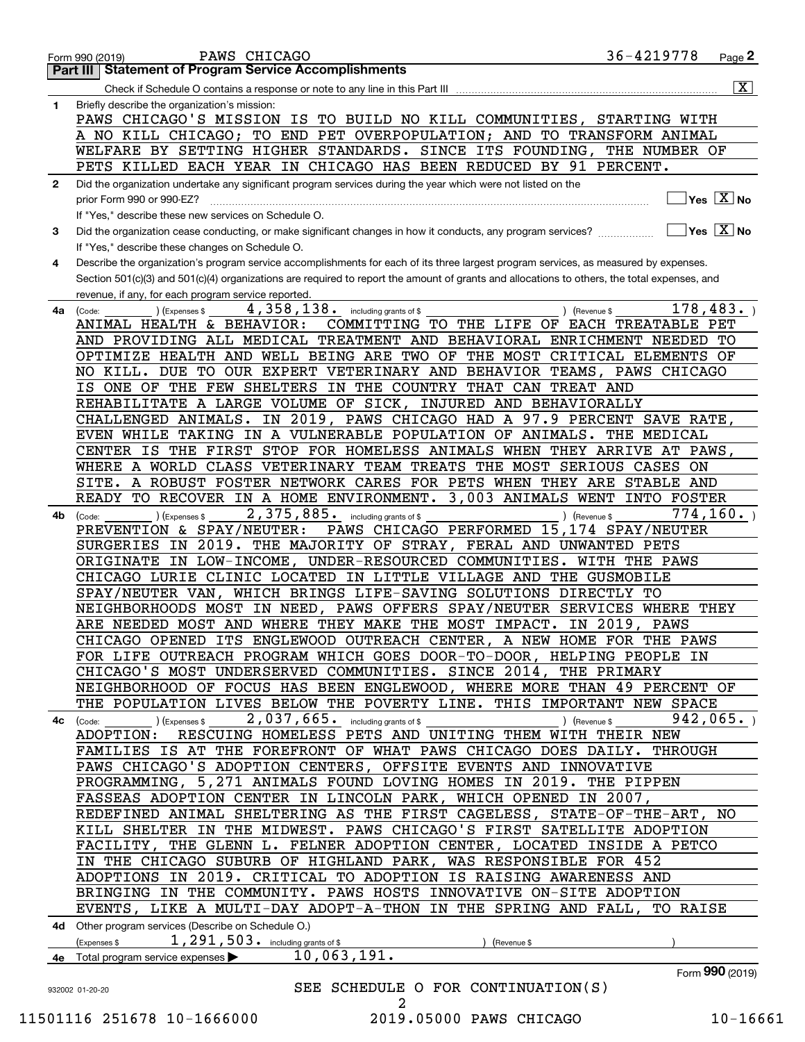Form 990 (2019) PAWS CHICAGO 36-4219778 Page 2

## Part III | Statement of Program Service Accomplishments

Check if Schedule O contains a response or note to any line in this Part III .......... [X]

**1** Briefly describe the organization's mission:

PAWS CHICAGO'S MISSION IS TO BUILD NO KILL COMMUNITIES, STARTING WITH A NO KILL CHICAGO; TO END PET OVERPOPULATION; AND TO TRANSFORM ANIMAL WELFARE BY SETTING HIGHER STANDARDS. SINCE ITS FOUNDING, THE NUMBER OF PETS KILLED EACH YEAR IN CHICAGO HAS BEEN REDUCED BY 91 PERCENT.

**2** Did the organization undertake any significant program services during the year which were not listed on the prior Form 990 or 990-EZ? .......... [ ] Yes [X] No

If "Yes," describe these new services on Schedule O.

**3** Did the organization cease conducting, or make significant changes in how it conducts, any program services? .......... [ ] Yes [X] No

If "Yes," describe these changes on Schedule O.

**4** Describe the organization's program service accomplishments for each of its three largest program services, as measured by expenses. Section 501(c)(3) and 501(c)(4) organizations are required to report the amount of grants and allocations to others, the total expenses, and revenue, if any, for each program service reported.

**4a** (Code: ) (Expenses $ 4,358,138. including grants of $ ) (Revenue $ 178,483. )

ANIMAL HEALTH & BEHAVIOR: COMMITTING TO THE LIFE OF EACH TREATABLE PET AND PROVIDING ALL MEDICAL TREATMENT AND BEHAVIORAL ENRICHMENT NEEDED TO OPTIMIZE HEALTH AND WELL BEING ARE TWO OF THE MOST CRITICAL ELEMENTS OF NO KILL. DUE TO OUR EXPERT VETERINARY AND BEHAVIOR TEAMS, PAWS CHICAGO IS ONE OF THE FEW SHELTERS IN THE COUNTRY THAT CAN TREAT AND REHABILITATE A LARGE VOLUME OF SICK, INJURED AND BEHAVIORALLY CHALLENGED ANIMALS. IN 2019, PAWS CHICAGO HAD A 97.9 PERCENT SAVE RATE, EVEN WHILE TAKING IN A VULNERABLE POPULATION OF ANIMALS. THE MEDICAL CENTER IS THE FIRST STOP FOR HOMELESS ANIMALS WHEN THEY ARRIVE AT PAWS, WHERE A WORLD CLASS VETERINARY TEAM TREATS THE MOST SERIOUS CASES ON SITE. A ROBUST FOSTER NETWORK CARES FOR PETS WHEN THEY ARE STABLE AND READY TO RECOVER IN A HOME ENVIRONMENT. 3,003 ANIMALS WENT INTO FOSTER

**4b** (Code: ) (Expenses $ 2,375,885. including grants of $ ) (Revenue $ 774,160. )

PREVENTION & SPAY/NEUTER: PAWS CHICAGO PERFORMED 15,174 SPAY/NEUTER SURGERIES IN 2019. THE MAJORITY OF STRAY, FERAL AND UNWANTED PETS ORIGINATE IN LOW-INCOME, UNDER-RESOURCED COMMUNITIES. WITH THE PAWS CHICAGO LURIE CLINIC LOCATED IN LITTLE VILLAGE AND THE GUSMOBILE SPAY/NEUTER VAN, WHICH BRINGS LIFE-SAVING SOLUTIONS DIRECTLY TO NEIGHBORHOODS MOST IN NEED, PAWS OFFERS SPAY/NEUTER SERVICES WHERE THEY ARE NEEDED MOST AND WHERE THEY MAKE THE MOST IMPACT. IN 2019, PAWS CHICAGO OPENED ITS ENGLEWOOD OUTREACH CENTER, A NEW HOME FOR THE PAWS FOR LIFE OUTREACH PROGRAM WHICH GOES DOOR-TO-DOOR, HELPING PEOPLE IN CHICAGO'S MOST UNDERSERVED COMMUNITIES. SINCE 2014, THE PRIMARY NEIGHBORHOOD OF FOCUS HAS BEEN ENGLEWOOD, WHERE MORE THAN 49 PERCENT OF THE POPULATION LIVES BELOW THE POVERTY LINE. THIS IMPORTANT NEW SPACE

**4c** (Code: ) (Expenses $ 2,037,665. including grants of $ ) (Revenue $ 942,065. )

ADOPTION: RESCUING HOMELESS PETS AND UNITING THEM WITH THEIR NEW FAMILIES IS AT THE FOREFRONT OF WHAT PAWS CHICAGO DOES DAILY. THROUGH PAWS CHICAGO'S ADOPTION CENTERS, OFFSITE EVENTS AND INNOVATIVE PROGRAMMING, 5,271 ANIMALS FOUND LOVING HOMES IN 2019. THE PIPPEN FASSEAS ADOPTION CENTER IN LINCOLN PARK, WHICH OPENED IN 2007, REDEFINED ANIMAL SHELTERING AS THE FIRST CAGELESS, STATE-OF-THE-ART, NO KILL SHELTER IN THE MIDWEST. PAWS CHICAGO'S FIRST SATELLITE ADOPTION FACILITY, THE GLENN L. FELNER ADOPTION CENTER, LOCATED INSIDE A PETCO IN THE CHICAGO SUBURB OF HIGHLAND PARK, WAS RESPONSIBLE FOR 452 ADOPTIONS IN 2019. CRITICAL TO ADOPTION IS RAISING AWARENESS AND BRINGING IN THE COMMUNITY. PAWS HOSTS INNOVATIVE ON-SITE ADOPTION EVENTS, LIKE A MULTI-DAY ADOPT-A-THON IN THE SPRING AND FALL, TO RAISE

**4d** Other program services (Describe on Schedule O.)

(Expenses $ 1,291,503. including grants of $ ) (Revenue $ )

**4e** Total program service expenses ▶ 10,063,191.

Form **990** (2019)

SEE SCHEDULE O FOR CONTINUATION(S)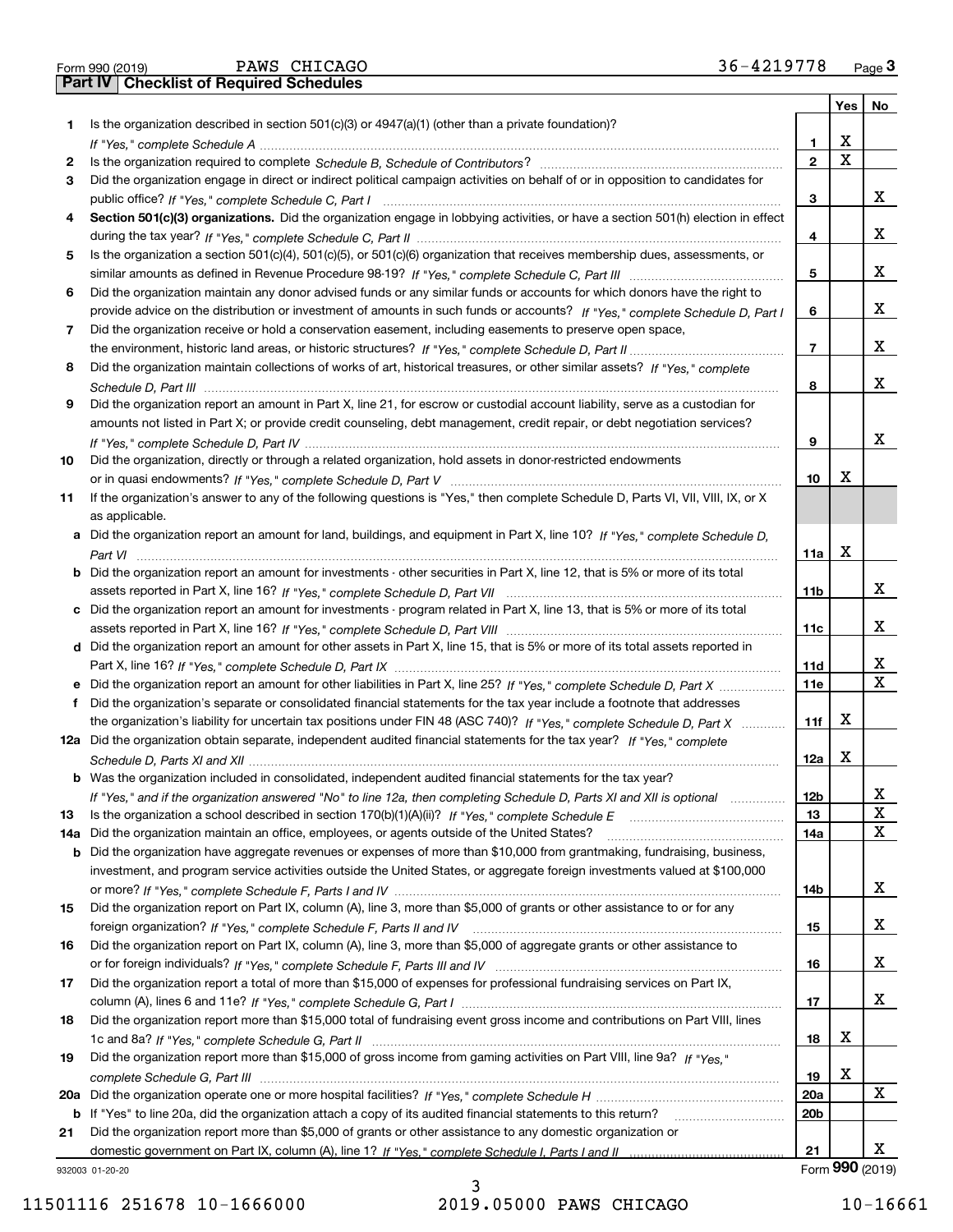Form 990 (2019) PAWS CHICAGO 36-4219778 Page 3

## Part IV | Checklist of Required Schedules

| | | | Yes | No |
|---|---|---|---|---|
| 1 | Is the organization described in section 501(c)(3) or 4947(a)(1) (other than a private foundation)? *If "Yes," complete Schedule A* | 1 | X | |
| 2 | Is the organization required to complete *Schedule B, Schedule of Contributors*? | 2 | X | |
| 3 | Did the organization engage in direct or indirect political campaign activities on behalf of or in opposition to candidates for public office? *If "Yes," complete Schedule C, Part I* | 3 | | X |
| 4 | **Section 501(c)(3) organizations.** Did the organization engage in lobbying activities, or have a section 501(h) election in effect during the tax year? *If "Yes," complete Schedule C, Part II* | 4 | | X |
| 5 | Is the organization a section 501(c)(4), 501(c)(5), or 501(c)(6) organization that receives membership dues, assessments, or similar amounts as defined in Revenue Procedure 98-19? *If "Yes," complete Schedule C, Part III* | 5 | | X |
| 6 | Did the organization maintain any donor advised funds or any similar funds or accounts for which donors have the right to provide advice on the distribution or investment of amounts in such funds or accounts? *If "Yes," complete Schedule D, Part I* | 6 | | X |
| 7 | Did the organization receive or hold a conservation easement, including easements to preserve open space, the environment, historic land areas, or historic structures? *If "Yes," complete Schedule D, Part II* | 7 | | X |
| 8 | Did the organization maintain collections of works of art, historical treasures, or other similar assets? *If "Yes," complete Schedule D, Part III* | 8 | | X |
| 9 | Did the organization report an amount in Part X, line 21, for escrow or custodial account liability, serve as a custodian for amounts not listed in Part X; or provide credit counseling, debt management, credit repair, or debt negotiation services? *If "Yes," complete Schedule D, Part IV* | 9 | | X |
| 10 | Did the organization, directly or through a related organization, hold assets in donor-restricted endowments or in quasi endowments? *If "Yes," complete Schedule D, Part V* | 10 | X | |
| 11 | If the organization's answer to any of the following questions is "Yes," then complete Schedule D, Parts VI, VII, VIII, IX, or X as applicable. | | | |
| a | Did the organization report an amount for land, buildings, and equipment in Part X, line 10? *If "Yes," complete Schedule D, Part VI* | 11a | X | |
| b | Did the organization report an amount for investments - other securities in Part X, line 12, that is 5% or more of its total assets reported in Part X, line 16? *If "Yes," complete Schedule D, Part VII* | 11b | | X |
| c | Did the organization report an amount for investments - program related in Part X, line 13, that is 5% or more of its total assets reported in Part X, line 16? *If "Yes," complete Schedule D, Part VIII* | 11c | | X |
| d | Did the organization report an amount for other assets in Part X, line 15, that is 5% or more of its total assets reported in Part X, line 16? *If "Yes," complete Schedule D, Part IX* | 11d | | X |
| e | Did the organization report an amount for other liabilities in Part X, line 25? *If "Yes," complete Schedule D, Part X* | 11e | | X |
| f | Did the organization's separate or consolidated financial statements for the tax year include a footnote that addresses the organization's liability for uncertain tax positions under FIN 48 (ASC 740)? *If "Yes," complete Schedule D, Part X* | 11f | X | |
| 12a | Did the organization obtain separate, independent audited financial statements for the tax year? *If "Yes," complete Schedule D, Parts XI and XII* | 12a | X | |
| b | Was the organization included in consolidated, independent audited financial statements for the tax year? *If "Yes," and if the organization answered "No" to line 12a, then completing Schedule D, Parts XI and XII is optional* | 12b | | X |
| 13 | Is the organization a school described in section 170(b)(1)(A)(ii)? *If "Yes," complete Schedule E* | 13 | | X |
| 14a | Did the organization maintain an office, employees, or agents outside of the United States? | 14a | | X |
| b | Did the organization have aggregate revenues or expenses of more than $10,000 from grantmaking, fundraising, business, investment, and program service activities outside the United States, or aggregate foreign investments valued at $100,000 or more? *If "Yes," complete Schedule F, Parts I and IV* | 14b | | X |
| 15 | Did the organization report on Part IX, column (A), line 3, more than $5,000 of grants or other assistance to or for any foreign organization? *If "Yes," complete Schedule F, Parts II and IV* | 15 | | X |
| 16 | Did the organization report on Part IX, column (A), line 3, more than $5,000 of aggregate grants or other assistance to or for foreign individuals? *If "Yes," complete Schedule F, Parts III and IV* | 16 | | X |
| 17 | Did the organization report a total of more than $15,000 of expenses for professional fundraising services on Part IX, column (A), lines 6 and 11e? *If "Yes," complete Schedule G, Part I* | 17 | | X |
| 18 | Did the organization report more than $15,000 total of fundraising event gross income and contributions on Part VIII, lines 1c and 8a? *If "Yes," complete Schedule G, Part II* | 18 | X | |
| 19 | Did the organization report more than $15,000 of gross income from gaming activities on Part VIII, line 9a? *If "Yes," complete Schedule G, Part III* | 19 | X | |
| 20a | Did the organization operate one or more hospital facilities? *If "Yes," complete Schedule H* | 20a | | X |
| b | If "Yes" to line 20a, did the organization attach a copy of its audited financial statements to this return? | 20b | | |
| 21 | Did the organization report more than $5,000 of grants or other assistance to any domestic organization or domestic government on Part IX, column (A), line 1? *If "Yes," complete Schedule I, Parts I and II* | 21 | | X |

932003 01-20-20 Form **990** (2019)

11501116 251678 10-1666000 2019.05000 PAWS CHICAGO 10-16661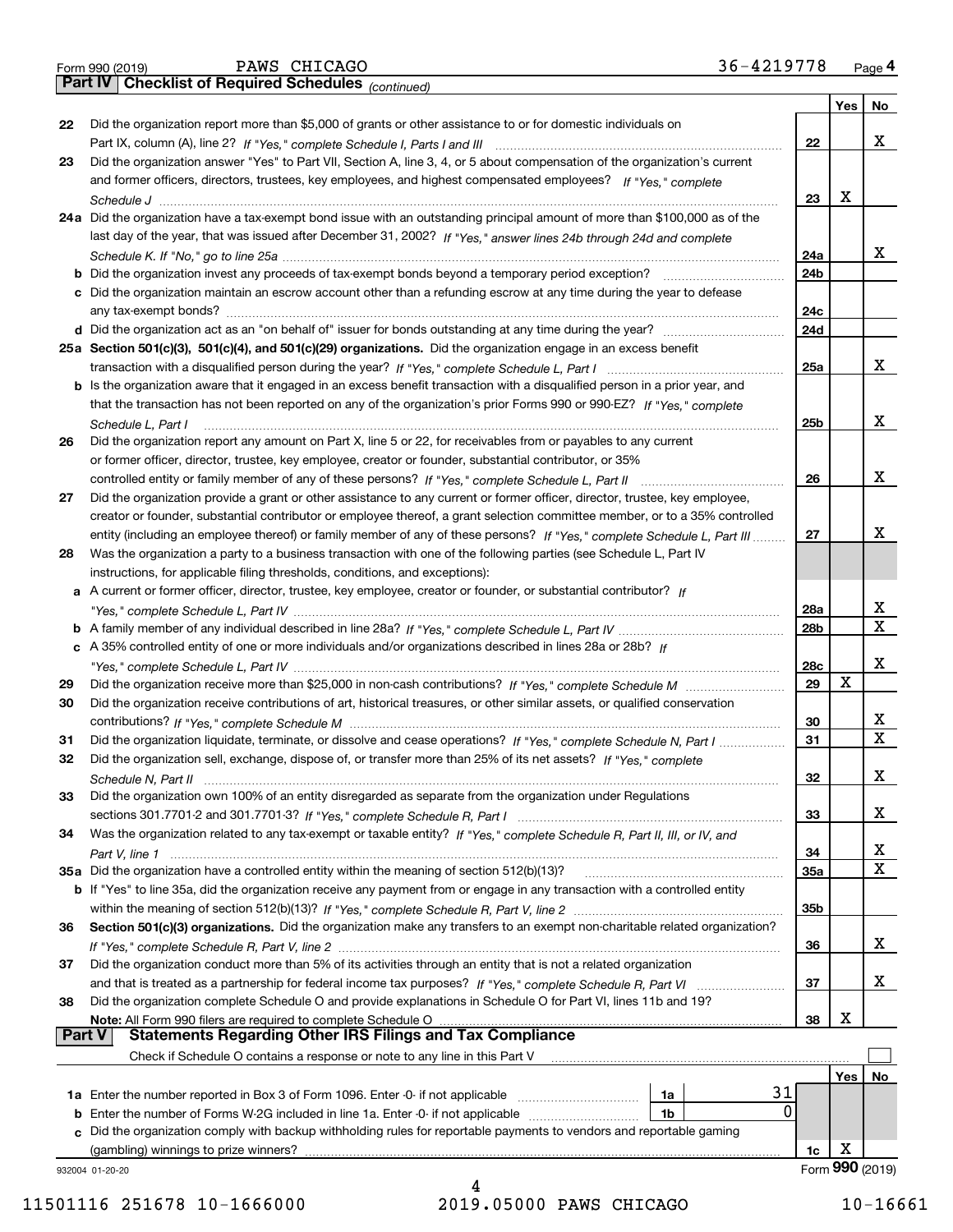Form 990 (2019) PAWS CHICAGO 36-4219778 Page **4**

## Part IV Checklist of Required Schedules *(continued)*

| | | | Yes | No |
|---|---|---|---|---|
| 22 | Did the organization report more than $5,000 of grants or other assistance to or for domestic individuals on Part IX, column (A), line 2? *If "Yes," complete Schedule I, Parts I and III* | 22 | | X |
| 23 | Did the organization answer "Yes" to Part VII, Section A, line 3, 4, or 5 about compensation of the organization's current and former officers, directors, trustees, key employees, and highest compensated employees? *If "Yes," complete Schedule J* | 23 | X | |
| 24a | Did the organization have a tax-exempt bond issue with an outstanding principal amount of more than $100,000 as of the last day of the year, that was issued after December 31, 2002? *If "Yes," answer lines 24b through 24d and complete Schedule K. If "No," go to line 25a* | 24a | | X |
| b | Did the organization invest any proceeds of tax-exempt bonds beyond a temporary period exception? | 24b | | |
| c | Did the organization maintain an escrow account other than a refunding escrow at any time during the year to defease any tax-exempt bonds? | 24c | | |
| d | Did the organization act as an "on behalf of" issuer for bonds outstanding at any time during the year? | 24d | | |
| 25a | **Section 501(c)(3), 501(c)(4), and 501(c)(29) organizations.** Did the organization engage in an excess benefit transaction with a disqualified person during the year? *If "Yes," complete Schedule L, Part I* | 25a | | X |
| b | Is the organization aware that it engaged in an excess benefit transaction with a disqualified person in a prior year, and that the transaction has not been reported on any of the organization's prior Forms 990 or 990-EZ? *If "Yes," complete Schedule L, Part I* | 25b | | X |
| 26 | Did the organization report any amount on Part X, line 5 or 22, for receivables from or payables to any current or former officer, director, trustee, key employee, creator or founder, substantial contributor, or 35% controlled entity or family member of any of these persons? *If "Yes," complete Schedule L, Part II* | 26 | | X |
| 27 | Did the organization provide a grant or other assistance to any current or former officer, director, trustee, key employee, creator or founder, substantial contributor or employee thereof, a grant selection committee member, or to a 35% controlled entity (including an employee thereof) or family member of any of these persons? *If "Yes," complete Schedule L, Part III* | 27 | | X |
| 28 | Was the organization a party to a business transaction with one of the following parties (see Schedule L, Part IV instructions, for applicable filing thresholds, conditions, and exceptions): | | | |
| a | A current or former officer, director, trustee, key employee, creator or founder, or substantial contributor? *If "Yes," complete Schedule L, Part IV* | 28a | | X |
| b | A family member of any individual described in line 28a? *If "Yes," complete Schedule L, Part IV* | 28b | | X |
| c | A 35% controlled entity of one or more individuals and/or organizations described in lines 28a or 28b? *If "Yes," complete Schedule L, Part IV* | 28c | | X |
| 29 | Did the organization receive more than $25,000 in non-cash contributions? *If "Yes," complete Schedule M* | 29 | X | |
| 30 | Did the organization receive contributions of art, historical treasures, or other similar assets, or qualified conservation contributions? *If "Yes," complete Schedule M* | 30 | | X |
| 31 | Did the organization liquidate, terminate, or dissolve and cease operations? *If "Yes," complete Schedule N, Part I* | 31 | | X |
| 32 | Did the organization sell, exchange, dispose of, or transfer more than 25% of its net assets? *If "Yes," complete Schedule N, Part II* | 32 | | X |
| 33 | Did the organization own 100% of an entity disregarded as separate from the organization under Regulations sections 301.7701-2 and 301.7701-3? *If "Yes," complete Schedule R, Part I* | 33 | | X |
| 34 | Was the organization related to any tax-exempt or taxable entity? *If "Yes," complete Schedule R, Part II, III, or IV, and Part V, line 1* | 34 | | X |
| 35a | Did the organization have a controlled entity within the meaning of section 512(b)(13)? | 35a | | X |
| b | If "Yes" to line 35a, did the organization receive any payment from or engage in any transaction with a controlled entity within the meaning of section 512(b)(13)? *If "Yes," complete Schedule R, Part V, line 2* | 35b | | |
| 36 | **Section 501(c)(3) organizations.** Did the organization make any transfers to an exempt non-charitable related organization? *If "Yes," complete Schedule R, Part V, line 2* | 36 | | X |
| 37 | Did the organization conduct more than 5% of its activities through an entity that is not a related organization and that is treated as a partnership for federal income tax purposes? *If "Yes," complete Schedule R, Part VI* | 37 | | X |
| 38 | Did the organization complete Schedule O and provide explanations in Schedule O for Part VI, lines 11b and 19? **Note:** All Form 990 filers are required to complete Schedule O | 38 | X | |

## Part V Statements Regarding Other IRS Filings and Tax Compliance

Check if Schedule O contains a response or note to any line in this Part V ☐

| | | | | | Yes | No |
|---|---|---|---|---|---|---|
| 1a | Enter the number reported in Box 3 of Form 1096. Enter -0- if not applicable | 1a | 31 | | | |
| b | Enter the number of Forms W-2G included in line 1a. Enter -0- if not applicable | 1b | 0 | | | |
| c | Did the organization comply with backup withholding rules for reportable payments to vendors and reportable gaming (gambling) winnings to prize winners? | | | 1c | X | |

932004 01-20-20 Form **990** (2019)

11501116 251678 10-1666000 2019.05000 PAWS CHICAGO 10-16661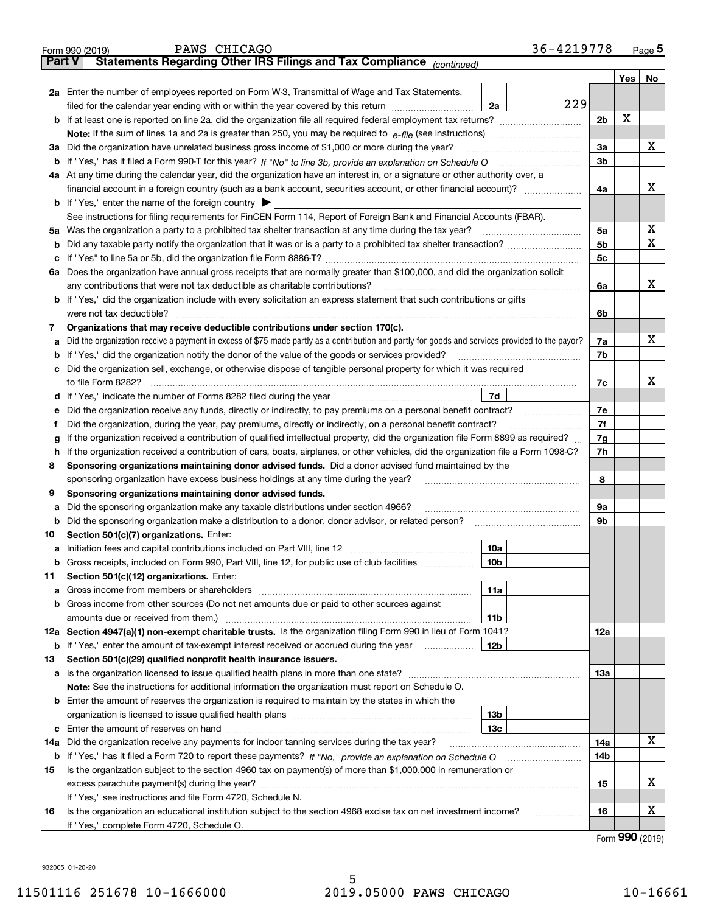Form 990 (2019) PAWS CHICAGO 36-4219778 Page 5

## Part V Statements Regarding Other IRS Filings and Tax Compliance *(continued)*

| | | | | | Yes | No |
|---|---|---|---|---|---|---|
| **2a** | Enter the number of employees reported on Form W-3, Transmittal of Wage and Tax Statements, filed for the calendar year ending with or within the year covered by this return | 2a | 229 | | | |
| **b** | If at least one is reported on line 2a, did the organization file all required federal employment tax returns? | | | 2b | X | |
| | **Note:** If the sum of lines 1a and 2a is greater than 250, you may be required to *e-file* (see instructions) | | | | | |
| **3a** | Did the organization have unrelated business gross income of $1,000 or more during the year? | | | 3a | | X |
| **b** | If "Yes," has it filed a Form 990-T for this year? *If "No" to line 3b, provide an explanation on Schedule O* | | | 3b | | |
| **4a** | At any time during the calendar year, did the organization have an interest in, or a signature or other authority over, a financial account in a foreign country (such as a bank account, securities account, or other financial account)? | | | 4a | | X |
| **b** | If "Yes," enter the name of the foreign country ▶ | | | | | |
| | See instructions for filing requirements for FinCEN Form 114, Report of Foreign Bank and Financial Accounts (FBAR). | | | | | |
| **5a** | Was the organization a party to a prohibited tax shelter transaction at any time during the tax year? | | | 5a | | X |
| **b** | Did any taxable party notify the organization that it was or is a party to a prohibited tax shelter transaction? | | | 5b | | X |
| **c** | If "Yes" to line 5a or 5b, did the organization file Form 8886-T? | | | 5c | | |
| **6a** | Does the organization have annual gross receipts that are normally greater than $100,000, and did the organization solicit any contributions that were not tax deductible as charitable contributions? | | | 6a | | X |
| **b** | If "Yes," did the organization include with every solicitation an express statement that such contributions or gifts were not tax deductible? | | | 6b | | |
| **7** | **Organizations that may receive deductible contributions under section 170(c).** | | | | | |
| **a** | Did the organization receive a payment in excess of $75 made partly as a contribution and partly for goods and services provided to the payor? | | | 7a | | X |
| **b** | If "Yes," did the organization notify the donor of the value of the goods or services provided? | | | 7b | | |
| **c** | Did the organization sell, exchange, or otherwise dispose of tangible personal property for which it was required to file Form 8282? | | | 7c | | X |
| **d** | If "Yes," indicate the number of Forms 8282 filed during the year | 7d | | | | |
| **e** | Did the organization receive any funds, directly or indirectly, to pay premiums on a personal benefit contract? | | | 7e | | |
| **f** | Did the organization, during the year, pay premiums, directly or indirectly, on a personal benefit contract? | | | 7f | | |
| **g** | If the organization received a contribution of qualified intellectual property, did the organization file Form 8899 as required? | | | 7g | | |
| **h** | If the organization received a contribution of cars, boats, airplanes, or other vehicles, did the organization file a Form 1098-C? | | | 7h | | |
| **8** | **Sponsoring organizations maintaining donor advised funds.** Did a donor advised fund maintained by the sponsoring organization have excess business holdings at any time during the year? | | | 8 | | |
| **9** | **Sponsoring organizations maintaining donor advised funds.** | | | | | |
| **a** | Did the sponsoring organization make any taxable distributions under section 4966? | | | 9a | | |
| **b** | Did the sponsoring organization make a distribution to a donor, donor advisor, or related person? | | | 9b | | |
| **10** | **Section 501(c)(7) organizations.** Enter: | | | | | |
| **a** | Initiation fees and capital contributions included on Part VIII, line 12 | 10a | | | | |
| **b** | Gross receipts, included on Form 990, Part VIII, line 12, for public use of club facilities | 10b | | | | |
| **11** | **Section 501(c)(12) organizations.** Enter: | | | | | |
| **a** | Gross income from members or shareholders | 11a | | | | |
| **b** | Gross income from other sources (Do not net amounts due or paid to other sources against amounts due or received from them.) | 11b | | | | |
| **12a** | **Section 4947(a)(1) non-exempt charitable trusts.** Is the organization filing Form 990 in lieu of Form 1041? | | | 12a | | |
| **b** | If "Yes," enter the amount of tax-exempt interest received or accrued during the year | 12b | | | | |
| **13** | **Section 501(c)(29) qualified nonprofit health insurance issuers.** | | | | | |
| **a** | Is the organization licensed to issue qualified health plans in more than one state? | | | 13a | | |
| | **Note:** See the instructions for additional information the organization must report on Schedule O. | | | | | |
| **b** | Enter the amount of reserves the organization is required to maintain by the states in which the organization is licensed to issue qualified health plans | 13b | | | | |
| **c** | Enter the amount of reserves on hand | 13c | | | | |
| **14a** | Did the organization receive any payments for indoor tanning services during the tax year? | | | 14a | | X |
| **b** | If "Yes," has it filed a Form 720 to report these payments? *If "No," provide an explanation on Schedule O* | | | 14b | | |
| **15** | Is the organization subject to the section 4960 tax on payment(s) of more than $1,000,000 in remuneration or excess parachute payment(s) during the year? | | | 15 | | X |
| | If "Yes," see instructions and file Form 4720, Schedule N. | | | | | |
| **16** | Is the organization an educational institution subject to the section 4968 excise tax on net investment income? | | | 16 | | X |
| | If "Yes," complete Form 4720, Schedule O. | | | | | |

Form **990** (2019)

932005 01-20-20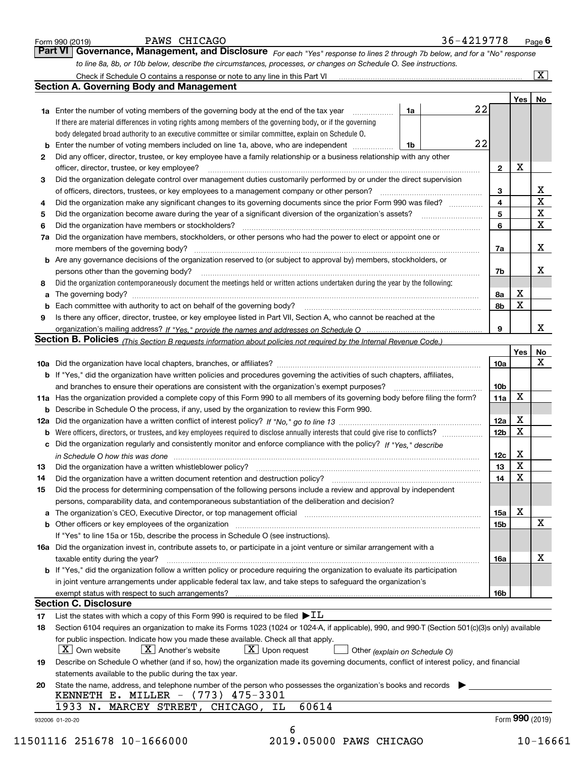Form 990 (2019) PAWS CHICAGO 36-4219778 Page 6

## Part VI Governance, Management, and Disclosure

*For each "Yes" response to lines 2 through 7b below, and for a "No" response to line 8a, 8b, or 10b below, describe the circumstances, processes, or changes on Schedule O. See instructions.*

Check if Schedule O contains a response or note to any line in this Part VI [X]

### Section A. Governing Body and Management

| | | | | Yes | No |
|---|---|---|---|---|---|
| **1a** | Enter the number of voting members of the governing body at the end of the tax year. If there are material differences in voting rights among members of the governing body, or if the governing body delegated broad authority to an executive committee or similar committee, explain on Schedule O. | 1a | 22 | | |
| **b** | Enter the number of voting members included on line 1a, above, who are independent | 1b | 22 | | |
| **2** | Did any officer, director, trustee, or key employee have a family relationship or a business relationship with any other officer, director, trustee, or key employee? | 2 | | X | |
| **3** | Did the organization delegate control over management duties customarily performed by or under the direct supervision of officers, directors, trustees, or key employees to a management company or other person? | 3 | | | X |
| **4** | Did the organization make any significant changes to its governing documents since the prior Form 990 was filed? | 4 | | | X |
| **5** | Did the organization become aware during the year of a significant diversion of the organization's assets? | 5 | | | X |
| **6** | Did the organization have members or stockholders? | 6 | | | X |
| **7a** | Did the organization have members, stockholders, or other persons who had the power to elect or appoint one or more members of the governing body? | 7a | | | X |
| **b** | Are any governance decisions of the organization reserved to (or subject to approval by) members, stockholders, or persons other than the governing body? | 7b | | | X |
| **8** | Did the organization contemporaneously document the meetings held or written actions undertaken during the year by the following: | | | | |
| **a** | The governing body? | 8a | | X | |
| **b** | Each committee with authority to act on behalf of the governing body? | 8b | | X | |
| **9** | Is there any officer, director, trustee, or key employee listed in Part VII, Section A, who cannot be reached at the organization's mailing address? *If "Yes," provide the names and addresses on Schedule O* | 9 | | | X |

### Section B. Policies *(This Section B requests information about policies not required by the Internal Revenue Code.)*

| | | | Yes | No |
|---|---|---|---|---|
| **10a** | Did the organization have local chapters, branches, or affiliates? | 10a | | X |
| **b** | If "Yes," did the organization have written policies and procedures governing the activities of such chapters, affiliates, and branches to ensure their operations are consistent with the organization's exempt purposes? | 10b | | |
| **11a** | Has the organization provided a complete copy of this Form 990 to all members of its governing body before filing the form? | 11a | X | |
| **b** | Describe in Schedule O the process, if any, used by the organization to review this Form 990. | | | |
| **12a** | Did the organization have a written conflict of interest policy? *If "No," go to line 13* | 12a | X | |
| **b** | Were officers, directors, or trustees, and key employees required to disclose annually interests that could give rise to conflicts? | 12b | X | |
| **c** | Did the organization regularly and consistently monitor and enforce compliance with the policy? *If "Yes," describe in Schedule O how this was done* | 12c | X | |
| **13** | Did the organization have a written whistleblower policy? | 13 | X | |
| **14** | Did the organization have a written document retention and destruction policy? | 14 | X | |
| **15** | Did the process for determining compensation of the following persons include a review and approval by independent persons, comparability data, and contemporaneous substantiation of the deliberation and decision? | | | |
| **a** | The organization's CEO, Executive Director, or top management official | 15a | X | |
| **b** | Other officers or key employees of the organization | 15b | | X |
| | If "Yes" to line 15a or 15b, describe the process in Schedule O (see instructions). | | | |
| **16a** | Did the organization invest in, contribute assets to, or participate in a joint venture or similar arrangement with a taxable entity during the year? | 16a | | X |
| **b** | If "Yes," did the organization follow a written policy or procedure requiring the organization to evaluate its participation in joint venture arrangements under applicable federal tax law, and take steps to safeguard the organization's exempt status with respect to such arrangements? | 16b | | |

### Section C. Disclosure

**17** List the states with which a copy of this Form 990 is required to be filed ▶ IL

**18** Section 6104 requires an organization to make its Forms 1023 (1024 or 1024-A, if applicable), 990, and 990-T (Section 501(c)(3)s only) available for public inspection. Indicate how you made these available. Check all that apply.

[X] Own website [X] Another's website [X] Upon request [ ] Other *(explain on Schedule O)*

**19** Describe on Schedule O whether (and if so, how) the organization made its governing documents, conflict of interest policy, and financial statements available to the public during the tax year.

**20** State the name, address, and telephone number of the person who possesses the organization's books and records ▶

KENNETH E. MILLER - (773) 475-3301
1933 N. MARCEY STREET, CHICAGO, IL 60614

932006 01-20-20 Form **990** (2019)

11501116 251678 10-1666000 2019.05000 PAWS CHICAGO 10-16661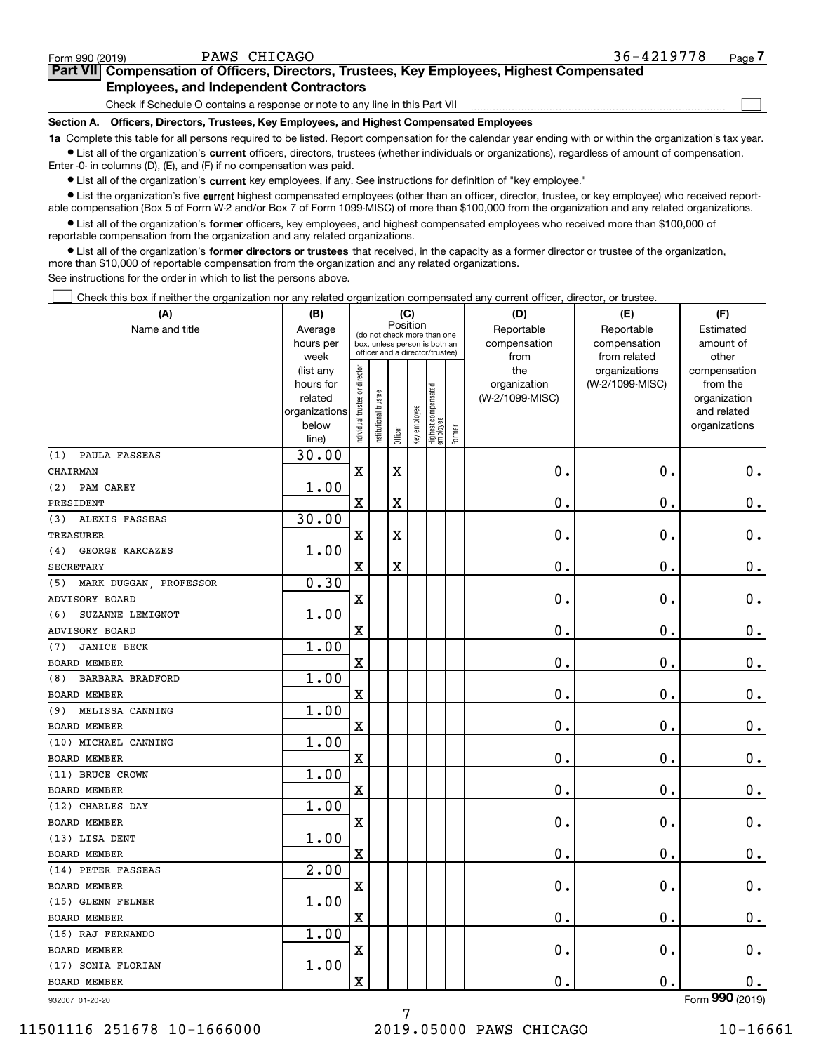Form 990 (2019) PAWS CHICAGO 36-4219778 Page 7

## Part VII Compensation of Officers, Directors, Trustees, Key Employees, Highest Compensated Employees, and Independent Contractors

Check if Schedule O contains a response or note to any line in this Part VII ☐

**Section A. Officers, Directors, Trustees, Key Employees, and Highest Compensated Employees**

**1a** Complete this table for all persons required to be listed. Report compensation for the calendar year ending with or within the organization's tax year.

- List all of the organization's **current** officers, directors, trustees (whether individuals or organizations), regardless of amount of compensation. Enter -0- in columns (D), (E), and (F) if no compensation was paid.
- List all of the organization's **current** key employees, if any. See instructions for definition of "key employee."
- List the organization's five **current** highest compensated employees (other than an officer, director, trustee, or key employee) who received reportable compensation (Box 5 of Form W-2 and/or Box 7 of Form 1099-MISC) of more than $100,000 from the organization and any related organizations.
- List all of the organization's **former** officers, key employees, and highest compensated employees who received more than $100,000 of reportable compensation from the organization and any related organizations.
- List all of the organization's **former directors or trustees** that received, in the capacity as a former director or trustee of the organization, more than $10,000 of reportable compensation from the organization and any related organizations.

See instructions for the order in which to list the persons above.

☐ Check this box if neither the organization nor any related organization compensated any current officer, director, or trustee.

| (A) Name and title | (B) Average hours per week (list any hours for related organizations below line) | (C) Position: Individual trustee or director | Institutional trustee | Officer | Key employee | Highest compensated employee | Former | (D) Reportable compensation from the organization (W-2/1099-MISC) | (E) Reportable compensation from related organizations (W-2/1099-MISC) | (F) Estimated amount of other compensation from the organization and related organizations |
|---|---|---|---|---|---|---|---|---|---|---|
| (1) PAULA FASSEAS<br>CHAIRMAN | 30.00 | X | | X | | | | 0. | 0. | 0. |
| (2) PAM CAREY<br>PRESIDENT | 1.00 | X | | X | | | | 0. | 0. | 0. |
| (3) ALEXIS FASSEAS<br>TREASURER | 30.00 | X | | X | | | | 0. | 0. | 0. |
| (4) GEORGE KARCAZES<br>SECRETARY | 1.00 | X | | X | | | | 0. | 0. | 0. |
| (5) MARK DUGGAN, PROFESSOR<br>ADVISORY BOARD | 0.30 | X | | | | | | 0. | 0. | 0. |
| (6) SUZANNE LEMIGNOT<br>ADVISORY BOARD | 1.00 | X | | | | | | 0. | 0. | 0. |
| (7) JANICE BECK<br>BOARD MEMBER | 1.00 | X | | | | | | 0. | 0. | 0. |
| (8) BARBARA BRADFORD<br>BOARD MEMBER | 1.00 | X | | | | | | 0. | 0. | 0. |
| (9) MELISSA CANNING<br>BOARD MEMBER | 1.00 | X | | | | | | 0. | 0. | 0. |
| (10) MICHAEL CANNING<br>BOARD MEMBER | 1.00 | X | | | | | | 0. | 0. | 0. |
| (11) BRUCE CROWN<br>BOARD MEMBER | 1.00 | X | | | | | | 0. | 0. | 0. |
| (12) CHARLES DAY<br>BOARD MEMBER | 1.00 | X | | | | | | 0. | 0. | 0. |
| (13) LISA DENT<br>BOARD MEMBER | 1.00 | X | | | | | | 0. | 0. | 0. |
| (14) PETER FASSEAS<br>BOARD MEMBER | 2.00 | X | | | | | | 0. | 0. | 0. |
| (15) GLENN FELNER<br>BOARD MEMBER | 1.00 | X | | | | | | 0. | 0. | 0. |
| (16) RAJ FERNANDO<br>BOARD MEMBER | 1.00 | X | | | | | | 0. | 0. | 0. |
| (17) SONIA FLORIAN<br>BOARD MEMBER | 1.00 | X | | | | | | 0. | 0. | 0. |

932007 01-20-20 Form 990 (2019)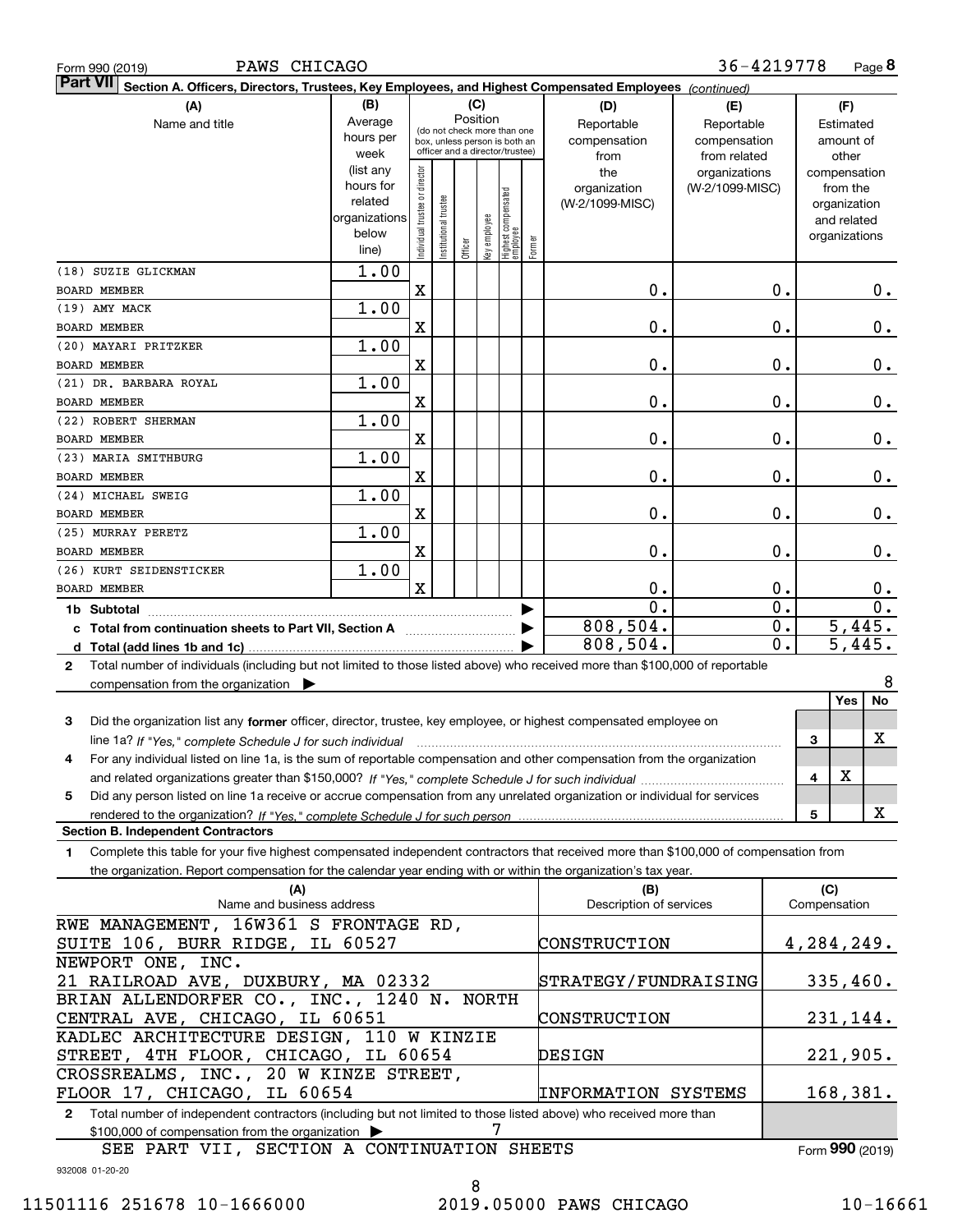Form 990 (2019) PAWS CHICAGO 36-4219778 Page 8

**Part VII Section A. Officers, Directors, Trustees, Key Employees, and Highest Compensated Employees** *(continued)*

| (A) Name and title | (B) Average hours per week (list any hours for related organizations below line) | (C) Individual trustee or director | Institutional trustee | Officer | Key employee | Highest compensated employee | Former | (D) Reportable compensation from the organization (W-2/1099-MISC) | (E) Reportable compensation from related organizations (W-2/1099-MISC) | (F) Estimated amount of other compensation from the organization and related organizations |
|---|---|---|---|---|---|---|---|---|---|---|
| (18) SUZIE GLICKMAN BOARD MEMBER | 1.00 | X | | | | | | 0. | 0. | 0. |
| (19) AMY MACK BOARD MEMBER | 1.00 | X | | | | | | 0. | 0. | 0. |
| (20) MAYARI PRITZKER BOARD MEMBER | 1.00 | X | | | | | | 0. | 0. | 0. |
| (21) DR. BARBARA ROYAL BOARD MEMBER | 1.00 | X | | | | | | 0. | 0. | 0. |
| (22) ROBERT SHERMAN BOARD MEMBER | 1.00 | X | | | | | | 0. | 0. | 0. |
| (23) MARIA SMITHBURG BOARD MEMBER | 1.00 | X | | | | | | 0. | 0. | 0. |
| (24) MICHAEL SWEIG BOARD MEMBER | 1.00 | X | | | | | | 0. | 0. | 0. |
| (25) MURRAY PERETZ BOARD MEMBER | 1.00 | X | | | | | | 0. | 0. | 0. |
| (26) KURT SEIDENSTICKER BOARD MEMBER | 1.00 | X | | | | | | 0. | 0. | 0. |
| **1b Subtotal** | | | | | | | | 0. | 0. | 0. |
| **c Total from continuation sheets to Part VII, Section A** | | | | | | | | 808,504. | 0. | 5,445. |
| **d Total (add lines 1b and 1c)** | | | | | | | | 808,504. | 0. | 5,445. |

**2** Total number of individuals (including but not limited to those listed above) who received more than $100,000 of reportable compensation from the organization ▶ 8

| | | Yes | No |
|---|---|---|---|
| **3** Did the organization list any **former** officer, director, trustee, key employee, or highest compensated employee on line 1a? *If "Yes," complete Schedule J for such individual* | 3 | | X |
| **4** For any individual listed on line 1a, is the sum of reportable compensation and other compensation from the organization and related organizations greater than $150,000? *If "Yes," complete Schedule J for such individual* | 4 | X | |
| **5** Did any person listed on line 1a receive or accrue compensation from any unrelated organization or individual for services rendered to the organization? *If "Yes," complete Schedule J for such person* | 5 | | X |

**Section B. Independent Contractors**

**1** Complete this table for your five highest compensated independent contractors that received more than $100,000 of compensation from the organization. Report compensation for the calendar year ending with or within the organization's tax year.

| (A) Name and business address | (B) Description of services | (C) Compensation |
|---|---|---|
| RWE MANAGEMENT, 16W361 S FRONTAGE RD, SUITE 106, BURR RIDGE, IL 60527 | CONSTRUCTION | 4,284,249. |
| NEWPORT ONE, INC. 21 RAILROAD AVE, DUXBURY, MA 02332 | STRATEGY/FUNDRAISING | 335,460. |
| BRIAN ALLENDORFER CO., INC., 1240 N. NORTH CENTRAL AVE, CHICAGO, IL 60651 | CONSTRUCTION | 231,144. |
| KADLEC ARCHITECTURE DESIGN, 110 W KINZIE STREET, 4TH FLOOR, CHICAGO, IL 60654 | DESIGN | 221,905. |
| CROSSREALMS, INC., 20 W KINZE STREET, FLOOR 17, CHICAGO, IL 60654 | INFORMATION SYSTEMS | 168,381. |

**2** Total number of independent contractors (including but not limited to those listed above) who received more than $100,000 of compensation from the organization ▶ 7

SEE PART VII, SECTION A CONTINUATION SHEETS

Form **990** (2019)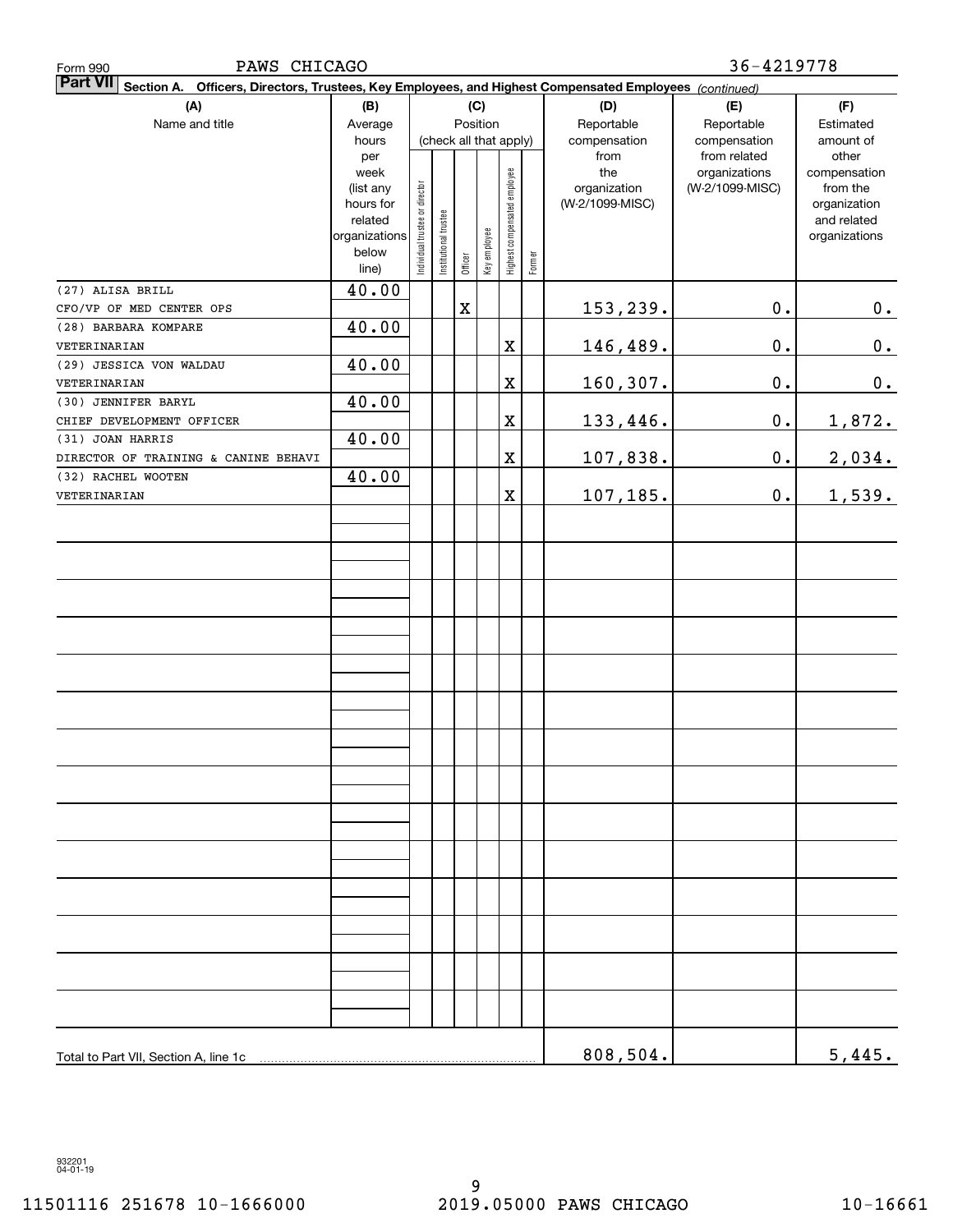Form 990 PAWS CHICAGO 36-4219778

**Part VII** Section A. Officers, Directors, Trustees, Key Employees, and Highest Compensated Employees *(continued)*

| (A) Name and title | (B) Average hours per week (list any hours for related organizations below line) | (C) Position (check all that apply): Individual trustee or director | Institutional trustee | Officer | Key employee | Highest compensated employee | Former | (D) Reportable compensation from the organization (W-2/1099-MISC) | (E) Reportable compensation from related organizations (W-2/1099-MISC) | (F) Estimated amount of other compensation from the organization and related organizations |
|---|---|---|---|---|---|---|---|---|---|---|
| (27) ALISA BRILL<br>CFO/VP OF MED CENTER OPS | 40.00 | | | X | | | | 153,239. | 0. | 0. |
| (28) BARBARA KOMPARE<br>VETERINARIAN | 40.00 | | | | | X | | 146,489. | 0. | 0. |
| (29) JESSICA VON WALDAU<br>VETERINARIAN | 40.00 | | | | | X | | 160,307. | 0. | 0. |
| (30) JENNIFER BARYL<br>CHIEF DEVELOPMENT OFFICER | 40.00 | | | | | X | | 133,446. | 0. | 1,872. |
| (31) JOAN HARRIS<br>DIRECTOR OF TRAINING & CANINE BEHAVI | 40.00 | | | | | X | | 107,838. | 0. | 2,034. |
| (32) RACHEL WOOTEN<br>VETERINARIAN | 40.00 | | | | | X | | 107,185. | 0. | 1,539. |
| Total to Part VII, Section A, line 1c | | | | | | | | 808,504. | | 5,445. |

932201 04-01-19

11501116 251678 10-1666000 2019.05000 PAWS CHICAGO 10-16661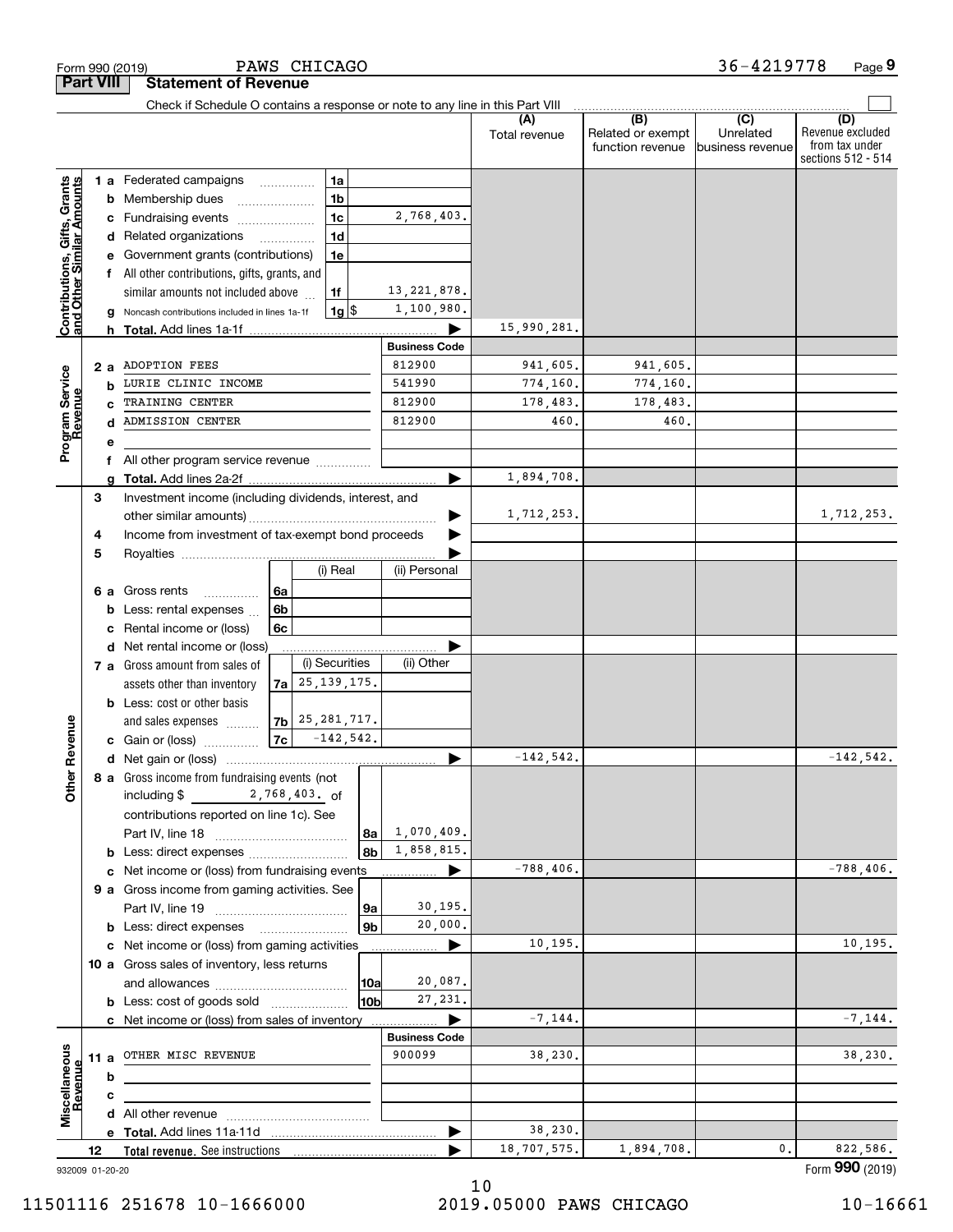Form 990 (2019) PAWS CHICAGO 36-4219778 Page **9**

## Part VIII Statement of Revenue

Check if Schedule O contains a response or note to any line in this Part VIII

| | | | | (A) Total revenue | (B) Related or exempt function revenue | (C) Unrelated business revenue | (D) Revenue excluded from tax under sections 512 - 514 |
|---|---|---|---|---|---|---|---|
| **Contributions, Gifts, Grants and Other Similar Amounts** | 1 a Federated campaigns | 1a | | | | | |
| | b Membership dues | 1b | | | | | |
| | c Fundraising events | 1c | 2,768,403. | | | | |
| | d Related organizations | 1d | | | | | |
| | e Government grants (contributions) | 1e | | | | | |
| | f All other contributions, gifts, grants, and similar amounts not included above | 1f | 13,221,878. | | | | |
| | g Noncash contributions included in lines 1a-1f | 1g $ | 1,100,980. | | | | |
| | h **Total.** Add lines 1a-1f | | | 15,990,281. | | | |
| **Program Service Revenue** | | | **Business Code** | | | | |
| | 2 a ADOPTION FEES | | 812900 | 941,605. | 941,605. | | |
| | b LURIE CLINIC INCOME | | 541990 | 774,160. | 774,160. | | |
| | c TRAINING CENTER | | 812900 | 178,483. | 178,483. | | |
| | d ADMISSION CENTER | | 812900 | 460. | 460. | | |
| | e | | | | | | |
| | f All other program service revenue | | | | | | |
| | g **Total.** Add lines 2a-2f | | | 1,894,708. | | | |
| **Other Revenue** | 3 Investment income (including dividends, interest, and other similar amounts) | | | 1,712,253. | | | 1,712,253. |
| | 4 Income from investment of tax-exempt bond proceeds | | | | | | |
| | 5 Royalties | | | | | | |
| | | | (i) Real / (ii) Personal | | | | |
| | 6 a Gross rents | 6a | | | | | |
| | b Less: rental expenses | 6b | | | | | |
| | c Rental income or (loss) | 6c | | | | | |
| | d Net rental income or (loss) | | | | | | |
| | | | (i) Securities / (ii) Other | | | | |
| | 7 a Gross amount from sales of assets other than inventory | 7a | 25,139,175. | | | | |
| | b Less: cost or other basis and sales expenses | 7b | 25,281,717. | | | | |
| | c Gain or (loss) | 7c | -142,542. | | | | |
| | d Net gain or (loss) | | | -142,542. | | | -142,542. |
| | 8 a Gross income from fundraising events (not including $ 2,768,403. of contributions reported on line 1c). See Part IV, line 18 | 8a | 1,070,409. | | | | |
| | b Less: direct expenses | 8b | 1,858,815. | | | | |
| | c Net income or (loss) from fundraising events | | | -788,406. | | | -788,406. |
| | 9 a Gross income from gaming activities. See Part IV, line 19 | 9a | 30,195. | | | | |
| | b Less: direct expenses | 9b | 20,000. | | | | |
| | c Net income or (loss) from gaming activities | | | 10,195. | | | 10,195. |
| | 10 a Gross sales of inventory, less returns and allowances | 10a | 20,087. | | | | |
| | b Less: cost of goods sold | 10b | 27,231. | | | | |
| | c Net income or (loss) from sales of inventory | | | -7,144. | | | -7,144. |
| **Miscellaneous Revenue** | | | **Business Code** | | | | |
| | 11 a OTHER MISC REVENUE | | 900099 | 38,230. | | | 38,230. |
| | b | | | | | | |
| | c | | | | | | |
| | d All other revenue | | | | | | |
| | e **Total.** Add lines 11a-11d | | | 38,230. | | | |
| | 12 **Total revenue.** See instructions | | | 18,707,575. | 1,894,708. | 0. | 822,586. |

932009 01-20-20 Form **990** (2019)

11501116 251678 10-1666000 2019.05000 PAWS CHICAGO 10-16661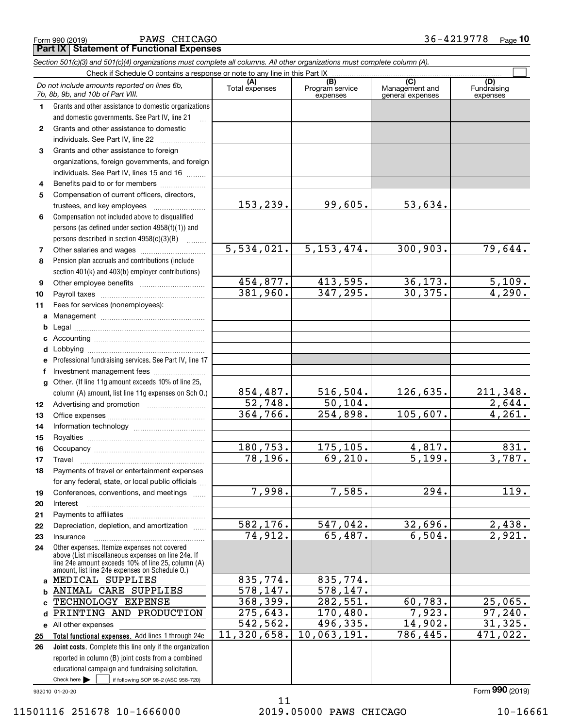Form 990 (2019) PAWS CHICAGO 36-4219778 Page **10**

**Part IX Statement of Functional Expenses**

*Section 501(c)(3) and 501(c)(4) organizations must complete all columns. All other organizations must complete column (A).*

Check if Schedule O contains a response or note to any line in this Part IX

| *Do not include amounts reported on lines 6b, 7b, 8b, 9b, and 10b of Part VIII.* | (A) Total expenses | (B) Program service expenses | (C) Management and general expenses | (D) Fundraising expenses |
|---|---|---|---|---|
| **1** Grants and other assistance to domestic organizations and domestic governments. See Part IV, line 21 | | | | |
| **2** Grants and other assistance to domestic individuals. See Part IV, line 22 | | | | |
| **3** Grants and other assistance to foreign organizations, foreign governments, and foreign individuals. See Part IV, lines 15 and 16 | | | | |
| **4** Benefits paid to or for members | | | | |
| **5** Compensation of current officers, directors, trustees, and key employees | 153,239. | 99,605. | 53,634. | |
| **6** Compensation not included above to disqualified persons (as defined under section 4958(f)(1)) and persons described in section 4958(c)(3)(B) | | | | |
| **7** Other salaries and wages | 5,534,021. | 5,153,474. | 300,903. | 79,644. |
| **8** Pension plan accruals and contributions (include section 401(k) and 403(b) employer contributions) | | | | |
| **9** Other employee benefits | 454,877. | 413,595. | 36,173. | 5,109. |
| **10** Payroll taxes | 381,960. | 347,295. | 30,375. | 4,290. |
| **11** Fees for services (nonemployees): | | | | |
| **a** Management | | | | |
| **b** Legal | | | | |
| **c** Accounting | | | | |
| **d** Lobbying | | | | |
| **e** Professional fundraising services. See Part IV, line 17 | | | | |
| **f** Investment management fees | | | | |
| **g** Other. (If line 11g amount exceeds 10% of line 25, column (A) amount, list line 11g expenses on Sch O.) | 854,487. | 516,504. | 126,635. | 211,348. |
| **12** Advertising and promotion | 52,748. | 50,104. | | 2,644. |
| **13** Office expenses | 364,766. | 254,898. | 105,607. | 4,261. |
| **14** Information technology | | | | |
| **15** Royalties | | | | |
| **16** Occupancy | 180,753. | 175,105. | 4,817. | 831. |
| **17** Travel | 78,196. | 69,210. | 5,199. | 3,787. |
| **18** Payments of travel or entertainment expenses for any federal, state, or local public officials | | | | |
| **19** Conferences, conventions, and meetings | 7,998. | 7,585. | 294. | 119. |
| **20** Interest | | | | |
| **21** Payments to affiliates | | | | |
| **22** Depreciation, depletion, and amortization | 582,176. | 547,042. | 32,696. | 2,438. |
| **23** Insurance | 74,912. | 65,487. | 6,504. | 2,921. |
| **24** Other expenses. Itemize expenses not covered above (List miscellaneous expenses on line 24e. If line 24e amount exceeds 10% of line 25, column (A) amount, list line 24e expenses on Schedule O.) | | | | |
| **a** MEDICAL SUPPLIES | 835,774. | 835,774. | | |
| **b** ANIMAL CARE SUPPLIES | 578,147. | 578,147. | | |
| **c** TECHNOLOGY EXPENSE | 368,399. | 282,551. | 60,783. | 25,065. |
| **d** PRINTING AND PRODUCTION | 275,643. | 170,480. | 7,923. | 97,240. |
| **e** All other expenses | 542,562. | 496,335. | 14,902. | 31,325. |
| **25 Total functional expenses.** Add lines 1 through 24e | 11,320,658. | 10,063,191. | 786,445. | 471,022. |
| **26 Joint costs.** Complete this line only if the organization reported in column (B) joint costs from a combined educational campaign and fundraising solicitation. Check here ▶ ☐ if following SOP 98-2 (ASC 958-720) | | | | |

932010 01-20-20 Form **990** (2019)

11501116 251678 10-1666000 2019.05000 PAWS CHICAGO 10-16661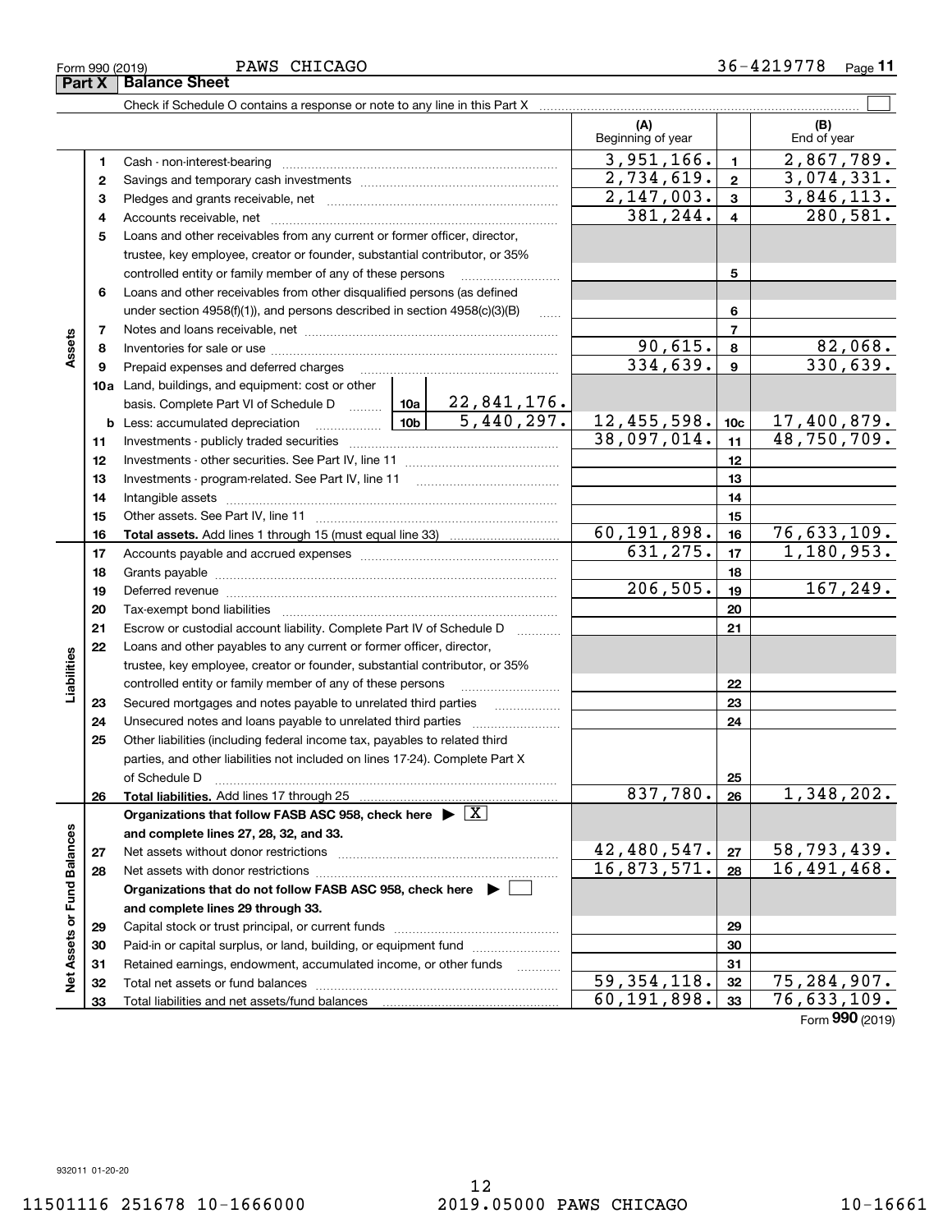Form 990 (2019) PAWS CHICAGO 36-4219778 Page **11**

## Part X Balance Sheet

Check if Schedule O contains a response or note to any line in this Part X ☐

| | | | (A) Beginning of year | | (B) End of year |
|---|---|---|---|---|---|
| **Assets** | 1 | Cash - non-interest-bearing | 3,951,166. | 1 | 2,867,789. |
| | 2 | Savings and temporary cash investments | 2,734,619. | 2 | 3,074,331. |
| | 3 | Pledges and grants receivable, net | 2,147,003. | 3 | 3,846,113. |
| | 4 | Accounts receivable, net | 381,244. | 4 | 280,581. |
| | 5 | Loans and other receivables from any current or former officer, director, trustee, key employee, creator or founder, substantial contributor, or 35% controlled entity or family member of any of these persons | | 5 | |
| | 6 | Loans and other receivables from other disqualified persons (as defined under section 4958(f)(1)), and persons described in section 4958(c)(3)(B) | | 6 | |
| | 7 | Notes and loans receivable, net | | 7 | |
| | 8 | Inventories for sale or use | 90,615. | 8 | 82,068. |
| | 9 | Prepaid expenses and deferred charges | 334,639. | 9 | 330,639. |
| | 10a | Land, buildings, and equipment: cost or other basis. Complete Part VI of Schedule D — 10a: 22,841,176. | | | |
| | b | Less: accumulated depreciation — 10b: 5,440,297. | 12,455,598. | 10c | 17,400,879. |
| | 11 | Investments - publicly traded securities | 38,097,014. | 11 | 48,750,709. |
| | 12 | Investments - other securities. See Part IV, line 11 | | 12 | |
| | 13 | Investments - program-related. See Part IV, line 11 | | 13 | |
| | 14 | Intangible assets | | 14 | |
| | 15 | Other assets. See Part IV, line 11 | | 15 | |
| | 16 | **Total assets.** Add lines 1 through 15 (must equal line 33) | 60,191,898. | 16 | 76,633,109. |
| **Liabilities** | 17 | Accounts payable and accrued expenses | 631,275. | 17 | 1,180,953. |
| | 18 | Grants payable | | 18 | |
| | 19 | Deferred revenue | 206,505. | 19 | 167,249. |
| | 20 | Tax-exempt bond liabilities | | 20 | |
| | 21 | Escrow or custodial account liability. Complete Part IV of Schedule D | | 21 | |
| | 22 | Loans and other payables to any current or former officer, director, trustee, key employee, creator or founder, substantial contributor, or 35% controlled entity or family member of any of these persons | | 22 | |
| | 23 | Secured mortgages and notes payable to unrelated third parties | | 23 | |
| | 24 | Unsecured notes and loans payable to unrelated third parties | | 24 | |
| | 25 | Other liabilities (including federal income tax, payables to related third parties, and other liabilities not included on lines 17-24). Complete Part X of Schedule D | | 25 | |
| | 26 | **Total liabilities.** Add lines 17 through 25 | 837,780. | 26 | 1,348,202. |
| **Net Assets or Fund Balances** | | **Organizations that follow FASB ASC 958, check here ▶ ☒ and complete lines 27, 28, 32, and 33.** | | | |
| | 27 | Net assets without donor restrictions | 42,480,547. | 27 | 58,793,439. |
| | 28 | Net assets with donor restrictions | 16,873,571. | 28 | 16,491,468. |
| | | **Organizations that do not follow FASB ASC 958, check here ▶ ☐ and complete lines 29 through 33.** | | | |
| | 29 | Capital stock or trust principal, or current funds | | 29 | |
| | 30 | Paid-in or capital surplus, or land, building, or equipment fund | | 30 | |
| | 31 | Retained earnings, endowment, accumulated income, or other funds | | 31 | |
| | 32 | Total net assets or fund balances | 59,354,118. | 32 | 75,284,907. |
| | 33 | Total liabilities and net assets/fund balances | 60,191,898. | 33 | 76,633,109. |

Form **990** (2019)

932011 01-20-20

11501116 251678 10-1666000 2019.05000 PAWS CHICAGO 10-16661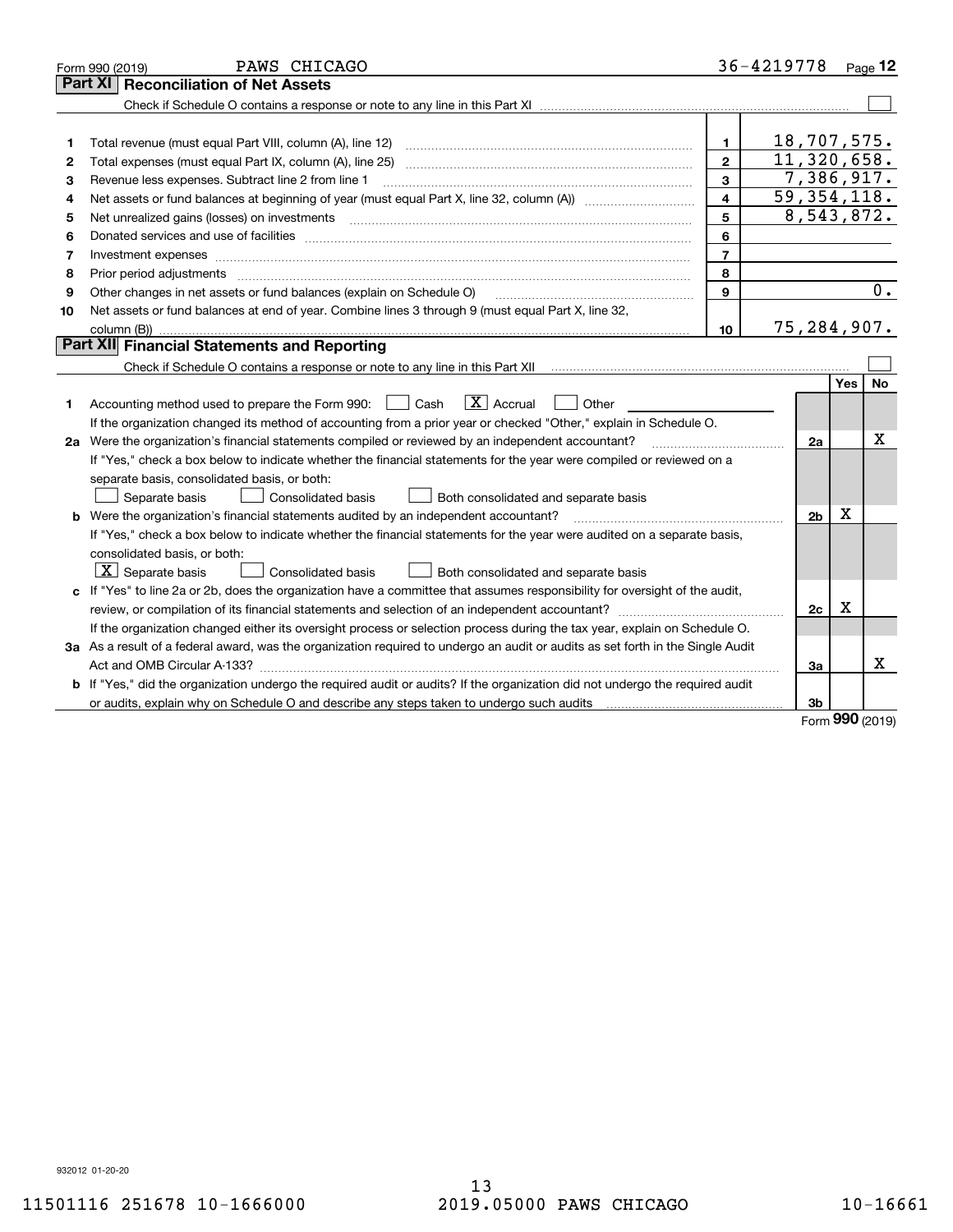Form 990 (2019) PAWS CHICAGO 36-4219778 Page 12

## Part XI Reconciliation of Net Assets

Check if Schedule O contains a response or note to any line in this Part XI ☐

| | | | |
|---|---|---|---|
| 1 | Total revenue (must equal Part VIII, column (A), line 12) | 1 | 18,707,575. |
| 2 | Total expenses (must equal Part IX, column (A), line 25) | 2 | 11,320,658. |
| 3 | Revenue less expenses. Subtract line 2 from line 1 | 3 | 7,386,917. |
| 4 | Net assets or fund balances at beginning of year (must equal Part X, line 32, column (A)) | 4 | 59,354,118. |
| 5 | Net unrealized gains (losses) on investments | 5 | 8,543,872. |
| 6 | Donated services and use of facilities | 6 | |
| 7 | Investment expenses | 7 | |
| 8 | Prior period adjustments | 8 | |
| 9 | Other changes in net assets or fund balances (explain on Schedule O) | 9 | 0. |
| 10 | Net assets or fund balances at end of year. Combine lines 3 through 9 (must equal Part X, line 32, column (B)) | 10 | 75,284,907. |

## Part XII Financial Statements and Reporting

Check if Schedule O contains a response or note to any line in this Part XII ☐

| | | | Yes | No |
|---|---|---|---|---|
| 1 | Accounting method used to prepare the Form 990: ☐ Cash ☒ Accrual ☐ Other | | | |
| | If the organization changed its method of accounting from a prior year or checked "Other," explain in Schedule O. | | | |
| 2a | Were the organization's financial statements compiled or reviewed by an independent accountant? | 2a | | X |
| | If "Yes," check a box below to indicate whether the financial statements for the year were compiled or reviewed on a separate basis, consolidated basis, or both: ☐ Separate basis ☐ Consolidated basis ☐ Both consolidated and separate basis | | | |
| b | Were the organization's financial statements audited by an independent accountant? | 2b | X | |
| | If "Yes," check a box below to indicate whether the financial statements for the year were audited on a separate basis, consolidated basis, or both: ☒ Separate basis ☐ Consolidated basis ☐ Both consolidated and separate basis | | | |
| c | If "Yes" to line 2a or 2b, does the organization have a committee that assumes responsibility for oversight of the audit, review, or compilation of its financial statements and selection of an independent accountant? | 2c | X | |
| | If the organization changed either its oversight process or selection process during the tax year, explain on Schedule O. | | | |
| 3a | As a result of a federal award, was the organization required to undergo an audit or audits as set forth in the Single Audit Act and OMB Circular A-133? | 3a | | X |
| b | If "Yes," did the organization undergo the required audit or audits? If the organization did not undergo the required audit or audits, explain why on Schedule O and describe any steps taken to undergo such audits | 3b | | |

Form 990 (2019)

932012 01-20-20

11501116 251678 10-1666000 2019.05000 PAWS CHICAGO 10-16661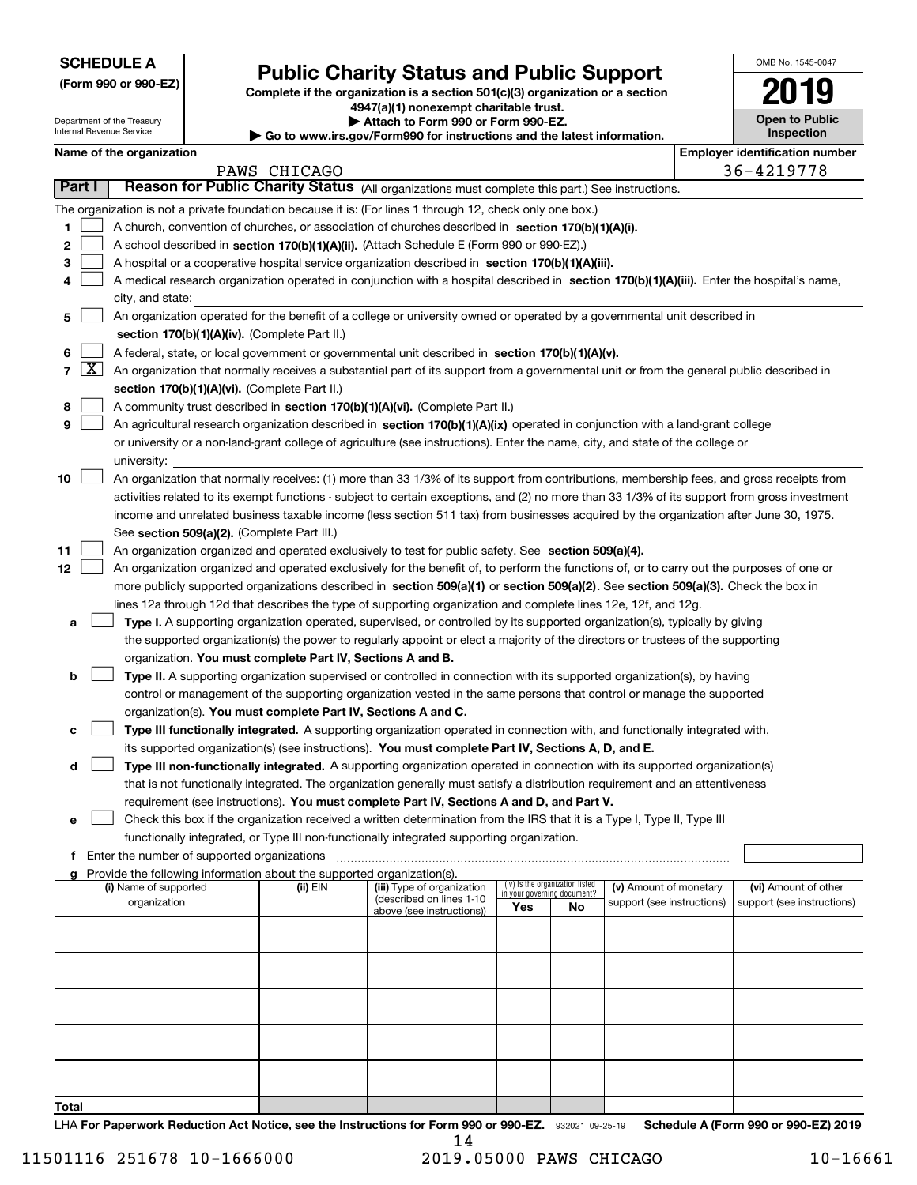**SCHEDULE A**
**(Form 990 or 990-EZ)**

Department of the Treasury
Internal Revenue Service

# Public Charity Status and Public Support

**Complete if the organization is a section 501(c)(3) organization or a section 4947(a)(1) nonexempt charitable trust.**
**▶ Attach to Form 990 or Form 990-EZ.**
**▶ Go to www.irs.gov/Form990 for instructions and the latest information.**

OMB No. 1545-0047
**2019**
**Open to Public Inspection**

**Name of the organization:** PAWS CHICAGO
**Employer identification number:** 36-4219778

## Part I Reason for Public Charity Status (All organizations must complete this part.) See instructions.

The organization is not a private foundation because it is: (For lines 1 through 12, check only one box.)

1. [ ] A church, convention of churches, or association of churches described in **section 170(b)(1)(A)(i).**
2. [ ] A school described in **section 170(b)(1)(A)(ii).** (Attach Schedule E (Form 990 or 990-EZ).)
3. [ ] A hospital or a cooperative hospital service organization described in **section 170(b)(1)(A)(iii).**
4. [ ] A medical research organization operated in conjunction with a hospital described in **section 170(b)(1)(A)(iii).** Enter the hospital's name, city, and state:
5. [ ] An organization operated for the benefit of a college or university owned or operated by a governmental unit described in **section 170(b)(1)(A)(iv).** (Complete Part II.)
6. [ ] A federal, state, or local government or governmental unit described in **section 170(b)(1)(A)(v).**
7. [X] An organization that normally receives a substantial part of its support from a governmental unit or from the general public described in **section 170(b)(1)(A)(vi).** (Complete Part II.)
8. [ ] A community trust described in **section 170(b)(1)(A)(vi).** (Complete Part II.)
9. [ ] An agricultural research organization described in **section 170(b)(1)(A)(ix)** operated in conjunction with a land-grant college or university or a non-land-grant college of agriculture (see instructions). Enter the name, city, and state of the college or university:
10. [ ] An organization that normally receives: (1) more than 33 1/3% of its support from contributions, membership fees, and gross receipts from activities related to its exempt functions - subject to certain exceptions, and (2) no more than 33 1/3% of its support from gross investment income and unrelated business taxable income (less section 511 tax) from businesses acquired by the organization after June 30, 1975. See **section 509(a)(2).** (Complete Part III.)
11. [ ] An organization organized and operated exclusively to test for public safety. See **section 509(a)(4).**
12. [ ] An organization organized and operated exclusively for the benefit of, to perform the functions of, or to carry out the purposes of one or more publicly supported organizations described in **section 509(a)(1)** or **section 509(a)(2)**. See **section 509(a)(3).** Check the box in lines 12a through 12d that describes the type of supporting organization and complete lines 12e, 12f, and 12g.
   - **a** [ ] **Type I.** A supporting organization operated, supervised, or controlled by its supported organization(s), typically by giving the supported organization(s) the power to regularly appoint or elect a majority of the directors or trustees of the supporting organization. **You must complete Part IV, Sections A and B.**
   - **b** [ ] **Type II.** A supporting organization supervised or controlled in connection with its supported organization(s), by having control or management of the supporting organization vested in the same persons that control or manage the supported organization(s). **You must complete Part IV, Sections A and C.**
   - **c** [ ] **Type III functionally integrated.** A supporting organization operated in connection with, and functionally integrated with, its supported organization(s) (see instructions). **You must complete Part IV, Sections A, D, and E.**
   - **d** [ ] **Type III non-functionally integrated.** A supporting organization operated in connection with its supported organization(s) that is not functionally integrated. The organization generally must satisfy a distribution requirement and an attentiveness requirement (see instructions). **You must complete Part IV, Sections A and D, and Part V.**
   - **e** [ ] Check this box if the organization received a written determination from the IRS that it is a Type I, Type II, Type III functionally integrated, or Type III non-functionally integrated supporting organization.
   - **f** Enter the number of supported organizations
   - **g** Provide the following information about the supported organization(s).

| (i) Name of supported organization | (ii) EIN | (iii) Type of organization (described on lines 1-10 above (see instructions)) | (iv) Is the organization listed in your governing document? Yes | No | (v) Amount of monetary support (see instructions) | (vi) Amount of other support (see instructions) |
|---|---|---|---|---|---|---|
| | | | | | | |
| | | | | | | |
| | | | | | | |
| | | | | | | |
| | | | | | | |
| **Total** | | | | | | |

LHA **For Paperwork Reduction Act Notice, see the Instructions for Form 990 or 990-EZ.** 932021 09-25-19 **Schedule A (Form 990 or 990-EZ) 2019**

11501116 251678 10-1666000 2019.05000 PAWS CHICAGO 10-16661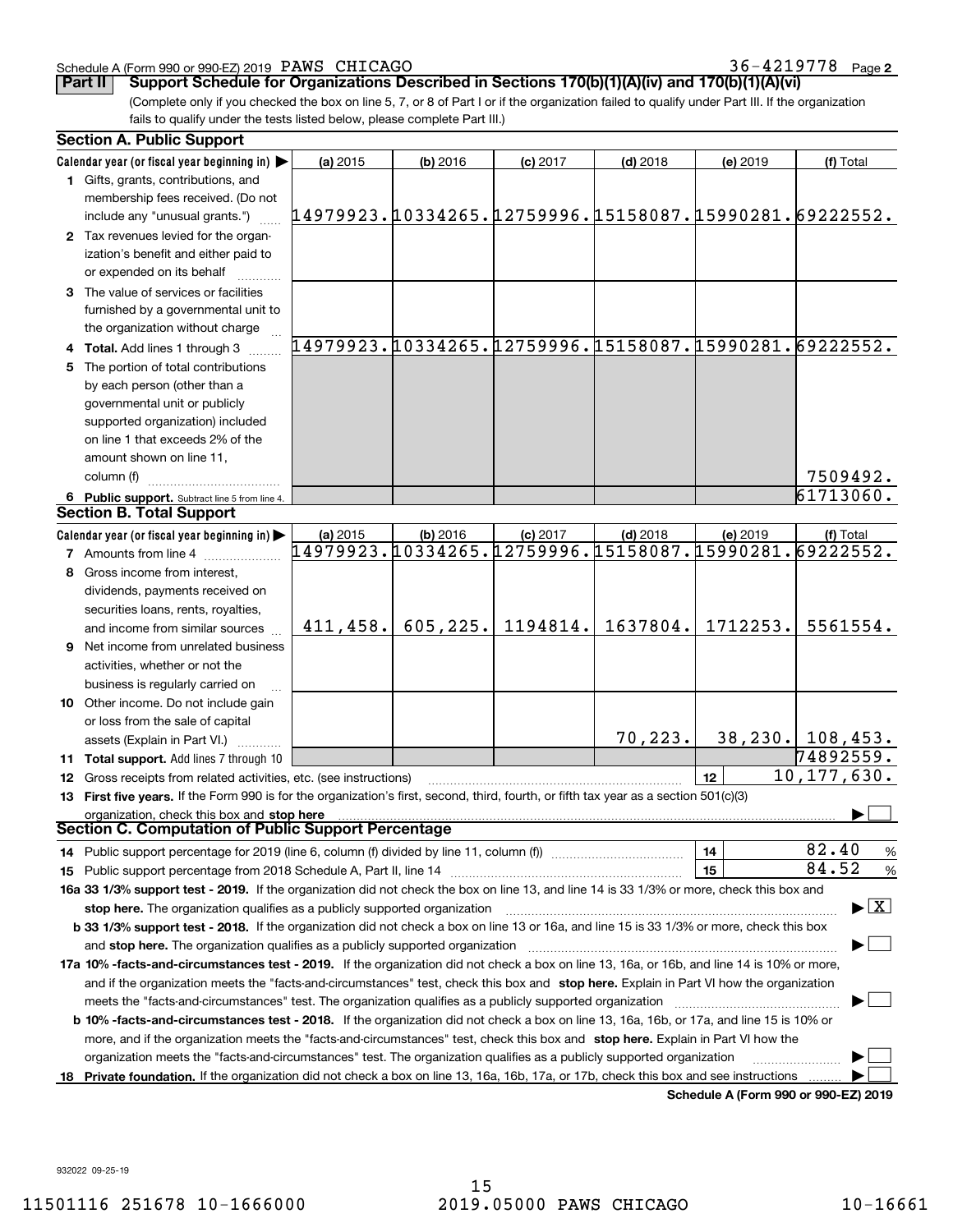Schedule A (Form 990 or 990-EZ) 2019 PAWS CHICAGO 36-4219778 Page 2

## Part II Support Schedule for Organizations Described in Sections 170(b)(1)(A)(iv) and 170(b)(1)(A)(vi)

(Complete only if you checked the box on line 5, 7, or 8 of Part I or if the organization failed to qualify under Part III. If the organization fails to qualify under the tests listed below, please complete Part III.)

### Section A. Public Support

| Calendar year (or fiscal year beginning in) ▶ | (a) 2015 | (b) 2016 | (c) 2017 | (d) 2018 | (e) 2019 | (f) Total |
|---|---|---|---|---|---|---|
| **1** Gifts, grants, contributions, and membership fees received. (Do not include any "unusual grants.") | 14979923. | 10334265. | 12759996. | 15158087. | 15990281. | 69222552. |
| **2** Tax revenues levied for the organization's benefit and either paid to or expended on its behalf | | | | | | |
| **3** The value of services or facilities furnished by a governmental unit to the organization without charge | | | | | | |
| **4 Total.** Add lines 1 through 3 | 14979923. | 10334265. | 12759996. | 15158087. | 15990281. | 69222552. |
| **5** The portion of total contributions by each person (other than a governmental unit or publicly supported organization) included on line 1 that exceeds 2% of the amount shown on line 11, column (f) | | | | | | 7509492. |
| **6 Public support.** Subtract line 5 from line 4. | | | | | | 61713060. |

### Section B. Total Support

| Calendar year (or fiscal year beginning in) ▶ | (a) 2015 | (b) 2016 | (c) 2017 | (d) 2018 | (e) 2019 | (f) Total |
|---|---|---|---|---|---|---|
| **7** Amounts from line 4 | 14979923. | 10334265. | 12759996. | 15158087. | 15990281. | 69222552. |
| **8** Gross income from interest, dividends, payments received on securities loans, rents, royalties, and income from similar sources | 411,458. | 605,225. | 1194814. | 1637804. | 1712253. | 5561554. |
| **9** Net income from unrelated business activities, whether or not the business is regularly carried on | | | | | | |
| **10** Other income. Do not include gain or loss from the sale of capital assets (Explain in Part VI.) | | | | 70,223. | 38,230. | 108,453. |
| **11 Total support.** Add lines 7 through 10 | | | | | | 74892559. |

**12** Gross receipts from related activities, etc. (see instructions) — **12** 10,177,630.

**13 First five years.** If the Form 990 is for the organization's first, second, third, fourth, or fifth tax year as a section 501(c)(3) organization, check this box and **stop here** ▶ ☐

### Section C. Computation of Public Support Percentage

**14** Public support percentage for 2019 (line 6, column (f) divided by line 11, column (f)) — **14** 82.40 %

**15** Public support percentage from 2018 Schedule A, Part II, line 14 — **15** 84.52 %

**16a 33 1/3% support test - 2019.** If the organization did not check the box on line 13, and line 14 is 33 1/3% or more, check this box and **stop here.** The organization qualifies as a publicly supported organization ▶ ☒

**b 33 1/3% support test - 2018.** If the organization did not check a box on line 13 or 16a, and line 15 is 33 1/3% or more, check this box and **stop here.** The organization qualifies as a publicly supported organization ▶ ☐

**17a 10% -facts-and-circumstances test - 2019.** If the organization did not check a box on line 13, 16a, or 16b, and line 14 is 10% or more, and if the organization meets the "facts-and-circumstances" test, check this box and **stop here.** Explain in Part VI how the organization meets the "facts-and-circumstances" test. The organization qualifies as a publicly supported organization ▶ ☐

**b 10% -facts-and-circumstances test - 2018.** If the organization did not check a box on line 13, 16a, 16b, or 17a, and line 15 is 10% or more, and if the organization meets the "facts-and-circumstances" test, check this box and **stop here.** Explain in Part VI how the organization meets the "facts-and-circumstances" test. The organization qualifies as a publicly supported organization ▶ ☐

**18 Private foundation.** If the organization did not check a box on line 13, 16a, 16b, 17a, or 17b, check this box and see instructions ▶ ☐

**Schedule A (Form 990 or 990-EZ) 2019**

932022 09-25-19

11501116 251678 10-1666000 2019.05000 PAWS CHICAGO 10-16661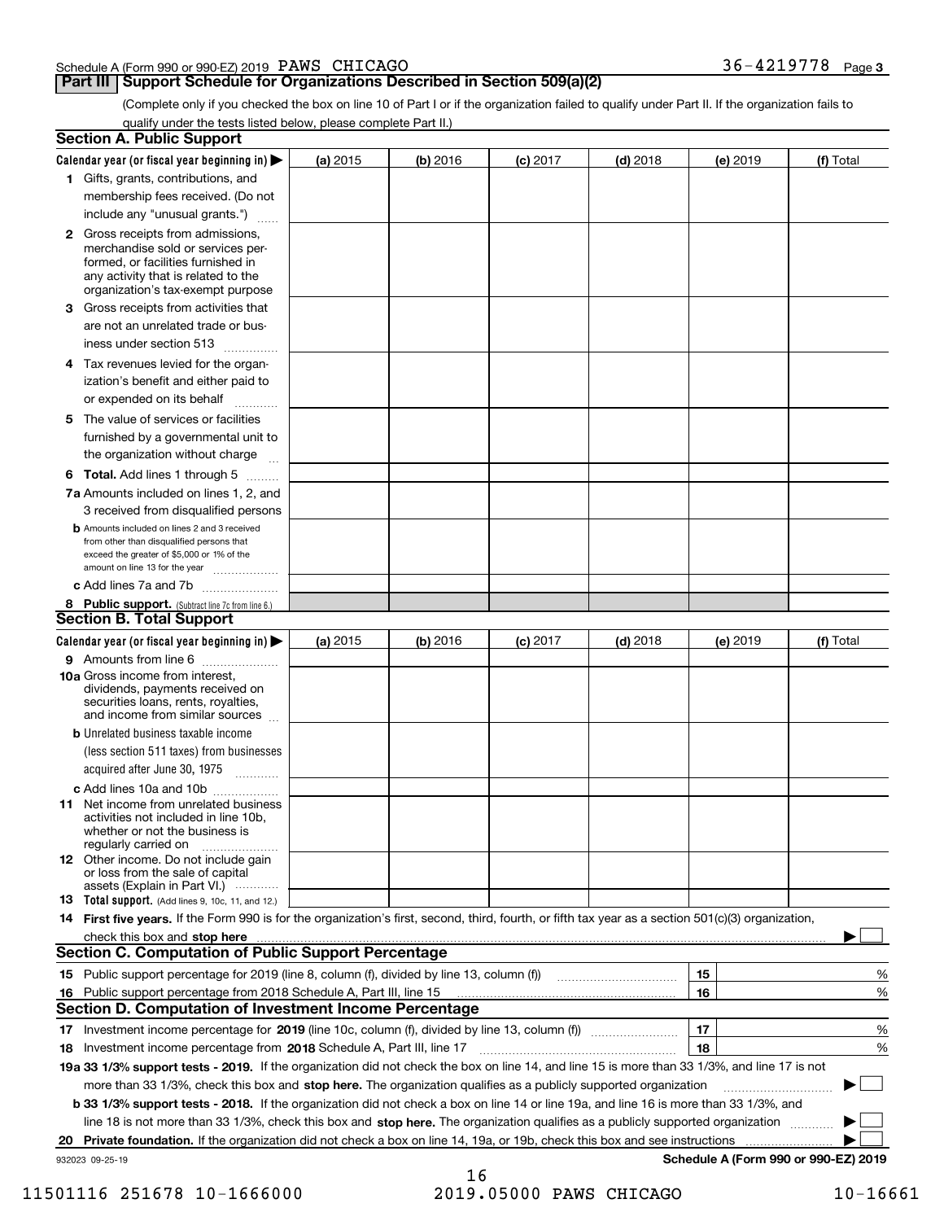Schedule A (Form 990 or 990-EZ) 2019 PAWS CHICAGO 36-4219778 Page **3**

## Part III Support Schedule for Organizations Described in Section 509(a)(2)

(Complete only if you checked the box on line 10 of Part I or if the organization failed to qualify under Part II. If the organization fails to qualify under the tests listed below, please complete Part II.)

### Section A. Public Support

| Calendar year (or fiscal year beginning in) ▶ | (a) 2015 | (b) 2016 | (c) 2017 | (d) 2018 | (e) 2019 | (f) Total |
|---|---|---|---|---|---|---|
| **1** Gifts, grants, contributions, and membership fees received. (Do not include any "unusual grants.") | | | | | | |
| **2** Gross receipts from admissions, merchandise sold or services performed, or facilities furnished in any activity that is related to the organization's tax-exempt purpose | | | | | | |
| **3** Gross receipts from activities that are not an unrelated trade or business under section 513 | | | | | | |
| **4** Tax revenues levied for the organization's benefit and either paid to or expended on its behalf | | | | | | |
| **5** The value of services or facilities furnished by a governmental unit to the organization without charge | | | | | | |
| **6 Total.** Add lines 1 through 5 | | | | | | |
| **7a** Amounts included on lines 1, 2, and 3 received from disqualified persons | | | | | | |
| **b** Amounts included on lines 2 and 3 received from other than disqualified persons that exceed the greater of $5,000 or 1% of the amount on line 13 for the year | | | | | | |
| **c** Add lines 7a and 7b | | | | | | |
| **8 Public support.** (Subtract line 7c from line 6.) | | | | | | |

### Section B. Total Support

| Calendar year (or fiscal year beginning in) ▶ | (a) 2015 | (b) 2016 | (c) 2017 | (d) 2018 | (e) 2019 | (f) Total |
|---|---|---|---|---|---|---|
| **9** Amounts from line 6 | | | | | | |
| **10a** Gross income from interest, dividends, payments received on securities loans, rents, royalties, and income from similar sources | | | | | | |
| **b** Unrelated business taxable income (less section 511 taxes) from businesses acquired after June 30, 1975 | | | | | | |
| **c** Add lines 10a and 10b | | | | | | |
| **11** Net income from unrelated business activities not included in line 10b, whether or not the business is regularly carried on | | | | | | |
| **12** Other income. Do not include gain or loss from the sale of capital assets (Explain in Part VI.) | | | | | | |
| **13 Total support.** (Add lines 9, 10c, 11, and 12.) | | | | | | |

**14 First five years.** If the Form 990 is for the organization's first, second, third, fourth, or fifth tax year as a section 501(c)(3) organization, check this box and **stop here** ▶ ☐

### Section C. Computation of Public Support Percentage

| | | | |
|---|---|---|---|
| **15** Public support percentage for 2019 (line 8, column (f), divided by line 13, column (f)) | 15 | | % |
| **16** Public support percentage from 2018 Schedule A, Part III, line 15 | 16 | | % |

### Section D. Computation of Investment Income Percentage

| | | | |
|---|---|---|---|
| **17** Investment income percentage for **2019** (line 10c, column (f), divided by line 13, column (f)) | 17 | | % |
| **18** Investment income percentage from **2018** Schedule A, Part III, line 17 | 18 | | % |

**19a 33 1/3% support tests - 2019.** If the organization did not check the box on line 14, and line 15 is more than 33 1/3%, and line 17 is not more than 33 1/3%, check this box and **stop here.** The organization qualifies as a publicly supported organization ▶ ☐

**b 33 1/3% support tests - 2018.** If the organization did not check a box on line 14 or line 19a, and line 16 is more than 33 1/3%, and line 18 is not more than 33 1/3%, check this box and **stop here.** The organization qualifies as a publicly supported organization ▶ ☐

**20 Private foundation.** If the organization did not check a box on line 14, 19a, or 19b, check this box and see instructions ▶ ☐

932023 09-25-19 **Schedule A (Form 990 or 990-EZ) 2019**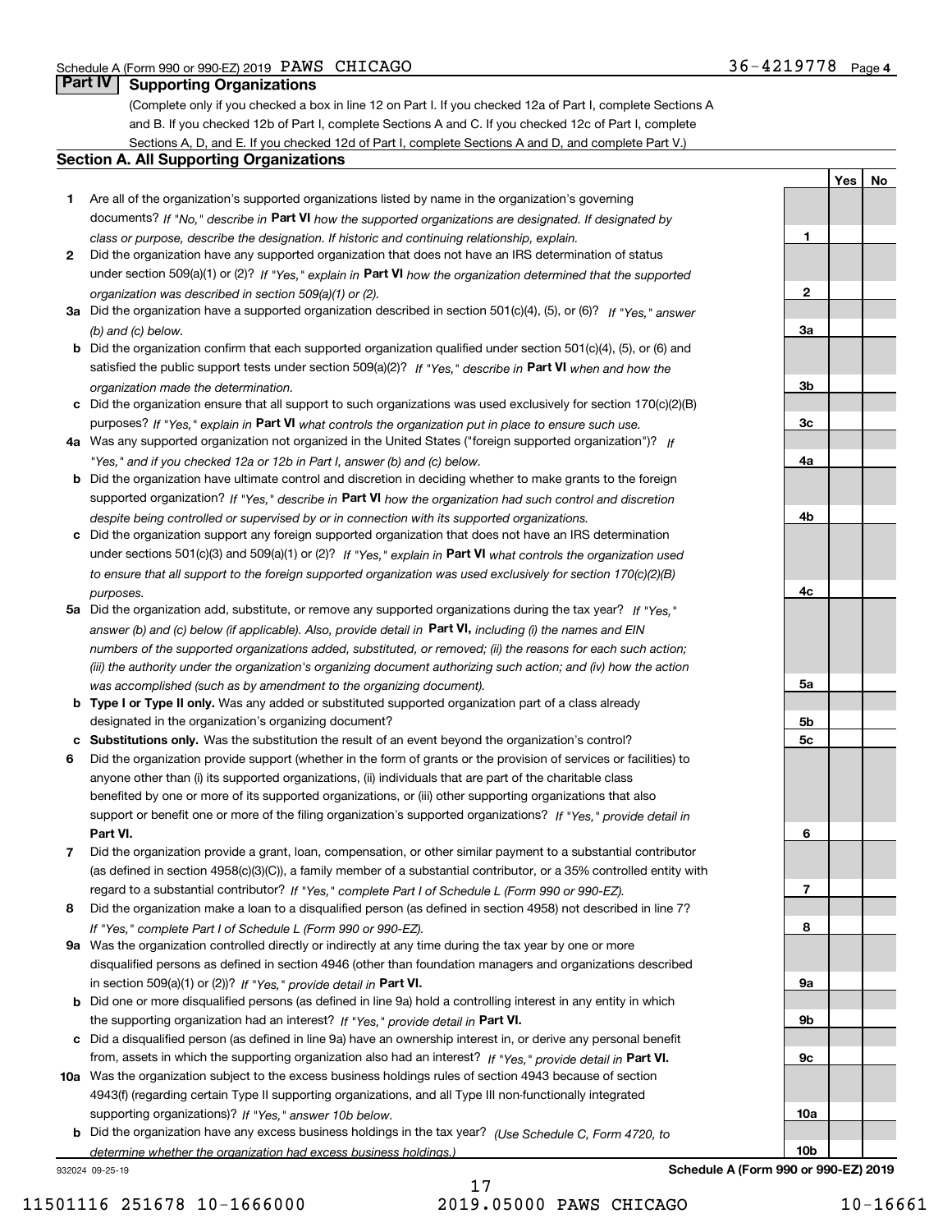Schedule A (Form 990 or 990-EZ) 2019 PAWS CHICAGO 36-4219778 Page 4

## Part IV Supporting Organizations

(Complete only if you checked a box in line 12 on Part I. If you checked 12a of Part I, complete Sections A and B. If you checked 12b of Part I, complete Sections A and C. If you checked 12c of Part I, complete Sections A, D, and E. If you checked 12d of Part I, complete Sections A and D, and complete Part V.)

### Section A. All Supporting Organizations

| | | | Yes | No |
|---|---|---|---|---|
| 1 | Are all of the organization's supported organizations listed by name in the organization's governing documents? *If "No," describe in* **Part VI** *how the supported organizations are designated. If designated by class or purpose, describe the designation. If historic and continuing relationship, explain.* | 1 | | |
| 2 | Did the organization have any supported organization that does not have an IRS determination of status under section 509(a)(1) or (2)? *If "Yes," explain in* **Part VI** *how the organization determined that the supported organization was described in section 509(a)(1) or (2).* | 2 | | |
| 3a | Did the organization have a supported organization described in section 501(c)(4), (5), or (6)? *If "Yes," answer (b) and (c) below.* | 3a | | |
| b | Did the organization confirm that each supported organization qualified under section 501(c)(4), (5), or (6) and satisfied the public support tests under section 509(a)(2)? *If "Yes," describe in* **Part VI** *when and how the organization made the determination.* | 3b | | |
| c | Did the organization ensure that all support to such organizations was used exclusively for section 170(c)(2)(B) purposes? *If "Yes," explain in* **Part VI** *what controls the organization put in place to ensure such use.* | 3c | | |
| 4a | Was any supported organization not organized in the United States ("foreign supported organization")? *If "Yes," and if you checked 12a or 12b in Part I, answer (b) and (c) below.* | 4a | | |
| b | Did the organization have ultimate control and discretion in deciding whether to make grants to the foreign supported organization? *If "Yes," describe in* **Part VI** *how the organization had such control and discretion despite being controlled or supervised by or in connection with its supported organizations.* | 4b | | |
| c | Did the organization support any foreign supported organization that does not have an IRS determination under sections 501(c)(3) and 509(a)(1) or (2)? *If "Yes," explain in* **Part VI** *what controls the organization used to ensure that all support to the foreign supported organization was used exclusively for section 170(c)(2)(B) purposes.* | 4c | | |
| 5a | Did the organization add, substitute, or remove any supported organizations during the tax year? *If "Yes," answer (b) and (c) below (if applicable). Also, provide detail in* **Part VI,** *including (i) the names and EIN numbers of the supported organizations added, substituted, or removed; (ii) the reasons for each such action; (iii) the authority under the organization's organizing document authorizing such action; and (iv) how the action was accomplished (such as by amendment to the organizing document).* | 5a | | |
| b | **Type I or Type II only.** Was any added or substituted supported organization part of a class already designated in the organization's organizing document? | 5b | | |
| c | **Substitutions only.** Was the substitution the result of an event beyond the organization's control? | 5c | | |
| 6 | Did the organization provide support (whether in the form of grants or the provision of services or facilities) to anyone other than (i) its supported organizations, (ii) individuals that are part of the charitable class benefited by one or more of its supported organizations, or (iii) other supporting organizations that also support or benefit one or more of the filing organization's supported organizations? *If "Yes," provide detail in* **Part VI.** | 6 | | |
| 7 | Did the organization provide a grant, loan, compensation, or other similar payment to a substantial contributor (as defined in section 4958(c)(3)(C)), a family member of a substantial contributor, or a 35% controlled entity with regard to a substantial contributor? *If "Yes," complete Part I of Schedule L (Form 990 or 990-EZ).* | 7 | | |
| 8 | Did the organization make a loan to a disqualified person (as defined in section 4958) not described in line 7? *If "Yes," complete Part I of Schedule L (Form 990 or 990-EZ).* | 8 | | |
| 9a | Was the organization controlled directly or indirectly at any time during the tax year by one or more disqualified persons as defined in section 4946 (other than foundation managers and organizations described in section 509(a)(1) or (2))? *If "Yes," provide detail in* **Part VI.** | 9a | | |
| b | Did one or more disqualified persons (as defined in line 9a) hold a controlling interest in any entity in which the supporting organization had an interest? *If "Yes," provide detail in* **Part VI.** | 9b | | |
| c | Did a disqualified person (as defined in line 9a) have an ownership interest in, or derive any personal benefit from, assets in which the supporting organization also had an interest? *If "Yes," provide detail in* **Part VI.** | 9c | | |
| 10a | Was the organization subject to the excess business holdings rules of section 4943 because of section 4943(f) (regarding certain Type II supporting organizations, and all Type III non-functionally integrated supporting organizations)? *If "Yes," answer 10b below.* | 10a | | |
| b | Did the organization have any excess business holdings in the tax year? *(Use Schedule C, Form 4720, to determine whether the organization had excess business holdings.)* | 10b | | |

932024 09-25-19 **Schedule A (Form 990 or 990-EZ) 2019**

11501116 251678 10-1666000 2019.05000 PAWS CHICAGO 10-16661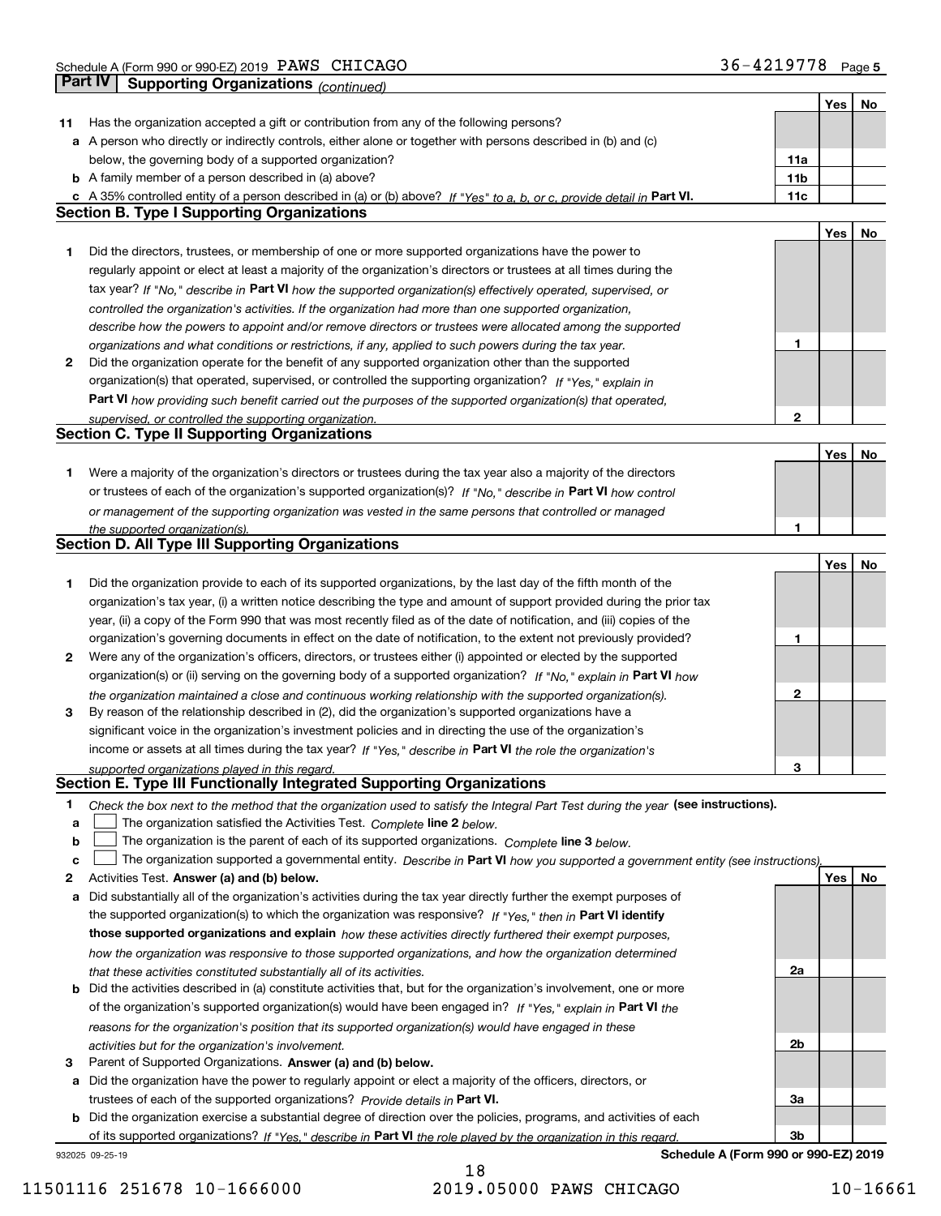Schedule A (Form 990 or 990-EZ) 2019 PAWS CHICAGO 36-4219778 Page 5

## Part IV Supporting Organizations *(continued)*

| | | | Yes | No |
|---|---|---|---|---|
| 11 | Has the organization accepted a gift or contribution from any of the following persons? | | | |
| a | A person who directly or indirectly controls, either alone or together with persons described in (b) and (c) below, the governing body of a supported organization? | 11a | | |
| b | A family member of a person described in (a) above? | 11b | | |
| c | A 35% controlled entity of a person described in (a) or (b) above? *If "Yes" to a, b, or c, provide detail in* **Part VI.** | 11c | | |

### Section B. Type I Supporting Organizations

| | | | Yes | No |
|---|---|---|---|---|
| 1 | Did the directors, trustees, or membership of one or more supported organizations have the power to regularly appoint or elect at least a majority of the organization's directors or trustees at all times during the tax year? *If "No," describe in* **Part VI** *how the supported organization(s) effectively operated, supervised, or controlled the organization's activities. If the organization had more than one supported organization, describe how the powers to appoint and/or remove directors or trustees were allocated among the supported organizations and what conditions or restrictions, if any, applied to such powers during the tax year.* | 1 | | |
| 2 | Did the organization operate for the benefit of any supported organization other than the supported organization(s) that operated, supervised, or controlled the supporting organization? *If "Yes," explain in* **Part VI** *how providing such benefit carried out the purposes of the supported organization(s) that operated, supervised, or controlled the supporting organization.* | 2 | | |

### Section C. Type II Supporting Organizations

| | | | Yes | No |
|---|---|---|---|---|
| 1 | Were a majority of the organization's directors or trustees during the tax year also a majority of the directors or trustees of each of the organization's supported organization(s)? *If "No," describe in* **Part VI** *how control or management of the supporting organization was vested in the same persons that controlled or managed the supported organization(s).* | 1 | | |

### Section D. All Type III Supporting Organizations

| | | | Yes | No |
|---|---|---|---|---|
| 1 | Did the organization provide to each of its supported organizations, by the last day of the fifth month of the organization's tax year, (i) a written notice describing the type and amount of support provided during the prior tax year, (ii) a copy of the Form 990 that was most recently filed as of the date of notification, and (iii) copies of the organization's governing documents in effect on the date of notification, to the extent not previously provided? | 1 | | |
| 2 | Were any of the organization's officers, directors, or trustees either (i) appointed or elected by the supported organization(s) or (ii) serving on the governing body of a supported organization? *If "No," explain in* **Part VI** *how the organization maintained a close and continuous working relationship with the supported organization(s).* | 2 | | |
| 3 | By reason of the relationship described in (2), did the organization's supported organizations have a significant voice in the organization's investment policies and in directing the use of the organization's income or assets at all times during the tax year? *If "Yes," describe in* **Part VI** *the role the organization's supported organizations played in this regard.* | 3 | | |

### Section E. Type III Functionally Integrated Supporting Organizations

1 *Check the box next to the method that the organization used to satisfy the Integral Part Test during the year* **(see instructions).**

- a ☐ The organization satisfied the Activities Test. *Complete* **line 2** *below.*
- b ☐ The organization is the parent of each of its supported organizations. *Complete* **line 3** *below.*
- c ☐ The organization supported a governmental entity. *Describe in* **Part VI** *how you supported a government entity (see instructions).*

| | | | Yes | No |
|---|---|---|---|---|
| 2 | Activities Test. **Answer (a) and (b) below.** | | | |
| a | Did substantially all of the organization's activities during the tax year directly further the exempt purposes of the supported organization(s) to which the organization was responsive? *If "Yes," then in* **Part VI identify those supported organizations and explain** *how these activities directly furthered their exempt purposes, how the organization was responsive to those supported organizations, and how the organization determined that these activities constituted substantially all of its activities.* | 2a | | |
| b | Did the activities described in (a) constitute activities that, but for the organization's involvement, one or more of the organization's supported organization(s) would have been engaged in? *If "Yes," explain in* **Part VI** *the reasons for the organization's position that its supported organization(s) would have engaged in these activities but for the organization's involvement.* | 2b | | |
| 3 | Parent of Supported Organizations. **Answer (a) and (b) below.** | | | |
| a | Did the organization have the power to regularly appoint or elect a majority of the officers, directors, or trustees of each of the supported organizations? *Provide details in* **Part VI.** | 3a | | |
| b | Did the organization exercise a substantial degree of direction over the policies, programs, and activities of each of its supported organizations? *If "Yes," describe in* **Part VI** *the role played by the organization in this regard.* | 3b | | |

932025 09-25-19 **Schedule A (Form 990 or 990-EZ) 2019**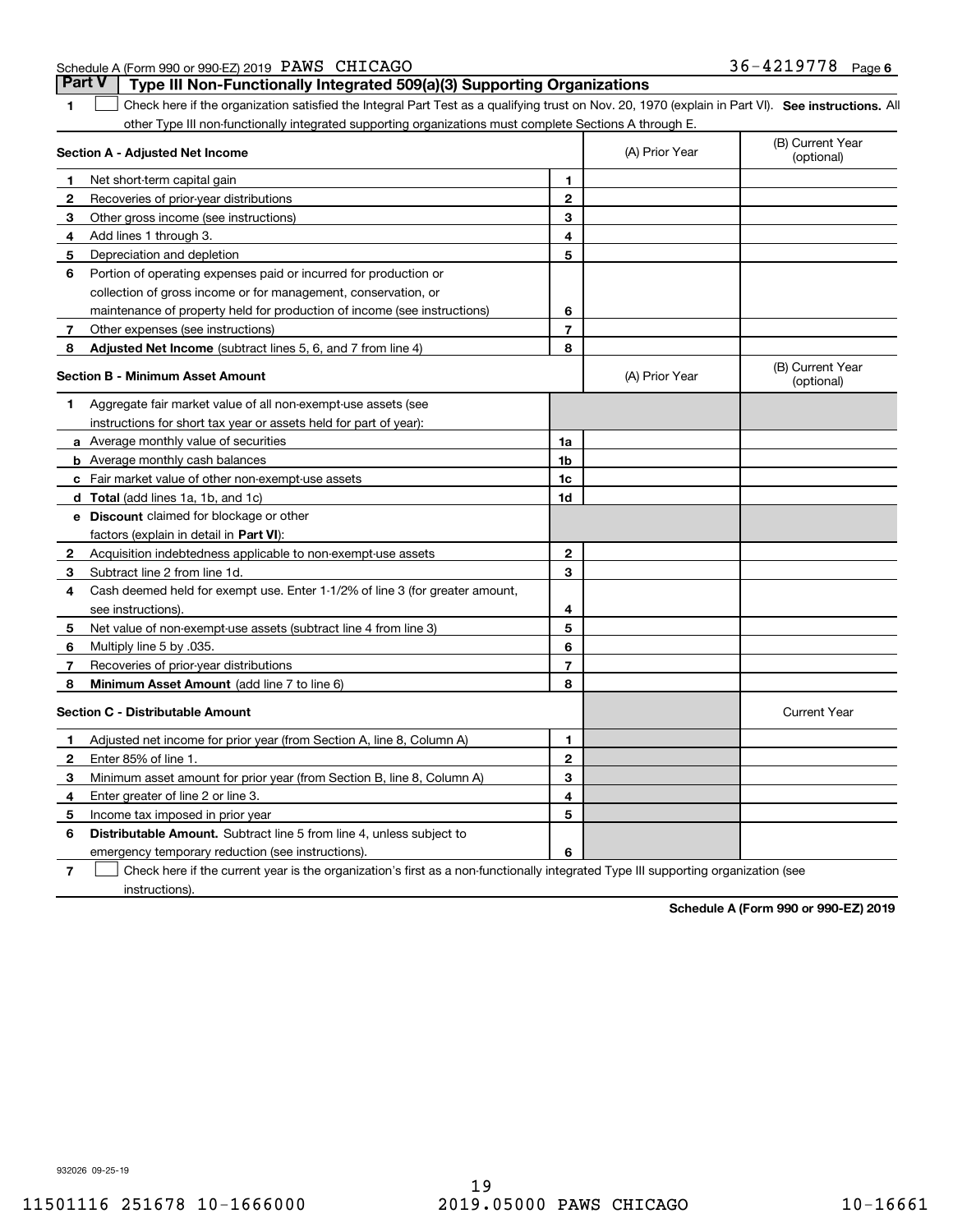Schedule A (Form 990 or 990-EZ) 2019 PAWS CHICAGO 36-4219778 Page 6

## Part V Type III Non-Functionally Integrated 509(a)(3) Supporting Organizations

1 ☐ Check here if the organization satisfied the Integral Part Test as a qualifying trust on Nov. 20, 1970 (explain in Part VI). **See instructions.** All other Type III non-functionally integrated supporting organizations must complete Sections A through E.

| **Section A - Adjusted Net Income** | | (A) Prior Year | (B) Current Year (optional) |
|---|---|---|---|
| **1** Net short-term capital gain | **1** | | |
| **2** Recoveries of prior-year distributions | **2** | | |
| **3** Other gross income (see instructions) | **3** | | |
| **4** Add lines 1 through 3. | **4** | | |
| **5** Depreciation and depletion | **5** | | |
| **6** Portion of operating expenses paid or incurred for production or collection of gross income or for management, conservation, or maintenance of property held for production of income (see instructions) | **6** | | |
| **7** Other expenses (see instructions) | **7** | | |
| **8** **Adjusted Net Income** (subtract lines 5, 6, and 7 from line 4) | **8** | | |

| **Section B - Minimum Asset Amount** | | (A) Prior Year | (B) Current Year (optional) |
|---|---|---|---|
| **1** Aggregate fair market value of all non-exempt-use assets (see instructions for short tax year or assets held for part of year): | | | |
| **a** Average monthly value of securities | **1a** | | |
| **b** Average monthly cash balances | **1b** | | |
| **c** Fair market value of other non-exempt-use assets | **1c** | | |
| **d** **Total** (add lines 1a, 1b, and 1c) | **1d** | | |
| **e** **Discount** claimed for blockage or other factors (explain in detail in **Part VI**): | | | |
| **2** Acquisition indebtedness applicable to non-exempt-use assets | **2** | | |
| **3** Subtract line 2 from line 1d. | **3** | | |
| **4** Cash deemed held for exempt use. Enter 1-1/2% of line 3 (for greater amount, see instructions). | **4** | | |
| **5** Net value of non-exempt-use assets (subtract line 4 from line 3) | **5** | | |
| **6** Multiply line 5 by .035. | **6** | | |
| **7** Recoveries of prior-year distributions | **7** | | |
| **8** **Minimum Asset Amount** (add line 7 to line 6) | **8** | | |

| **Section C - Distributable Amount** | | | Current Year |
|---|---|---|---|
| **1** Adjusted net income for prior year (from Section A, line 8, Column A) | **1** | | |
| **2** Enter 85% of line 1. | **2** | | |
| **3** Minimum asset amount for prior year (from Section B, line 8, Column A) | **3** | | |
| **4** Enter greater of line 2 or line 3. | **4** | | |
| **5** Income tax imposed in prior year | **5** | | |
| **6** **Distributable Amount.** Subtract line 5 from line 4, unless subject to emergency temporary reduction (see instructions). | **6** | | |

7 ☐ Check here if the current year is the organization's first as a non-functionally integrated Type III supporting organization (see instructions).

**Schedule A (Form 990 or 990-EZ) 2019**

932026 09-25-19

11501116 251678 10-1666000 2019.05000 PAWS CHICAGO 10-16661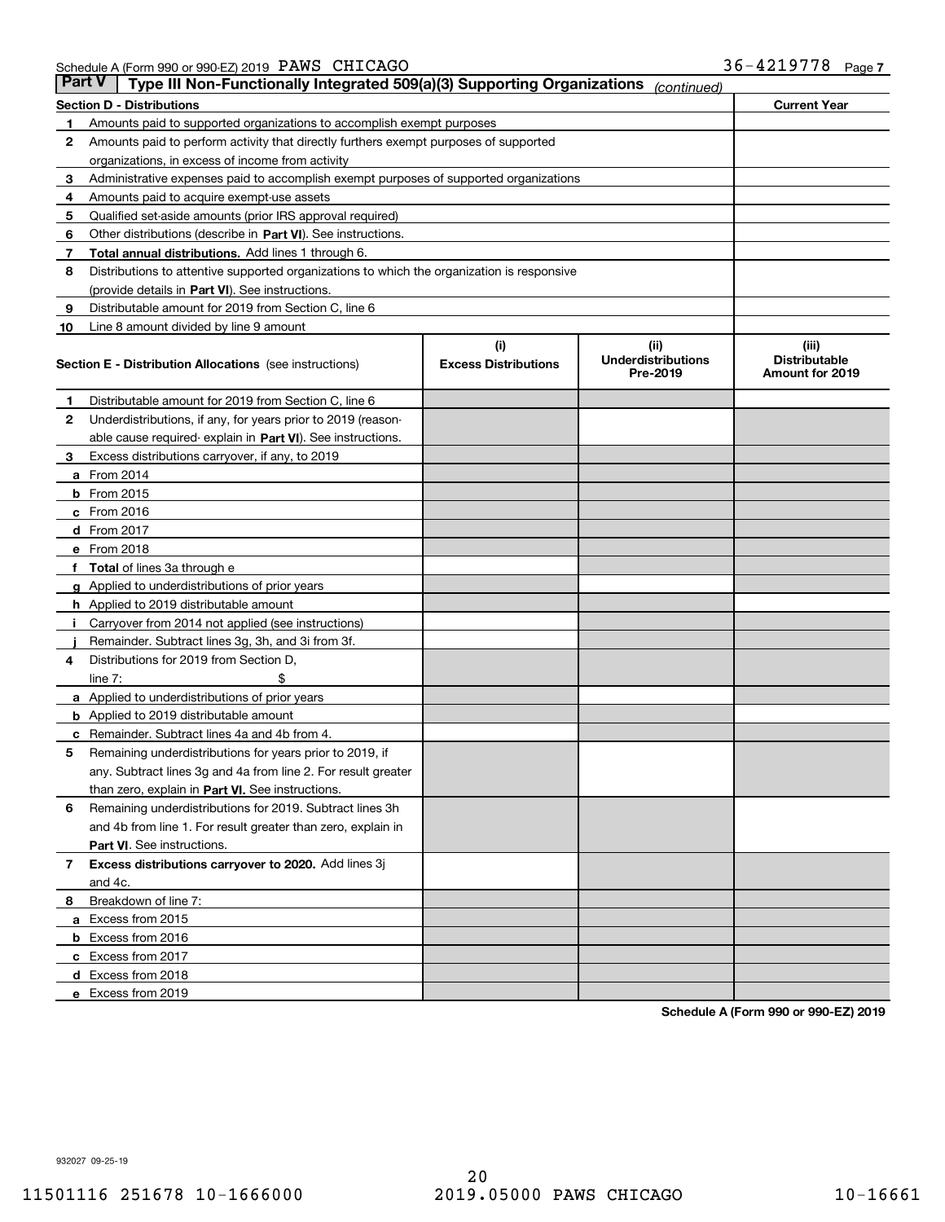Schedule A (Form 990 or 990-EZ) 2019 PAWS CHICAGO 36-4219778 Page 7

## Part V Type III Non-Functionally Integrated 509(a)(3) Supporting Organizations *(continued)*

| | **Section D - Distributions** | **Current Year** |
|---|---|---|
| 1 | Amounts paid to supported organizations to accomplish exempt purposes | |
| 2 | Amounts paid to perform activity that directly furthers exempt purposes of supported organizations, in excess of income from activity | |
| 3 | Administrative expenses paid to accomplish exempt purposes of supported organizations | |
| 4 | Amounts paid to acquire exempt-use assets | |
| 5 | Qualified set-aside amounts (prior IRS approval required) | |
| 6 | Other distributions (describe in **Part VI**). See instructions. | |
| 7 | **Total annual distributions.** Add lines 1 through 6. | |
| 8 | Distributions to attentive supported organizations to which the organization is responsive (provide details in **Part VI**). See instructions. | |
| 9 | Distributable amount for 2019 from Section C, line 6 | |
| 10 | Line 8 amount divided by line 9 amount | |

| | **Section E - Distribution Allocations** (see instructions) | **(i) Excess Distributions** | **(ii) Underdistributions Pre-2019** | **(iii) Distributable Amount for 2019** |
|---|---|---|---|---|
| 1 | Distributable amount for 2019 from Section C, line 6 | | | |
| 2 | Underdistributions, if any, for years prior to 2019 (reasonable cause required- explain in **Part VI**). See instructions. | | | |
| 3 | Excess distributions carryover, if any, to 2019 | | | |
| a | From 2014 | | | |
| b | From 2015 | | | |
| c | From 2016 | | | |
| d | From 2017 | | | |
| e | From 2018 | | | |
| f | **Total** of lines 3a through e | | | |
| g | Applied to underdistributions of prior years | | | |
| h | Applied to 2019 distributable amount | | | |
| i | Carryover from 2014 not applied (see instructions) | | | |
| j | Remainder. Subtract lines 3g, 3h, and 3i from 3f. | | | |
| 4 | Distributions for 2019 from Section D, line 7: $ | | | |
| a | Applied to underdistributions of prior years | | | |
| b | Applied to 2019 distributable amount | | | |
| c | Remainder. Subtract lines 4a and 4b from 4. | | | |
| 5 | Remaining underdistributions for years prior to 2019, if any. Subtract lines 3g and 4a from line 2. For result greater than zero, explain in **Part VI.** See instructions. | | | |
| 6 | Remaining underdistributions for 2019. Subtract lines 3h and 4b from line 1. For result greater than zero, explain in **Part VI**. See instructions. | | | |
| 7 | **Excess distributions carryover to 2020.** Add lines 3j and 4c. | | | |
| 8 | Breakdown of line 7: | | | |
| a | Excess from 2015 | | | |
| b | Excess from 2016 | | | |
| c | Excess from 2017 | | | |
| d | Excess from 2018 | | | |
| e | Excess from 2019 | | | |

**Schedule A (Form 990 or 990-EZ) 2019**

932027 09-25-19

11501116 251678 10-1666000 2019.05000 PAWS CHICAGO 10-16661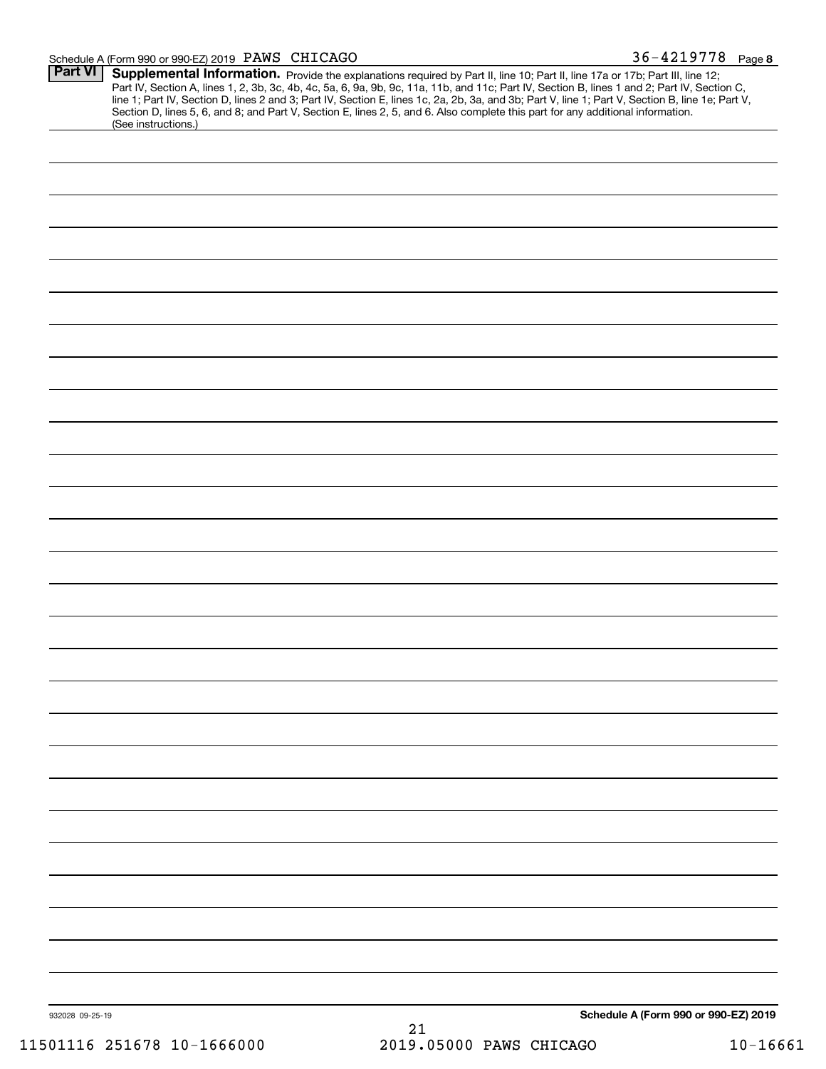Schedule A (Form 990 or 990-EZ) 2019 PAWS CHICAGO 36-4219778 Page 8

## Part VI Supplemental Information.

Provide the explanations required by Part II, line 10; Part II, line 17a or 17b; Part III, line 12; Part IV, Section A, lines 1, 2, 3b, 3c, 4b, 4c, 5a, 6, 9a, 9b, 9c, 11a, 11b, and 11c; Part IV, Section B, lines 1 and 2; Part IV, Section C, line 1; Part IV, Section D, lines 2 and 3; Part IV, Section E, lines 1c, 2a, 2b, 3a, and 3b; Part V, line 1; Part V, Section B, line 1e; Part V, Section D, lines 5, 6, and 8; and Part V, Section E, lines 2, 5, and 6. Also complete this part for any additional information. (See instructions.)

932028 09-25-19

**Schedule A (Form 990 or 990-EZ) 2019**

11501116 251678 10-1666000 2019.05000 PAWS CHICAGO 10-16661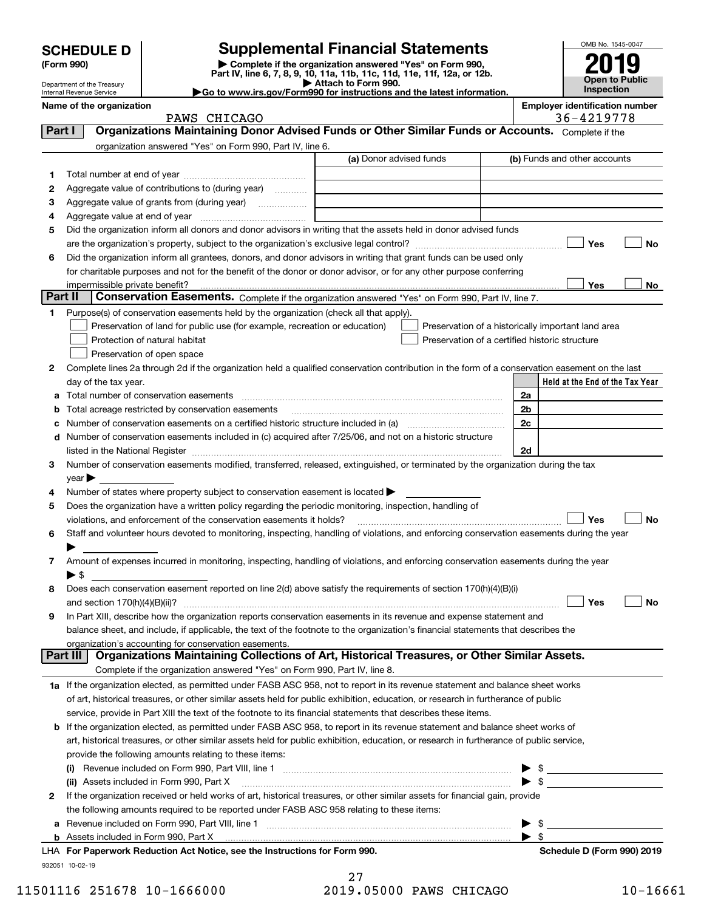**SCHEDULE D** (Form 990)

Department of the Treasury
Internal Revenue Service

# Supplemental Financial Statements

▶ Complete if the organization answered "Yes" on Form 990, Part IV, line 6, 7, 8, 9, 10, 11a, 11b, 11c, 11d, 11e, 11f, 12a, or 12b.
▶ Attach to Form 990.
▶Go to www.irs.gov/Form990 for instructions and the latest information.

OMB No. 1545-0047

**2019**

**Open to Public Inspection**

**Name of the organization:** PAWS CHICAGO

**Employer identification number:** 36-4219778

## Part I — Organizations Maintaining Donor Advised Funds or Other Similar Funds or Accounts.

Complete if the organization answered "Yes" on Form 990, Part IV, line 6.

| | | (a) Donor advised funds | (b) Funds and other accounts |
|---|---|---|---|
| 1 | Total number at end of year | | |
| 2 | Aggregate value of contributions to (during year) | | |
| 3 | Aggregate value of grants from (during year) | | |
| 4 | Aggregate value at end of year | | |

5 Did the organization inform all donors and donor advisors in writing that the assets held in donor advised funds are the organization's property, subject to the organization's exclusive legal control? ☐ Yes ☐ No

6 Did the organization inform all grantees, donors, and donor advisors in writing that grant funds can be used only for charitable purposes and not for the benefit of the donor or donor advisor, or for any other purpose conferring impermissible private benefit? ☐ Yes ☐ No

## Part II — Conservation Easements.

Complete if the organization answered "Yes" on Form 990, Part IV, line 7.

1 Purpose(s) of conservation easements held by the organization (check all that apply).

- ☐ Preservation of land for public use (for example, recreation or education)
- ☐ Protection of natural habitat
- ☐ Preservation of open space
- ☐ Preservation of a historically important land area
- ☐ Preservation of a certified historic structure

2 Complete lines 2a through 2d if the organization held a qualified conservation contribution in the form of a conservation easement on the last day of the tax year.

| | | | Held at the End of the Tax Year |
|---|---|---|---|
| a | Total number of conservation easements | 2a | |
| b | Total acreage restricted by conservation easements | 2b | |
| c | Number of conservation easements on a certified historic structure included in (a) | 2c | |
| d | Number of conservation easements included in (c) acquired after 7/25/06, and not on a historic structure listed in the National Register | 2d | |

3 Number of conservation easements modified, transferred, released, extinguished, or terminated by the organization during the tax year ▶

4 Number of states where property subject to conservation easement is located ▶

5 Does the organization have a written policy regarding the periodic monitoring, inspection, handling of violations, and enforcement of the conservation easements it holds? ☐ Yes ☐ No

6 Staff and volunteer hours devoted to monitoring, inspecting, handling of violations, and enforcing conservation easements during the year ▶

7 Amount of expenses incurred in monitoring, inspecting, handling of violations, and enforcing conservation easements during the year ▶ $

8 Does each conservation easement reported on line 2(d) above satisfy the requirements of section 170(h)(4)(B)(i) and section 170(h)(4)(B)(ii)? ☐ Yes ☐ No

9 In Part XIII, describe how the organization reports conservation easements in its revenue and expense statement and balance sheet, and include, if applicable, the text of the footnote to the organization's financial statements that describes the organization's accounting for conservation easements.

## Part III — Organizations Maintaining Collections of Art, Historical Treasures, or Other Similar Assets.

Complete if the organization answered "Yes" on Form 990, Part IV, line 8.

1a If the organization elected, as permitted under FASB ASC 958, not to report in its revenue statement and balance sheet works of art, historical treasures, or other similar assets held for public exhibition, education, or research in furtherance of public service, provide in Part XIII the text of the footnote to its financial statements that describes these items.

b If the organization elected, as permitted under FASB ASC 958, to report in its revenue statement and balance sheet works of art, historical treasures, or other similar assets held for public exhibition, education, or research in furtherance of public service, provide the following amounts relating to these items:

(i) Revenue included on Form 990, Part VIII, line 1 ▶ $

(ii) Assets included in Form 990, Part X ▶ $

2 If the organization received or held works of art, historical treasures, or other similar assets for financial gain, provide the following amounts required to be reported under FASB ASC 958 relating to these items:

a Revenue included on Form 990, Part VIII, line 1 ▶ $

b Assets included in Form 990, Part X ▶ $

LHA **For Paperwork Reduction Act Notice, see the Instructions for Form 990.** **Schedule D (Form 990) 2019**

932051 10-02-19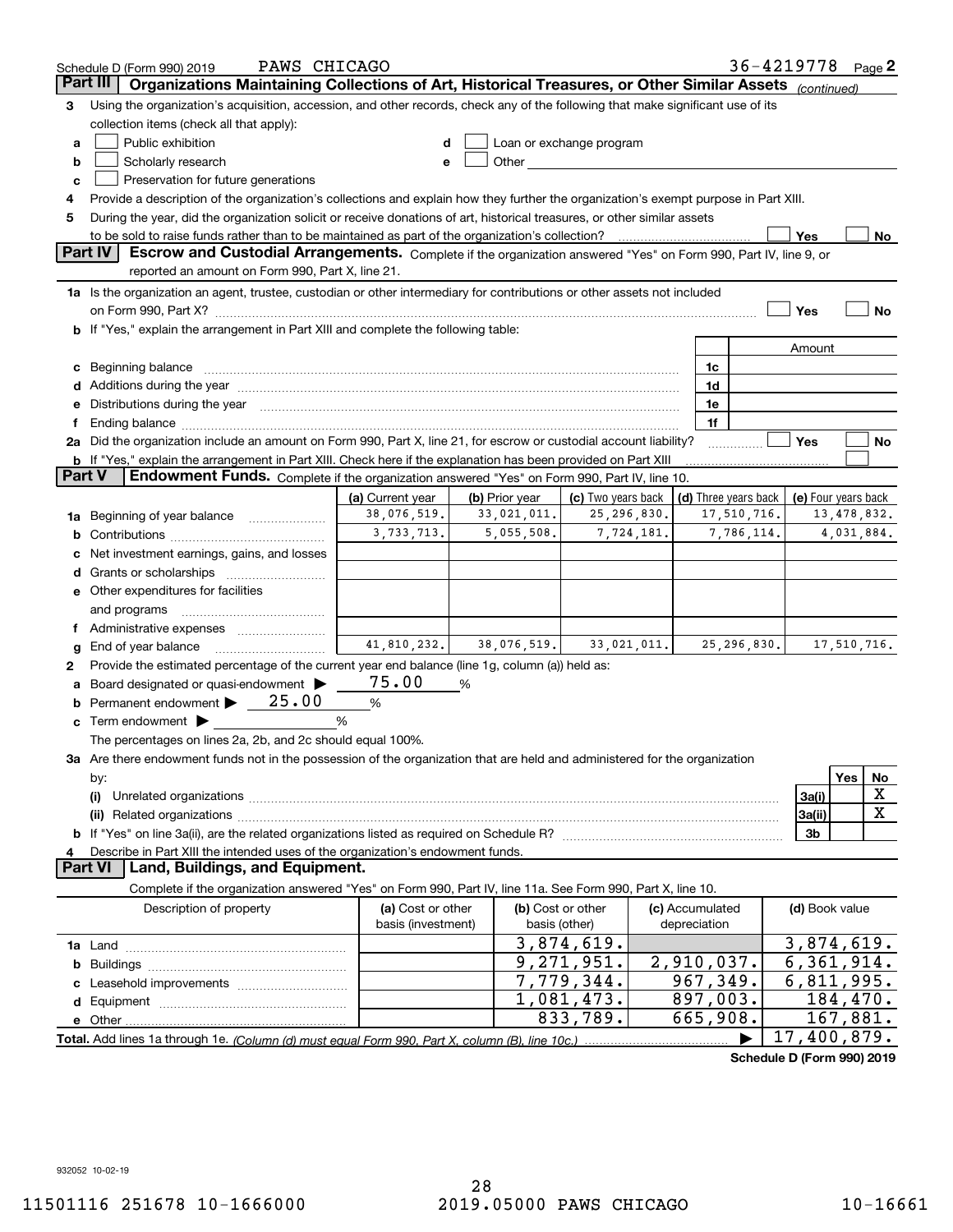Schedule D (Form 990) 2019 PAWS CHICAGO 36-4219778 Page 2

## Part III Organizations Maintaining Collections of Art, Historical Treasures, or Other Similar Assets *(continued)*

**3** Using the organization's acquisition, accession, and other records, check any of the following that make significant use of its collection items (check all that apply):

- **a** ☐ Public exhibition
- **b** ☐ Scholarly research
- **c** ☐ Preservation for future generations
- **d** ☐ Loan or exchange program
- **e** ☐ Other

**4** Provide a description of the organization's collections and explain how they further the organization's exempt purpose in Part XIII.

**5** During the year, did the organization solicit or receive donations of art, historical treasures, or other similar assets to be sold to raise funds rather than to be maintained as part of the organization's collection? ☐ Yes ☐ No

## Part IV Escrow and Custodial Arrangements.

Complete if the organization answered "Yes" on Form 990, Part IV, line 9, or reported an amount on Form 990, Part X, line 21.

**1a** Is the organization an agent, trustee, custodian or other intermediary for contributions or other assets not included on Form 990, Part X? ☐ Yes ☐ No

**b** If "Yes," explain the arrangement in Part XIII and complete the following table:

| | | Amount |
|---|---|---|
| **c** Beginning balance | 1c | |
| **d** Additions during the year | 1d | |
| **e** Distributions during the year | 1e | |
| **f** Ending balance | 1f | |

**2a** Did the organization include an amount on Form 990, Part X, line 21, for escrow or custodial account liability? ☐ Yes ☐ No

**b** If "Yes," explain the arrangement in Part XIII. Check here if the explanation has been provided on Part XIII ☐

## Part V Endowment Funds.

Complete if the organization answered "Yes" on Form 990, Part IV, line 10.

| | (a) Current year | (b) Prior year | (c) Two years back | (d) Three years back | (e) Four years back |
|---|---|---|---|---|---|
| **1a** Beginning of year balance | 38,076,519. | 33,021,011. | 25,296,830. | 17,510,716. | 13,478,832. |
| **b** Contributions | 3,733,713. | 5,055,508. | 7,724,181. | 7,786,114. | 4,031,884. |
| **c** Net investment earnings, gains, and losses | | | | | |
| **d** Grants or scholarships | | | | | |
| **e** Other expenditures for facilities and programs | | | | | |
| **f** Administrative expenses | | | | | |
| **g** End of year balance | 41,810,232. | 38,076,519. | 33,021,011. | 25,296,830. | 17,510,716. |

**2** Provide the estimated percentage of the current year end balance (line 1g, column (a)) held as:

- **a** Board designated or quasi-endowment ▶ 75.00 %
- **b** Permanent endowment ▶ 25.00 %
- **c** Term endowment ▶ %

The percentages on lines 2a, 2b, and 2c should equal 100%.

**3a** Are there endowment funds not in the possession of the organization that are held and administered for the organization by:

| | | Yes | No |
|---|---|---|---|
| **(i)** Unrelated organizations | 3a(i) | | X |
| **(ii)** Related organizations | 3a(ii) | | X |
| **b** If "Yes" on line 3a(ii), are the related organizations listed as required on Schedule R? | 3b | | |

**4** Describe in Part XIII the intended uses of the organization's endowment funds.

## Part VI Land, Buildings, and Equipment.

Complete if the organization answered "Yes" on Form 990, Part IV, line 11a. See Form 990, Part X, line 10.

| Description of property | (a) Cost or other basis (investment) | (b) Cost or other basis (other) | (c) Accumulated depreciation | (d) Book value |
|---|---|---|---|---|
| **1a** Land | | 3,874,619. | | 3,874,619. |
| **b** Buildings | | 9,271,951. | 2,910,037. | 6,361,914. |
| **c** Leasehold improvements | | 7,779,344. | 967,349. | 6,811,995. |
| **d** Equipment | | 1,081,473. | 897,003. | 184,470. |
| **e** Other | | 833,789. | 665,908. | 167,881. |
| **Total.** Add lines 1a through 1e. *(Column (d) must equal Form 990, Part X, column (B), line 10c.)* | | | ▶ | 17,400,879. |

**Schedule D (Form 990) 2019**

932052 10-02-19

11501116 251678 10-1666000 2019.05000 PAWS CHICAGO 10-16661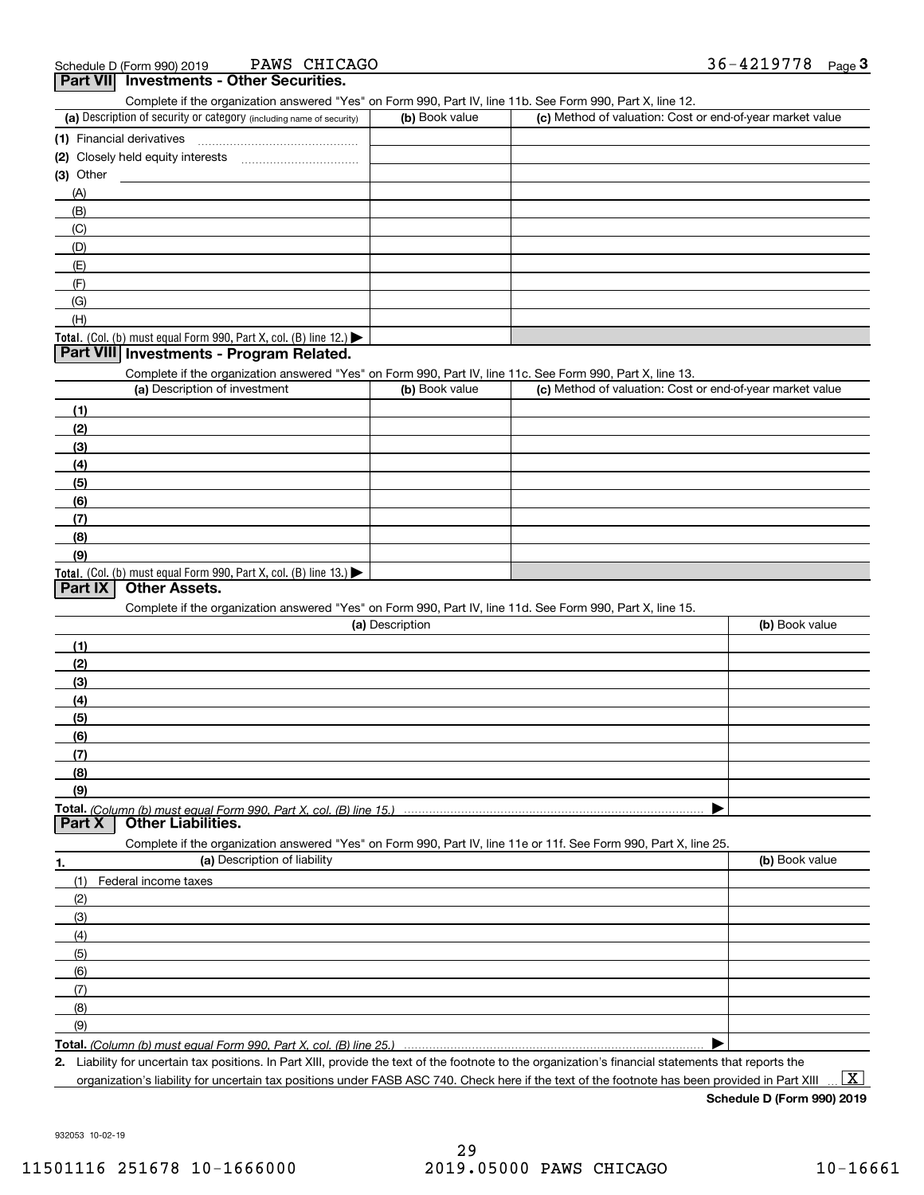Schedule D (Form 990) 2019 PAWS CHICAGO 36-4219778 Page 3

## Part VII Investments - Other Securities.

Complete if the organization answered "Yes" on Form 990, Part IV, line 11b. See Form 990, Part X, line 12.

| (a) Description of security or category (including name of security) | (b) Book value | (c) Method of valuation: Cost or end-of-year market value |
|---|---|---|
| (1) Financial derivatives | | |
| (2) Closely held equity interests | | |
| (3) Other | | |
| (A) | | |
| (B) | | |
| (C) | | |
| (D) | | |
| (E) | | |
| (F) | | |
| (G) | | |
| (H) | | |
| Total. (Col. (b) must equal Form 990, Part X, col. (B) line 12.) ▶ | | |

## Part VIII Investments - Program Related.

Complete if the organization answered "Yes" on Form 990, Part IV, line 11c. See Form 990, Part X, line 13.

| (a) Description of investment | (b) Book value | (c) Method of valuation: Cost or end-of-year market value |
|---|---|---|
| (1) | | |
| (2) | | |
| (3) | | |
| (4) | | |
| (5) | | |
| (6) | | |
| (7) | | |
| (8) | | |
| (9) | | |
| Total. (Col. (b) must equal Form 990, Part X, col. (B) line 13.) ▶ | | |

## Part IX Other Assets.

Complete if the organization answered "Yes" on Form 990, Part IV, line 11d. See Form 990, Part X, line 15.

| (a) Description | (b) Book value |
|---|---|
| (1) | |
| (2) | |
| (3) | |
| (4) | |
| (5) | |
| (6) | |
| (7) | |
| (8) | |
| (9) | |
| Total. (Column (b) must equal Form 990, Part X, col. (B) line 15.) ▶ | |

## Part X Other Liabilities.

Complete if the organization answered "Yes" on Form 990, Part IV, line 11e or 11f. See Form 990, Part X, line 25.

| 1. (a) Description of liability | (b) Book value |
|---|---|
| (1) Federal income taxes | |
| (2) | |
| (3) | |
| (4) | |
| (5) | |
| (6) | |
| (7) | |
| (8) | |
| (9) | |
| Total. (Column (b) must equal Form 990, Part X, col. (B) line 25.) ▶ | |

2. Liability for uncertain tax positions. In Part XIII, provide the text of the footnote to the organization's financial statements that reports the organization's liability for uncertain tax positions under FASB ASC 740. Check here if the text of the footnote has been provided in Part XIII ... [X]

Schedule D (Form 990) 2019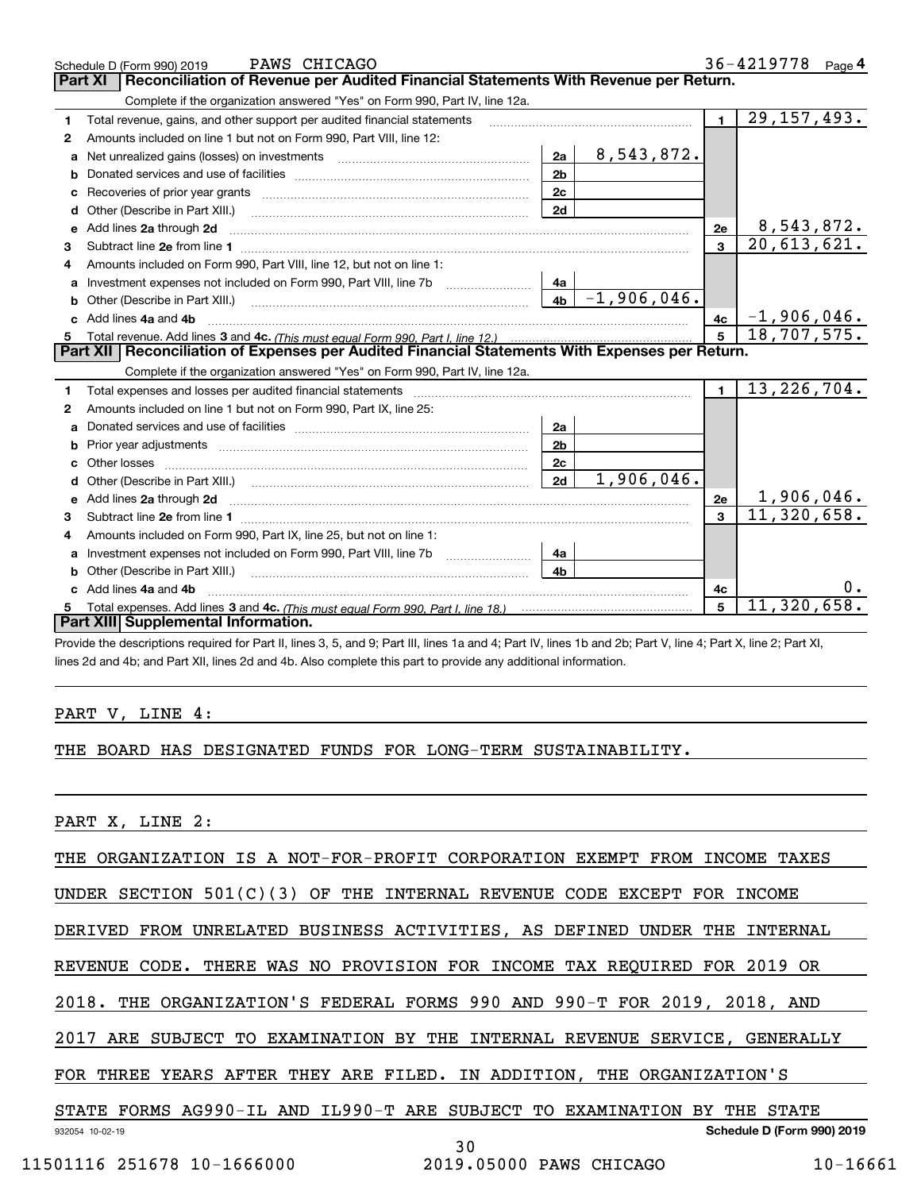Schedule D (Form 990) 2019 PAWS CHICAGO 36-4219778 Page 4

## Part XI Reconciliation of Revenue per Audited Financial Statements With Revenue per Return.

Complete if the organization answered "Yes" on Form 990, Part IV, line 12a.

| | | | | | |
|---|---|---|---|---|---|
| 1 | Total revenue, gains, and other support per audited financial statements | | | 1 | 29,157,493. |
| 2 | Amounts included on line 1 but not on Form 990, Part VIII, line 12: | | | | |
| a | Net unrealized gains (losses) on investments | 2a | 8,543,872. | | |
| b | Donated services and use of facilities | 2b | | | |
| c | Recoveries of prior year grants | 2c | | | |
| d | Other (Describe in Part XIII.) | 2d | | | |
| e | Add lines 2a through 2d | | | 2e | 8,543,872. |
| 3 | Subtract line 2e from line 1 | | | 3 | 20,613,621. |
| 4 | Amounts included on Form 990, Part VIII, line 12, but not on line 1: | | | | |
| a | Investment expenses not included on Form 990, Part VIII, line 7b | 4a | | | |
| b | Other (Describe in Part XIII.) | 4b | -1,906,046. | | |
| c | Add lines 4a and 4b | | | 4c | -1,906,046. |
| 5 | Total revenue. Add lines 3 and 4c. *(This must equal Form 990, Part I, line 12.)* | | | 5 | 18,707,575. |

## Part XII Reconciliation of Expenses per Audited Financial Statements With Expenses per Return.

Complete if the organization answered "Yes" on Form 990, Part IV, line 12a.

| | | | | | |
|---|---|---|---|---|---|
| 1 | Total expenses and losses per audited financial statements | | | 1 | 13,226,704. |
| 2 | Amounts included on line 1 but not on Form 990, Part IX, line 25: | | | | |
| a | Donated services and use of facilities | 2a | | | |
| b | Prior year adjustments | 2b | | | |
| c | Other losses | 2c | | | |
| d | Other (Describe in Part XIII.) | 2d | 1,906,046. | | |
| e | Add lines 2a through 2d | | | 2e | 1,906,046. |
| 3 | Subtract line 2e from line 1 | | | 3 | 11,320,658. |
| 4 | Amounts included on Form 990, Part IX, line 25, but not on line 1: | | | | |
| a | Investment expenses not included on Form 990, Part VIII, line 7b | 4a | | | |
| b | Other (Describe in Part XIII.) | 4b | | | |
| c | Add lines 4a and 4b | | | 4c | 0. |
| 5 | Total expenses. Add lines 3 and 4c. *(This must equal Form 990, Part I, line 18.)* | | | 5 | 11,320,658. |

## Part XIII Supplemental Information.

Provide the descriptions required for Part II, lines 3, 5, and 9; Part III, lines 1a and 4; Part IV, lines 1b and 2b; Part V, line 4; Part X, line 2; Part XI, lines 2d and 4b; and Part XII, lines 2d and 4b. Also complete this part to provide any additional information.

PART V, LINE 4:

THE BOARD HAS DESIGNATED FUNDS FOR LONG-TERM SUSTAINABILITY.

PART X, LINE 2:

THE ORGANIZATION IS A NOT-FOR-PROFIT CORPORATION EXEMPT FROM INCOME TAXES UNDER SECTION 501(C)(3) OF THE INTERNAL REVENUE CODE EXCEPT FOR INCOME DERIVED FROM UNRELATED BUSINESS ACTIVITIES, AS DEFINED UNDER THE INTERNAL REVENUE CODE. THERE WAS NO PROVISION FOR INCOME TAX REQUIRED FOR 2019 OR 2018. THE ORGANIZATION'S FEDERAL FORMS 990 AND 990-T FOR 2019, 2018, AND 2017 ARE SUBJECT TO EXAMINATION BY THE INTERNAL REVENUE SERVICE, GENERALLY FOR THREE YEARS AFTER THEY ARE FILED. IN ADDITION, THE ORGANIZATION'S STATE FORMS AG990-IL AND IL990-T ARE SUBJECT TO EXAMINATION BY THE STATE

932054 10-02-19 Schedule D (Form 990) 2019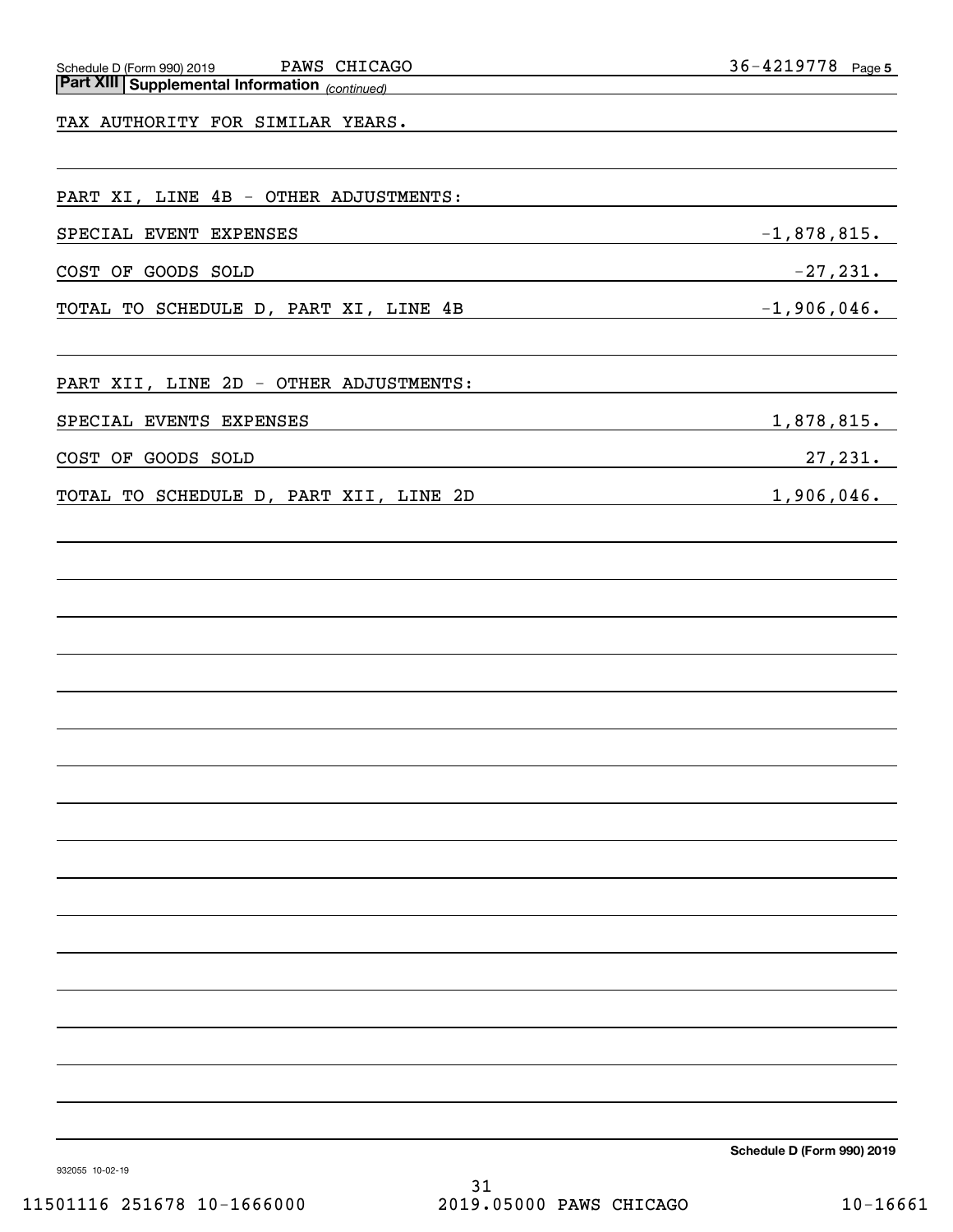Schedule D (Form 990) 2019 PAWS CHICAGO 36-4219778

**Part XIII | Supplemental Information** *(continued)*

TAX AUTHORITY FOR SIMILAR YEARS.

PART XI, LINE 4B - OTHER ADJUSTMENTS:

| | |
|---|---|
| SPECIAL EVENT EXPENSES | -1,878,815. |
| COST OF GOODS SOLD | -27,231. |
| TOTAL TO SCHEDULE D, PART XI, LINE 4B | -1,906,046. |

PART XII, LINE 2D - OTHER ADJUSTMENTS:

| | |
|---|---|
| SPECIAL EVENTS EXPENSES | 1,878,815. |
| COST OF GOODS SOLD | 27,231. |
| TOTAL TO SCHEDULE D, PART XII, LINE 2D | 1,906,046. |

Schedule D (Form 990) 2019

932055 10-02-19

11501116 251678 10-1666000 2019.05000 PAWS CHICAGO 10-16661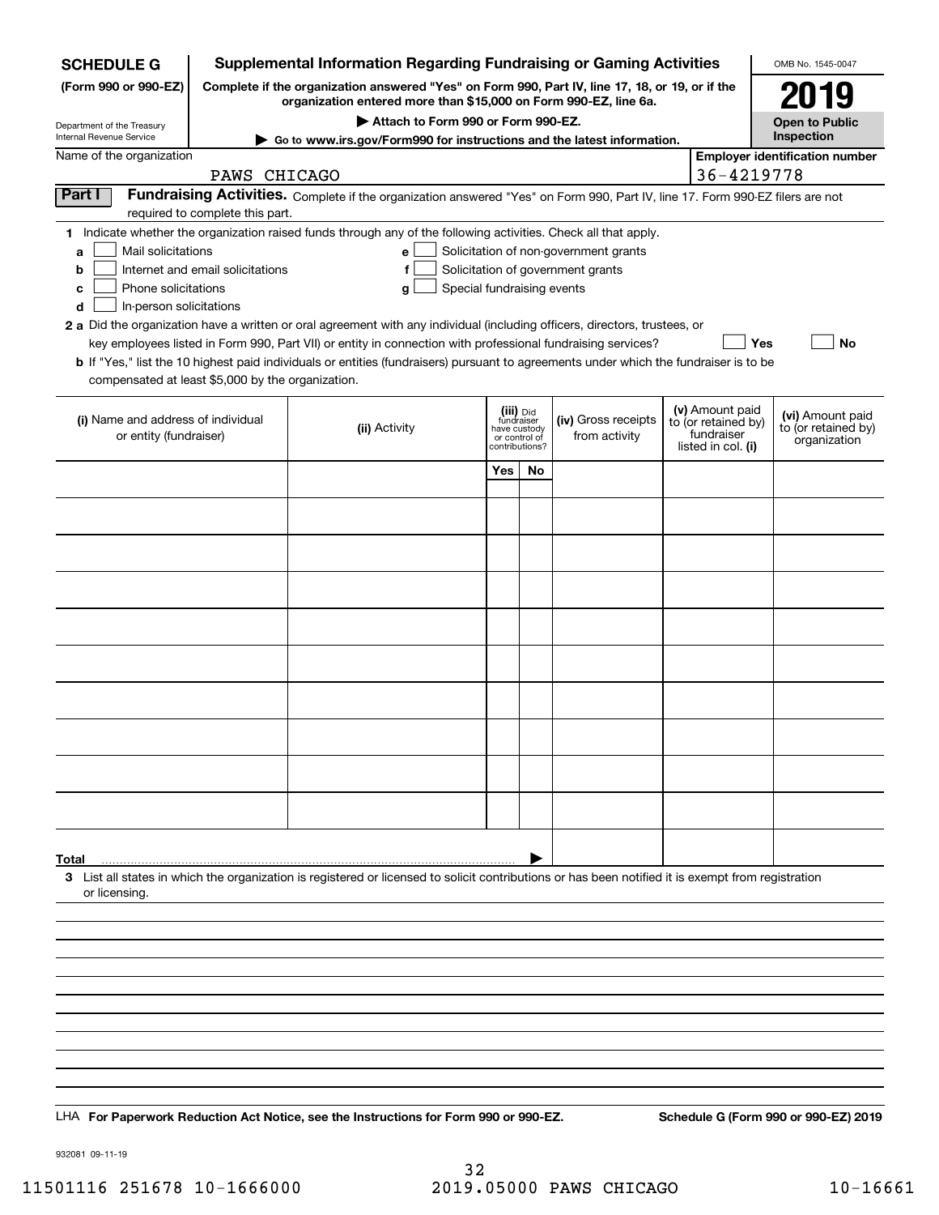**SCHEDULE G** (Form 990 or 990-EZ)

Department of the Treasury
Internal Revenue Service

# Supplemental Information Regarding Fundraising or Gaming Activities

**Complete if the organization answered "Yes" on Form 990, Part IV, line 17, 18, or 19, or if the organization entered more than $15,000 on Form 990-EZ, line 6a.**

**▶ Attach to Form 990 or Form 990-EZ.**

**▶ Go to www.irs.gov/Form990 for instructions and the latest information.**

OMB No. 1545-0047

**2019**

**Open to Public Inspection**

Name of the organization: PAWS CHICAGO

Employer identification number: 36-4219778

## Part I Fundraising Activities.

Complete if the organization answered "Yes" on Form 990, Part IV, line 17. Form 990-EZ filers are not required to complete this part.

**1** Indicate whether the organization raised funds through any of the following activities. Check all that apply.

- **a** ☐ Mail solicitations
- **b** ☐ Internet and email solicitations
- **c** ☐ Phone solicitations
- **d** ☐ In-person solicitations
- **e** ☐ Solicitation of non-government grants
- **f** ☐ Solicitation of government grants
- **g** ☐ Special fundraising events

**2 a** Did the organization have a written or oral agreement with any individual (including officers, directors, trustees, or key employees listed in Form 990, Part VII) or entity in connection with professional fundraising services? ☐ **Yes** ☐ **No**

**b** If "Yes," list the 10 highest paid individuals or entities (fundraisers) pursuant to agreements under which the fundraiser is to be compensated at least $5,000 by the organization.

| (i) Name and address of individual or entity (fundraiser) | (ii) Activity | (iii) Did fundraiser have custody or control of contributions? | | (iv) Gross receipts from activity | (v) Amount paid to (or retained by) fundraiser listed in col. (i) | (vi) Amount paid to (or retained by) organization |
|---|---|---|---|---|---|---|
| | | Yes | No | | | |
| | | | | | | |
| | | | | | | |
| | | | | | | |
| | | | | | | |
| | | | | | | |
| | | | | | | |
| | | | | | | |
| | | | | | | |
| | | | | | | |
| | | | | | | |
| **Total** ▶ | | | | | | |

**3** List all states in which the organization is registered or licensed to solicit contributions or has been notified it is exempt from registration or licensing.

LHA **For Paperwork Reduction Act Notice, see the Instructions for Form 990 or 990-EZ.** **Schedule G (Form 990 or 990-EZ) 2019**

932081 09-11-19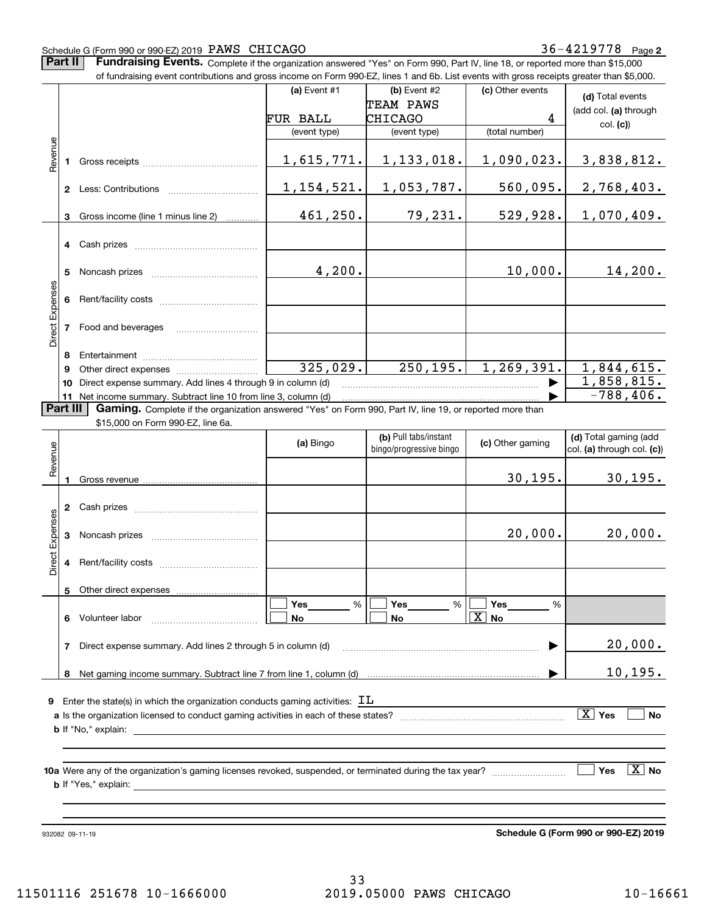Schedule G (Form 990 or 990-EZ) 2019 PAWS CHICAGO 36-4219778 Page 2

**Part II** **Fundraising Events.** Complete if the organization answered "Yes" on Form 990, Part IV, line 18, or reported more than $15,000 of fundraising event contributions and gross income on Form 990-EZ, lines 1 and 6b. List events with gross receipts greater than $5,000.

| | | (a) Event #1 | (b) Event #2 | (c) Other events | (d) Total events (add col. (a) through col. (c)) |
|---|---|---|---|---|---|
| | | FUR BALL | TEAM PAWS CHICAGO | 4 | |
| | | (event type) | (event type) | (total number) | |
| Revenue | 1 Gross receipts | 1,615,771. | 1,133,018. | 1,090,023. | 3,838,812. |
| | 2 Less: Contributions | 1,154,521. | 1,053,787. | 560,095. | 2,768,403. |
| | 3 Gross income (line 1 minus line 2) | 461,250. | 79,231. | 529,928. | 1,070,409. |
| Direct Expenses | 4 Cash prizes | | | | |
| | 5 Noncash prizes | 4,200. | | 10,000. | 14,200. |
| | 6 Rent/facility costs | | | | |
| | 7 Food and beverages | | | | |
| | 8 Entertainment | | | | |
| | 9 Other direct expenses | 325,029. | 250,195. | 1,269,391. | 1,844,615. |
| | 10 Direct expense summary. Add lines 4 through 9 in column (d) | | | | 1,858,815. |
| | 11 Net income summary. Subtract line 10 from line 3, column (d) | | | | -788,406. |

**Part III** **Gaming.** Complete if the organization answered "Yes" on Form 990, Part IV, line 19, or reported more than $15,000 on Form 990-EZ, line 6a.

| | | (a) Bingo | (b) Pull tabs/instant bingo/progressive bingo | (c) Other gaming | (d) Total gaming (add col. (a) through col. (c)) |
|---|---|---|---|---|---|
| Revenue | 1 Gross revenue | | | 30,195. | 30,195. |
| Direct Expenses | 2 Cash prizes | | | | |
| | 3 Noncash prizes | | | 20,000. | 20,000. |
| | 4 Rent/facility costs | | | | |
| | 5 Other direct expenses | | | | |
| | 6 Volunteer labor | ☐ Yes ___ % ☐ No | ☐ Yes ___ % ☐ No | ☐ Yes ___ % ☒ No | |
| | 7 Direct expense summary. Add lines 2 through 5 in column (d) | | | | 20,000. |
| | 8 Net gaming income summary. Subtract line 7 from line 1, column (d) | | | | 10,195. |

9 Enter the state(s) in which the organization conducts gaming activities: IL

a Is the organization licensed to conduct gaming activities in each of these states? ☒ Yes ☐ No

b If "No," explain:

10a Were any of the organization's gaming licenses revoked, suspended, or terminated during the tax year? ☐ Yes ☒ No

b If "Yes," explain:

932082 09-11-19 **Schedule G (Form 990 or 990-EZ) 2019**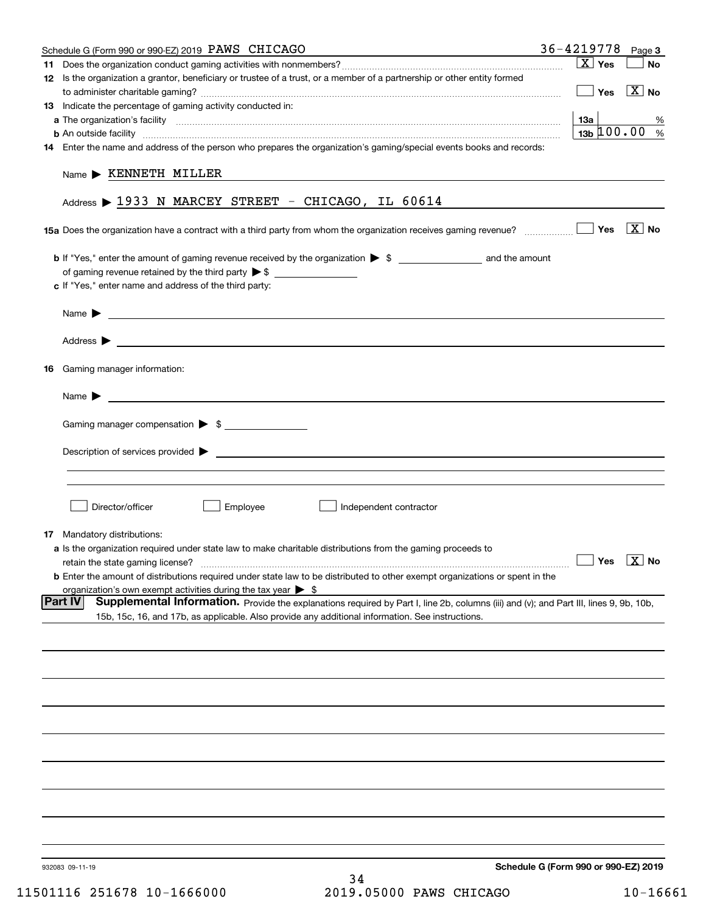Schedule G (Form 990 or 990-EZ) 2019 PAWS CHICAGO 36-4219778 Page 3

**11** Does the organization conduct gaming activities with nonmembers? [X] Yes [ ] No

**12** Is the organization a grantor, beneficiary or trustee of a trust, or a member of a partnership or other entity formed to administer charitable gaming? [ ] Yes [X] No

**13** Indicate the percentage of gaming activity conducted in:

**a** The organization's facility **13a** %

**b** An outside facility **13b** 100.00 %

**14** Enter the name and address of the person who prepares the organization's gaming/special events books and records:

Name ▶ KENNETH MILLER

Address ▶ 1933 N MARCEY STREET - CHICAGO, IL 60614

**15a** Does the organization have a contract with a third party from whom the organization receives gaming revenue? [ ] Yes [X] No

**b** If "Yes," enter the amount of gaming revenue received by the organization ▶ $ ______ and the amount of gaming revenue retained by the third party ▶ $ ______

**c** If "Yes," enter name and address of the third party:

Name ▶

Address ▶

**16** Gaming manager information:

Name ▶

Gaming manager compensation ▶ $

Description of services provided ▶

[ ] Director/officer [ ] Employee [ ] Independent contractor

**17** Mandatory distributions:

**a** Is the organization required under state law to make charitable distributions from the gaming proceeds to retain the state gaming license? [ ] Yes [X] No

**b** Enter the amount of distributions required under state law to be distributed to other exempt organizations or spent in the organization's own exempt activities during the tax year ▶ $

**Part IV** **Supplemental Information.** Provide the explanations required by Part I, line 2b, columns (iii) and (v); and Part III, lines 9, 9b, 10b, 15b, 15c, 16, and 17b, as applicable. Also provide any additional information. See instructions.

932083 09-11-19

**Schedule G (Form 990 or 990-EZ) 2019**

11501116 251678 10-1666000 2019.05000 PAWS CHICAGO 10-16661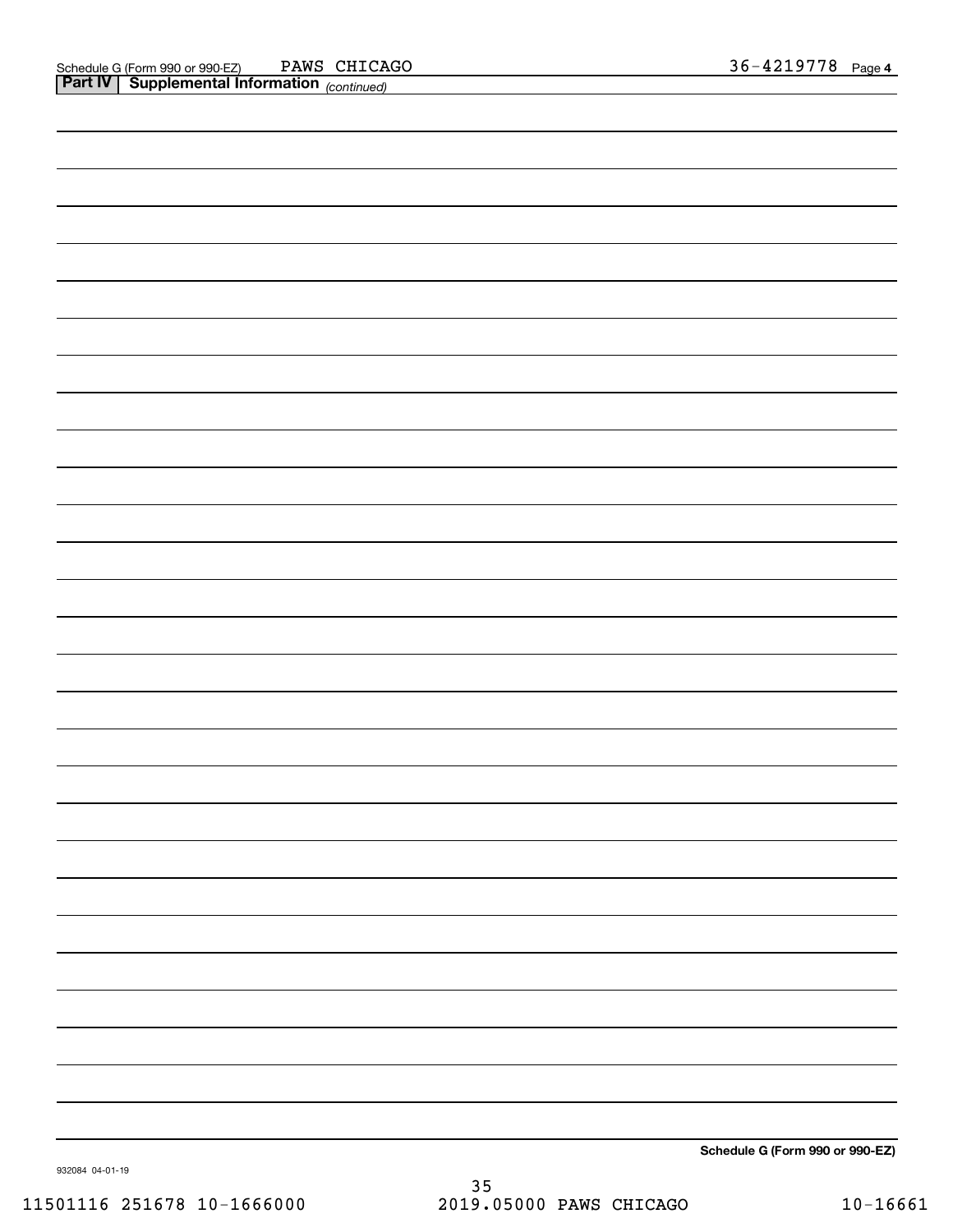Schedule G (Form 990 or 990-EZ) PAWS CHICAGO 36-4219778 Page **4**

**Part IV | Supplemental Information** *(continued)*

**Schedule G (Form 990 or 990-EZ)**

932084 04-01-19

11501116 251678 10-1666000 2019.05000 PAWS CHICAGO 10-16661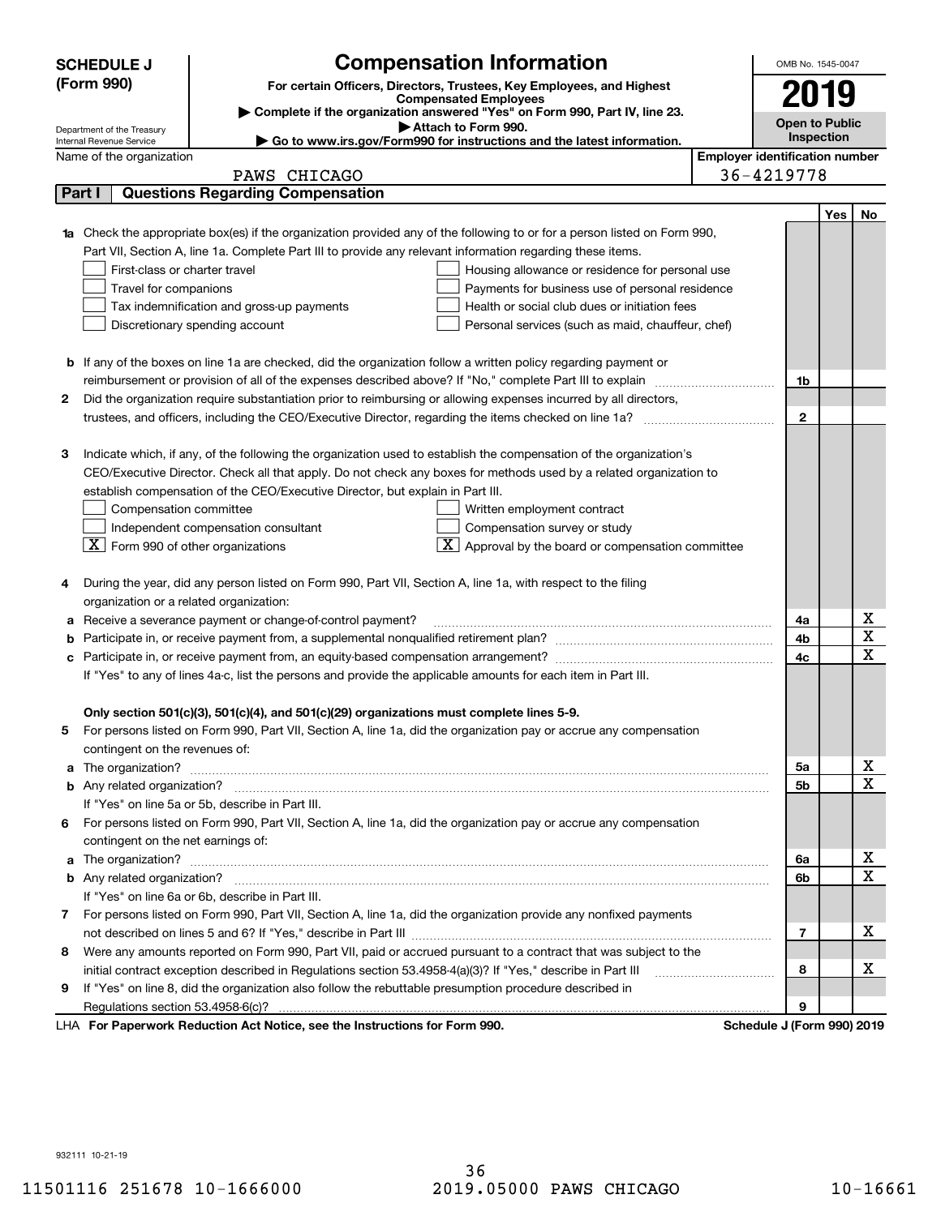# SCHEDULE J (Form 990)

## Compensation Information

**For certain Officers, Directors, Trustees, Key Employees, and Highest Compensated Employees**

▶ Complete if the organization answered "Yes" on Form 990, Part IV, line 23.

▶ Attach to Form 990.

▶ Go to www.irs.gov/Form990 for instructions and the latest information.

Department of the Treasury
Internal Revenue Service

OMB No. 1545-0047

**2019**

**Open to Public Inspection**

| Name of the organization | Employer identification number |
|---|---|
| PAWS CHICAGO | 36-4219778 |

### Part I — Questions Regarding Compensation

| | | | Yes | No |
|---|---|---|---|---|
| **1a** | Check the appropriate box(es) if the organization provided any of the following to or for a person listed on Form 990, Part VII, Section A, line 1a. Complete Part III to provide any relevant information regarding these items.<br>☐ First-class or charter travel ☐ Housing allowance or residence for personal use<br>☐ Travel for companions ☐ Payments for business use of personal residence<br>☐ Tax indemnification and gross-up payments ☐ Health or social club dues or initiation fees<br>☐ Discretionary spending account ☐ Personal services (such as maid, chauffeur, chef) | | | |
| **b** | If any of the boxes on line 1a are checked, did the organization follow a written policy regarding payment or reimbursement or provision of all of the expenses described above? If "No," complete Part III to explain | 1b | | |
| **2** | Did the organization require substantiation prior to reimbursing or allowing expenses incurred by all directors, trustees, and officers, including the CEO/Executive Director, regarding the items checked on line 1a? | 2 | | |
| **3** | Indicate which, if any, of the following the organization used to establish the compensation of the organization's CEO/Executive Director. Check all that apply. Do not check any boxes for methods used by a related organization to establish compensation of the CEO/Executive Director, but explain in Part III.<br>☐ Compensation committee ☐ Written employment contract<br>☐ Independent compensation consultant ☐ Compensation survey or study<br>☒ Form 990 of other organizations ☒ Approval by the board or compensation committee | | | |
| **4** | During the year, did any person listed on Form 990, Part VII, Section A, line 1a, with respect to the filing organization or a related organization: | | | |
| **a** | Receive a severance payment or change-of-control payment? | 4a | | X |
| **b** | Participate in, or receive payment from, a supplemental nonqualified retirement plan? | 4b | | X |
| **c** | Participate in, or receive payment from, an equity-based compensation arrangement? | 4c | | X |
| | If "Yes" to any of lines 4a-c, list the persons and provide the applicable amounts for each item in Part III. | | | |
| | **Only section 501(c)(3), 501(c)(4), and 501(c)(29) organizations must complete lines 5-9.** | | | |
| **5** | For persons listed on Form 990, Part VII, Section A, line 1a, did the organization pay or accrue any compensation contingent on the revenues of: | | | |
| **a** | The organization? | 5a | | X |
| **b** | Any related organization? | 5b | | X |
| | If "Yes" on line 5a or 5b, describe in Part III. | | | |
| **6** | For persons listed on Form 990, Part VII, Section A, line 1a, did the organization pay or accrue any compensation contingent on the net earnings of: | | | |
| **a** | The organization? | 6a | | X |
| **b** | Any related organization? | 6b | | X |
| | If "Yes" on line 6a or 6b, describe in Part III. | | | |
| **7** | For persons listed on Form 990, Part VII, Section A, line 1a, did the organization provide any nonfixed payments not described on lines 5 and 6? If "Yes," describe in Part III | 7 | | X |
| **8** | Were any amounts reported on Form 990, Part VII, paid or accrued pursuant to a contract that was subject to the initial contract exception described in Regulations section 53.4958-4(a)(3)? If "Yes," describe in Part III | 8 | | X |
| **9** | If "Yes" on line 8, did the organization also follow the rebuttable presumption procedure described in Regulations section 53.4958-6(c)? | 9 | | |

LHA **For Paperwork Reduction Act Notice, see the Instructions for Form 990.** **Schedule J (Form 990) 2019**

932111 10-21-19

11501116 251678 10-1666000 2019.05000 PAWS CHICAGO 10-16661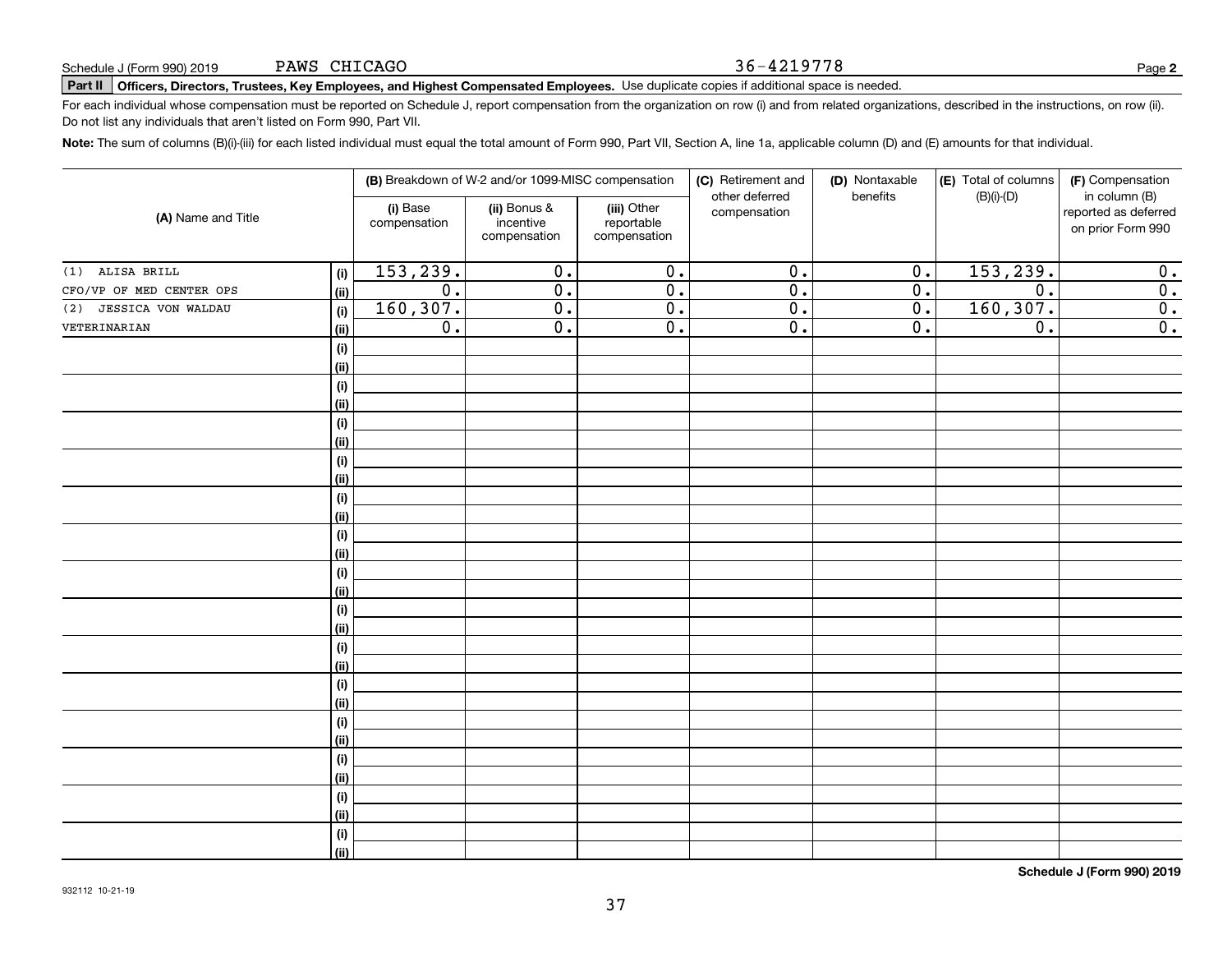Schedule J (Form 990) 2019 PAWS CHICAGO 36-4219778 Page **2**

**Part II** **Officers, Directors, Trustees, Key Employees, and Highest Compensated Employees.** Use duplicate copies if additional space is needed.

For each individual whose compensation must be reported on Schedule J, report compensation from the organization on row (i) and from related organizations, described in the instructions, on row (ii). Do not list any individuals that aren't listed on Form 990, Part VII.

**Note:** The sum of columns (B)(i)-(iii) for each listed individual must equal the total amount of Form 990, Part VII, Section A, line 1a, applicable column (D) and (E) amounts for that individual.

| (A) Name and Title | | (B) Breakdown of W-2 and/or 1099-MISC compensation | | | (C) Retirement and other deferred compensation | (D) Nontaxable benefits | (E) Total of columns (B)(i)-(D) | (F) Compensation in column (B) reported as deferred on prior Form 990 |
|---|---|---|---|---|---|---|---|---|
| | | (i) Base compensation | (ii) Bonus & incentive compensation | (iii) Other reportable compensation | | | | |
| (1) ALISA BRILL | (i) | 153,239. | 0. | 0. | 0. | 0. | 153,239. | 0. |
| CFO/VP OF MED CENTER OPS | (ii) | 0. | 0. | 0. | 0. | 0. | 0. | 0. |
| (2) JESSICA VON WALDAU | (i) | 160,307. | 0. | 0. | 0. | 0. | 160,307. | 0. |
| VETERINARIAN | (ii) | 0. | 0. | 0. | 0. | 0. | 0. | 0. |
| | (i) | | | | | | | |
| | (ii) | | | | | | | |
| | (i) | | | | | | | |
| | (ii) | | | | | | | |
| | (i) | | | | | | | |
| | (ii) | | | | | | | |
| | (i) | | | | | | | |
| | (ii) | | | | | | | |
| | (i) | | | | | | | |
| | (ii) | | | | | | | |
| | (i) | | | | | | | |
| | (ii) | | | | | | | |
| | (i) | | | | | | | |
| | (ii) | | | | | | | |
| | (i) | | | | | | | |
| | (ii) | | | | | | | |
| | (i) | | | | | | | |
| | (ii) | | | | | | | |
| | (i) | | | | | | | |
| | (ii) | | | | | | | |
| | (i) | | | | | | | |
| | (ii) | | | | | | | |
| | (i) | | | | | | | |
| | (ii) | | | | | | | |
| | (i) | | | | | | | |
| | (ii) | | | | | | | |
| | (i) | | | | | | | |
| | (ii) | | | | | | | |

**Schedule J (Form 990) 2019**

932112 10-21-19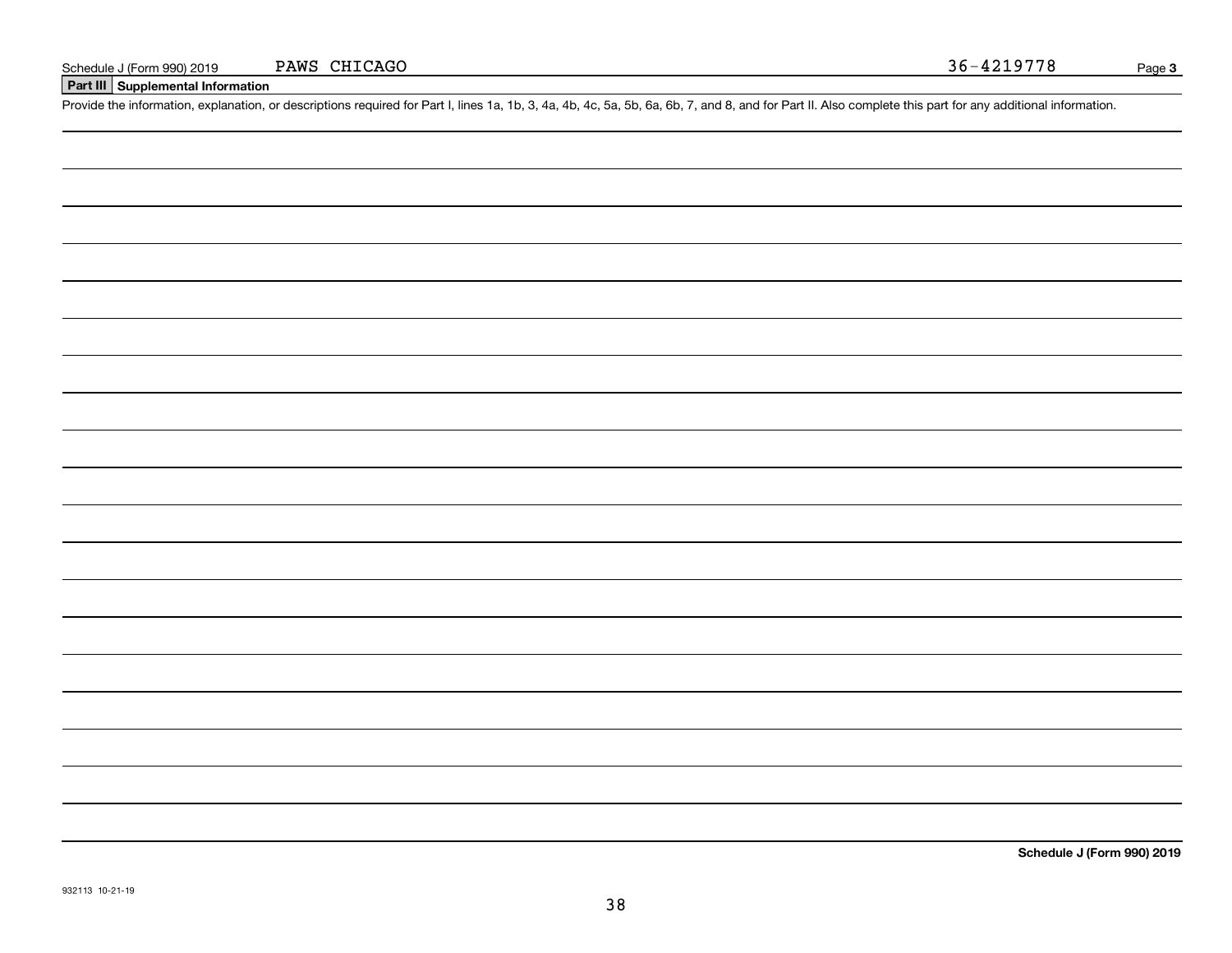Schedule J (Form 990) 2019 PAWS CHICAGO 36-4219778

## Part III Supplemental Information

Provide the information, explanation, or descriptions required for Part I, lines 1a, 1b, 3, 4a, 4b, 4c, 5a, 5b, 6a, 6b, 7, and 8, and for Part II. Also complete this part for any additional information.

**Schedule J (Form 990) 2019**

932113 10-21-19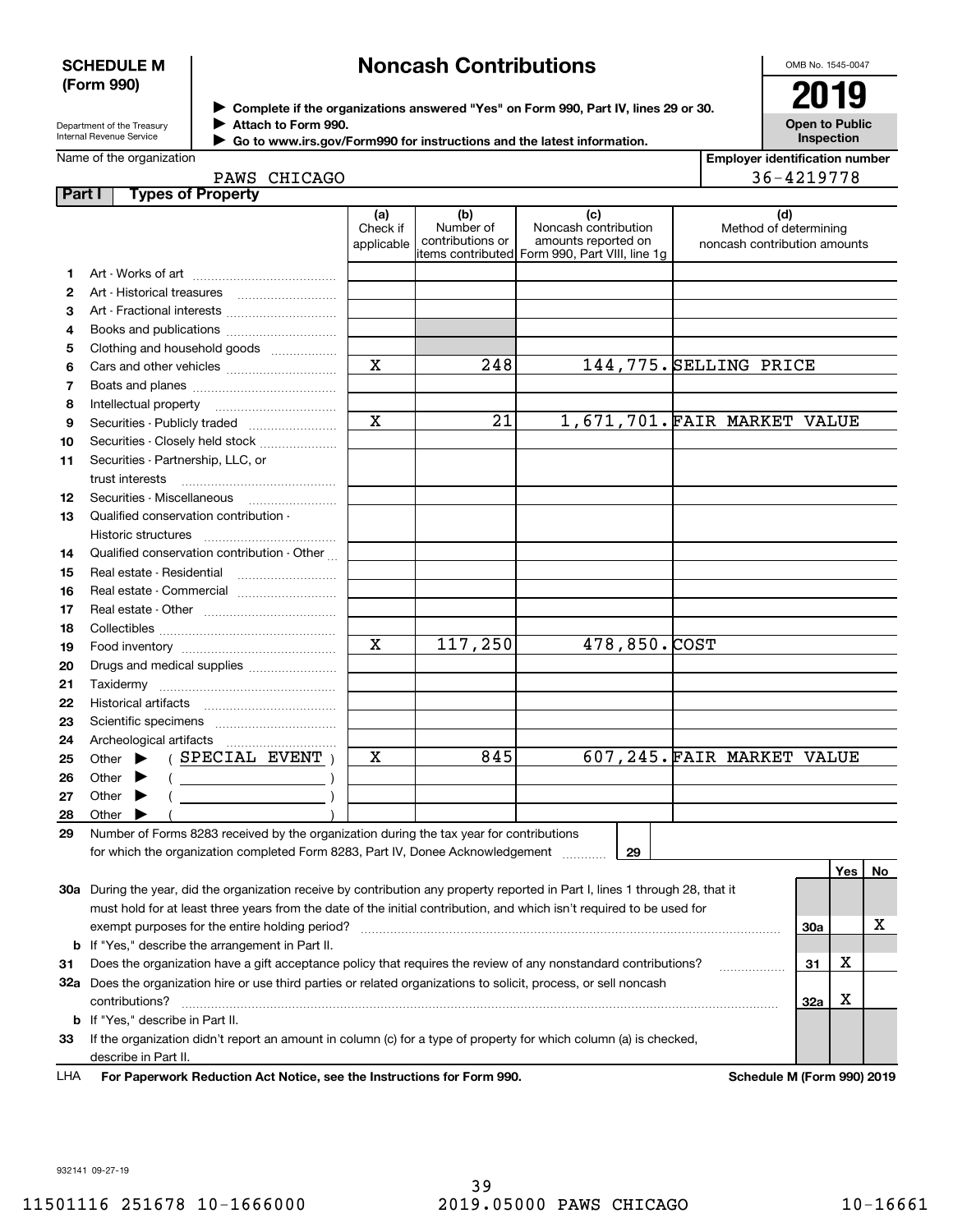**SCHEDULE M (Form 990)**

Department of the Treasury Internal Revenue Service

# Noncash Contributions

▶ Complete if the organizations answered "Yes" on Form 990, Part IV, lines 29 or 30.
▶ Attach to Form 990.
▶ Go to www.irs.gov/Form990 for instructions and the latest information.

OMB No. 1545-0047

**2019**

**Open to Public Inspection**

Name of the organization: PAWS CHICAGO

Employer identification number: 36-4219778

## Part I Types of Property

| | | (a) Check if applicable | (b) Number of contributions or items contributed | (c) Noncash contribution amounts reported on Form 990, Part VIII, line 1g | (d) Method of determining noncash contribution amounts |
|---|---|---|---|---|---|
| 1 | Art - Works of art | | | | |
| 2 | Art - Historical treasures | | | | |
| 3 | Art - Fractional interests | | | | |
| 4 | Books and publications | | | | |
| 5 | Clothing and household goods | | | | |
| 6 | Cars and other vehicles | X | 248 | 144,775. | SELLING PRICE |
| 7 | Boats and planes | | | | |
| 8 | Intellectual property | | | | |
| 9 | Securities - Publicly traded | X | 21 | 1,671,701. | FAIR MARKET VALUE |
| 10 | Securities - Closely held stock | | | | |
| 11 | Securities - Partnership, LLC, or trust interests | | | | |
| 12 | Securities - Miscellaneous | | | | |
| 13 | Qualified conservation contribution - Historic structures | | | | |
| 14 | Qualified conservation contribution - Other | | | | |
| 15 | Real estate - Residential | | | | |
| 16 | Real estate - Commercial | | | | |
| 17 | Real estate - Other | | | | |
| 18 | Collectibles | | | | |
| 19 | Food inventory | X | 117,250 | 478,850. | COST |
| 20 | Drugs and medical supplies | | | | |
| 21 | Taxidermy | | | | |
| 22 | Historical artifacts | | | | |
| 23 | Scientific specimens | | | | |
| 24 | Archeological artifacts | | | | |
| 25 | Other ▶ ( SPECIAL EVENT ) | X | 845 | 607,245. | FAIR MARKET VALUE |
| 26 | Other ▶ ( ) | | | | |
| 27 | Other ▶ ( ) | | | | |
| 28 | Other ▶ ( ) | | | | |

29 Number of Forms 8283 received by the organization during the tax year for contributions for which the organization completed Form 8283, Part IV, Donee Acknowledgement ..... **29**

| | | | Yes | No |
|---|---|---|---|---|
| 30a | During the year, did the organization receive by contribution any property reported in Part I, lines 1 through 28, that it must hold for at least three years from the date of the initial contribution, and which isn't required to be used for exempt purposes for the entire holding period? | 30a | | X |
| b | If "Yes," describe the arrangement in Part II. | | | |
| 31 | Does the organization have a gift acceptance policy that requires the review of any nonstandard contributions? | 31 | X | |
| 32a | Does the organization hire or use third parties or related organizations to solicit, process, or sell noncash contributions? | 32a | X | |
| b | If "Yes," describe in Part II. | | | |
| 33 | If the organization didn't report an amount in column (c) for a type of property for which column (a) is checked, describe in Part II. | | | |

LHA **For Paperwork Reduction Act Notice, see the Instructions for Form 990.** **Schedule M (Form 990) 2019**

932141 09-27-19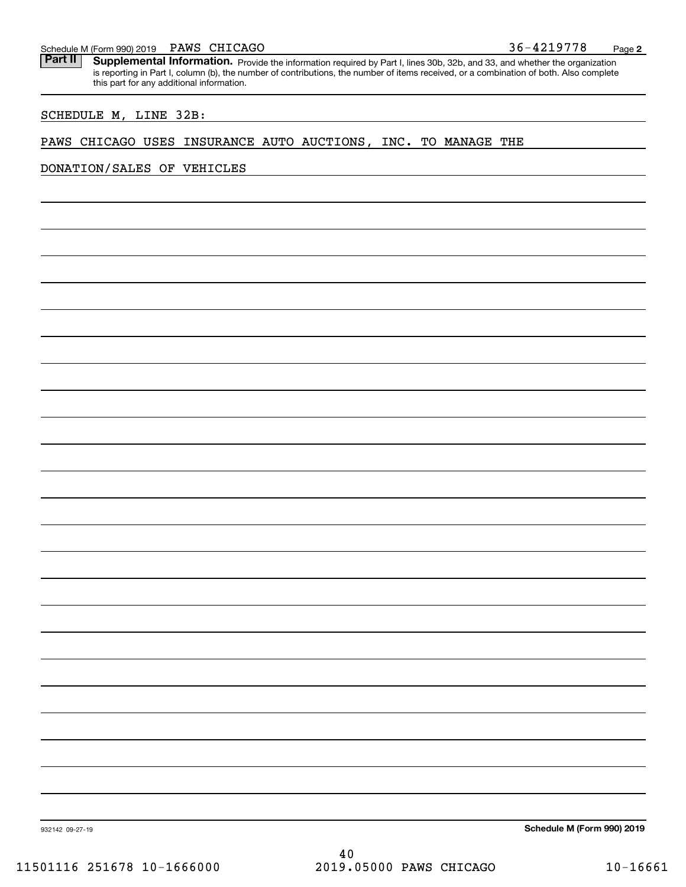Schedule M (Form 990) 2019 PAWS CHICAGO 36-4219778 Page **2**

**Part II** **Supplemental Information.** Provide the information required by Part I, lines 30b, 32b, and 33, and whether the organization is reporting in Part I, column (b), the number of contributions, the number of items received, or a combination of both. Also complete this part for any additional information.

SCHEDULE M, LINE 32B:

PAWS CHICAGO USES INSURANCE AUTO AUCTIONS, INC. TO MANAGE THE DONATION/SALES OF VEHICLES

932142 09-27-19 **Schedule M (Form 990) 2019**

11501116 251678 10-1666000 2019.05000 PAWS CHICAGO 10-16661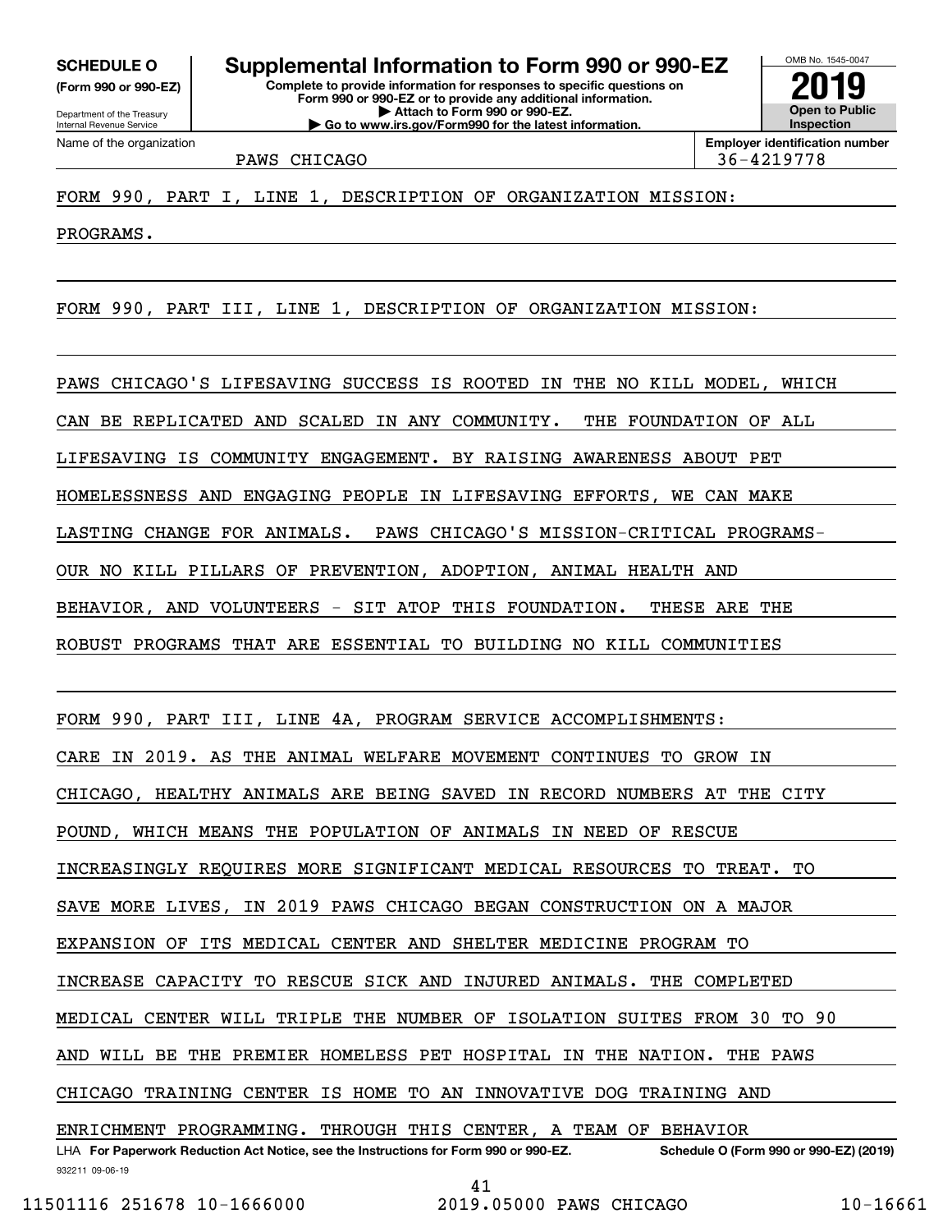**SCHEDULE O**
**(Form 990 or 990-EZ)**

Department of the Treasury
Internal Revenue Service

# Supplemental Information to Form 990 or 990-EZ

**Complete to provide information for responses to specific questions on Form 990 or 990-EZ or to provide any additional information.**
**▶ Attach to Form 990 or 990-EZ.**
**▶ Go to www.irs.gov/Form990 for the latest information.**

OMB No. 1545-0047

**2019**

**Open to Public Inspection**

Name of the organization: PAWS CHICAGO

**Employer identification number** 36-4219778

FORM 990, PART I, LINE 1, DESCRIPTION OF ORGANIZATION MISSION:

PROGRAMS.

FORM 990, PART III, LINE 1, DESCRIPTION OF ORGANIZATION MISSION:

PAWS CHICAGO'S LIFESAVING SUCCESS IS ROOTED IN THE NO KILL MODEL, WHICH CAN BE REPLICATED AND SCALED IN ANY COMMUNITY. THE FOUNDATION OF ALL LIFESAVING IS COMMUNITY ENGAGEMENT. BY RAISING AWARENESS ABOUT PET HOMELESSNESS AND ENGAGING PEOPLE IN LIFESAVING EFFORTS, WE CAN MAKE LASTING CHANGE FOR ANIMALS. PAWS CHICAGO'S MISSION-CRITICAL PROGRAMS- OUR NO KILL PILLARS OF PREVENTION, ADOPTION, ANIMAL HEALTH AND BEHAVIOR, AND VOLUNTEERS - SIT ATOP THIS FOUNDATION. THESE ARE THE ROBUST PROGRAMS THAT ARE ESSENTIAL TO BUILDING NO KILL COMMUNITIES

FORM 990, PART III, LINE 4A, PROGRAM SERVICE ACCOMPLISHMENTS:

CARE IN 2019. AS THE ANIMAL WELFARE MOVEMENT CONTINUES TO GROW IN CHICAGO, HEALTHY ANIMALS ARE BEING SAVED IN RECORD NUMBERS AT THE CITY POUND, WHICH MEANS THE POPULATION OF ANIMALS IN NEED OF RESCUE INCREASINGLY REQUIRES MORE SIGNIFICANT MEDICAL RESOURCES TO TREAT. TO SAVE MORE LIVES, IN 2019 PAWS CHICAGO BEGAN CONSTRUCTION ON A MAJOR EXPANSION OF ITS MEDICAL CENTER AND SHELTER MEDICINE PROGRAM TO INCREASE CAPACITY TO RESCUE SICK AND INJURED ANIMALS. THE COMPLETED MEDICAL CENTER WILL TRIPLE THE NUMBER OF ISOLATION SUITES FROM 30 TO 90 AND WILL BE THE PREMIER HOMELESS PET HOSPITAL IN THE NATION. THE PAWS CHICAGO TRAINING CENTER IS HOME TO AN INNOVATIVE DOG TRAINING AND ENRICHMENT PROGRAMMING. THROUGH THIS CENTER, A TEAM OF BEHAVIOR

LHA **For Paperwork Reduction Act Notice, see the Instructions for Form 990 or 990-EZ.** **Schedule O (Form 990 or 990-EZ) (2019)**

932211 09-06-19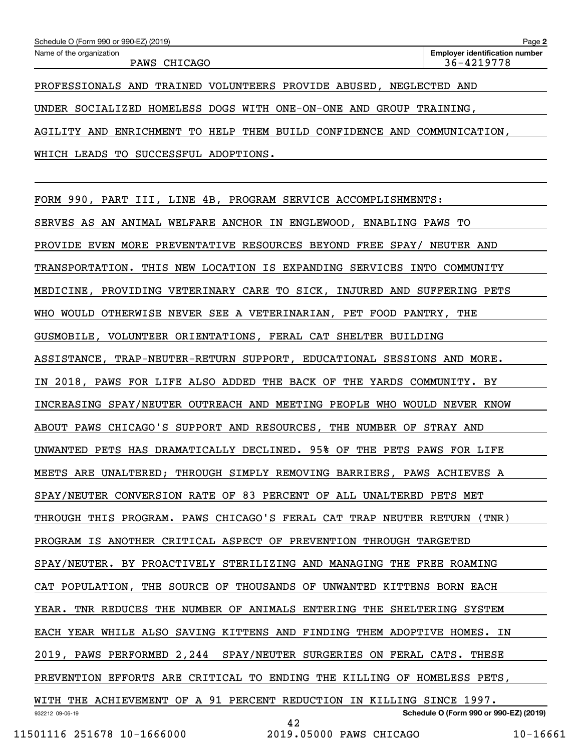PROFESSIONALS AND TRAINED VOLUNTEERS PROVIDE ABUSED, NEGLECTED AND UNDER SOCIALIZED HOMELESS DOGS WITH ONE-ON-ONE AND GROUP TRAINING, AGILITY AND ENRICHMENT TO HELP THEM BUILD CONFIDENCE AND COMMUNICATION, WHICH LEADS TO SUCCESSFUL ADOPTIONS.

FORM 990, PART III, LINE 4B, PROGRAM SERVICE ACCOMPLISHMENTS:

SERVES AS AN ANIMAL WELFARE ANCHOR IN ENGLEWOOD, ENABLING PAWS TO PROVIDE EVEN MORE PREVENTATIVE RESOURCES BEYOND FREE SPAY/ NEUTER AND TRANSPORTATION. THIS NEW LOCATION IS EXPANDING SERVICES INTO COMMUNITY MEDICINE, PROVIDING VETERINARY CARE TO SICK, INJURED AND SUFFERING PETS WHO WOULD OTHERWISE NEVER SEE A VETERINARIAN, PET FOOD PANTRY, THE GUSMOBILE, VOLUNTEER ORIENTATIONS, FERAL CAT SHELTER BUILDING ASSISTANCE, TRAP-NEUTER-RETURN SUPPORT, EDUCATIONAL SESSIONS AND MORE. IN 2018, PAWS FOR LIFE ALSO ADDED THE BACK OF THE YARDS COMMUNITY. BY INCREASING SPAY/NEUTER OUTREACH AND MEETING PEOPLE WHO WOULD NEVER KNOW ABOUT PAWS CHICAGO'S SUPPORT AND RESOURCES, THE NUMBER OF STRAY AND UNWANTED PETS HAS DRAMATICALLY DECLINED. 95% OF THE PETS PAWS FOR LIFE MEETS ARE UNALTERED; THROUGH SIMPLY REMOVING BARRIERS, PAWS ACHIEVES A SPAY/NEUTER CONVERSION RATE OF 83 PERCENT OF ALL UNALTERED PETS MET THROUGH THIS PROGRAM. PAWS CHICAGO'S FERAL CAT TRAP NEUTER RETURN (TNR) PROGRAM IS ANOTHER CRITICAL ASPECT OF PREVENTION THROUGH TARGETED SPAY/NEUTER. BY PROACTIVELY STERILIZING AND MANAGING THE FREE ROAMING CAT POPULATION, THE SOURCE OF THOUSANDS OF UNWANTED KITTENS BORN EACH YEAR. TNR REDUCES THE NUMBER OF ANIMALS ENTERING THE SHELTERING SYSTEM EACH YEAR WHILE ALSO SAVING KITTENS AND FINDING THEM ADOPTIVE HOMES. IN 2019, PAWS PERFORMED 2,244 SPAY/NEUTER SURGERIES ON FERAL CATS. THESE PREVENTION EFFORTS ARE CRITICAL TO ENDING THE KILLING OF HOMELESS PETS, WITH THE ACHIEVEMENT OF A 91 PERCENT REDUCTION IN KILLING SINCE 1997.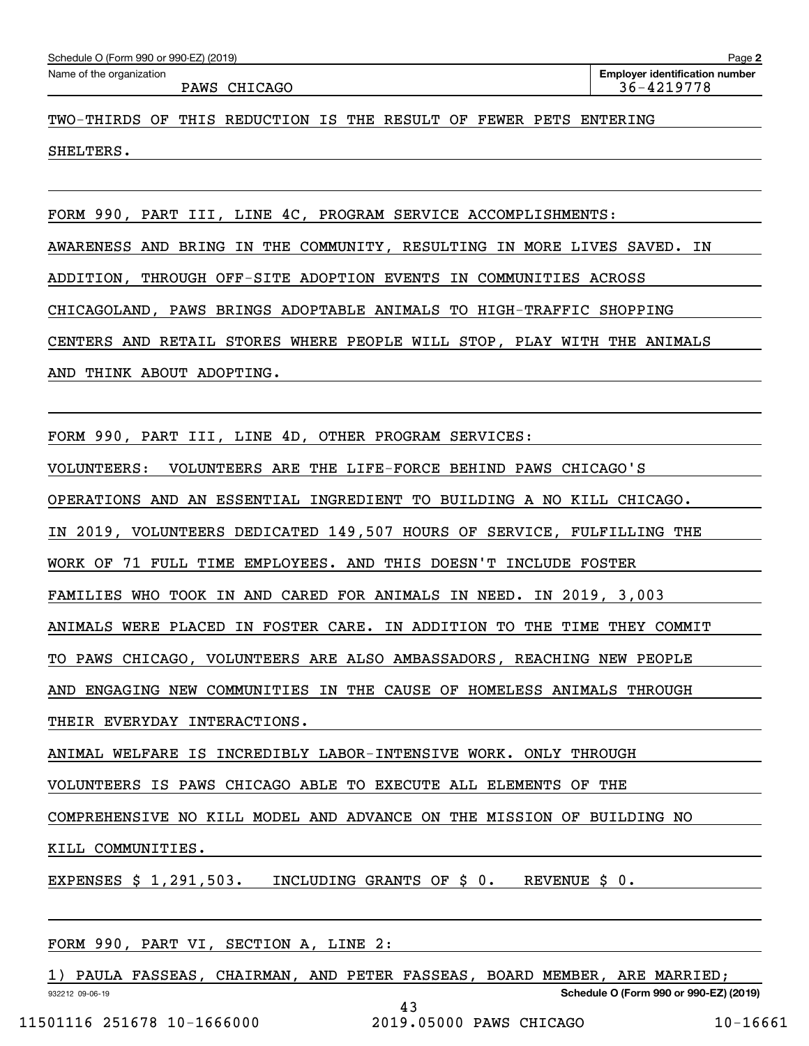TWO-THIRDS OF THIS REDUCTION IS THE RESULT OF FEWER PETS ENTERING SHELTERS.

FORM 990, PART III, LINE 4C, PROGRAM SERVICE ACCOMPLISHMENTS:

AWARENESS AND BRING IN THE COMMUNITY, RESULTING IN MORE LIVES SAVED. IN ADDITION, THROUGH OFF-SITE ADOPTION EVENTS IN COMMUNITIES ACROSS CHICAGOLAND, PAWS BRINGS ADOPTABLE ANIMALS TO HIGH-TRAFFIC SHOPPING CENTERS AND RETAIL STORES WHERE PEOPLE WILL STOP, PLAY WITH THE ANIMALS AND THINK ABOUT ADOPTING.

FORM 990, PART III, LINE 4D, OTHER PROGRAM SERVICES:

VOLUNTEERS: VOLUNTEERS ARE THE LIFE-FORCE BEHIND PAWS CHICAGO'S OPERATIONS AND AN ESSENTIAL INGREDIENT TO BUILDING A NO KILL CHICAGO. IN 2019, VOLUNTEERS DEDICATED 149,507 HOURS OF SERVICE, FULFILLING THE WORK OF 71 FULL TIME EMPLOYEES. AND THIS DOESN'T INCLUDE FOSTER FAMILIES WHO TOOK IN AND CARED FOR ANIMALS IN NEED. IN 2019, 3,003 ANIMALS WERE PLACED IN FOSTER CARE. IN ADDITION TO THE TIME THEY COMMIT TO PAWS CHICAGO, VOLUNTEERS ARE ALSO AMBASSADORS, REACHING NEW PEOPLE AND ENGAGING NEW COMMUNITIES IN THE CAUSE OF HOMELESS ANIMALS THROUGH THEIR EVERYDAY INTERACTIONS.

ANIMAL WELFARE IS INCREDIBLY LABOR-INTENSIVE WORK. ONLY THROUGH VOLUNTEERS IS PAWS CHICAGO ABLE TO EXECUTE ALL ELEMENTS OF THE COMPREHENSIVE NO KILL MODEL AND ADVANCE ON THE MISSION OF BUILDING NO KILL COMMUNITIES.

EXPENSES $ 1,291,503. INCLUDING GRANTS OF $ 0. REVENUE $ 0.

FORM 990, PART VI, SECTION A, LINE 2:

1) PAULA FASSEAS, CHAIRMAN, AND PETER FASSEAS, BOARD MEMBER, ARE MARRIED;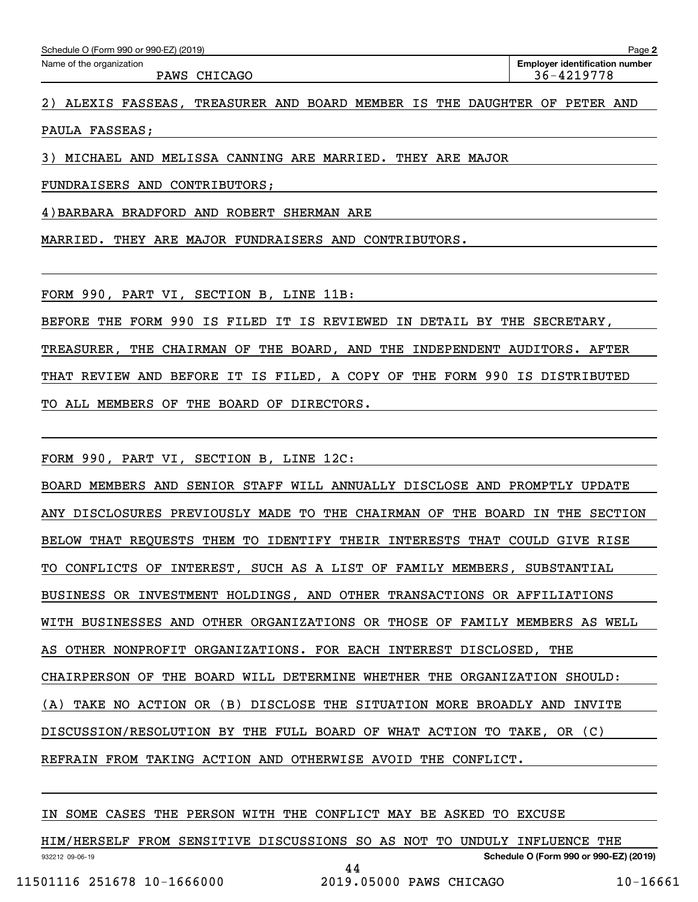Name of the organization: PAWS CHICAGO

Employer identification number: 36-4219778

2) ALEXIS FASSEAS, TREASURER AND BOARD MEMBER IS THE DAUGHTER OF PETER AND PAULA FASSEAS;

3) MICHAEL AND MELISSA CANNING ARE MARRIED. THEY ARE MAJOR FUNDRAISERS AND CONTRIBUTORS;

4)BARBARA BRADFORD AND ROBERT SHERMAN ARE MARRIED. THEY ARE MAJOR FUNDRAISERS AND CONTRIBUTORS.

FORM 990, PART VI, SECTION B, LINE 11B:

BEFORE THE FORM 990 IS FILED IT IS REVIEWED IN DETAIL BY THE SECRETARY, TREASURER, THE CHAIRMAN OF THE BOARD, AND THE INDEPENDENT AUDITORS. AFTER THAT REVIEW AND BEFORE IT IS FILED, A COPY OF THE FORM 990 IS DISTRIBUTED TO ALL MEMBERS OF THE BOARD OF DIRECTORS.

FORM 990, PART VI, SECTION B, LINE 12C:

BOARD MEMBERS AND SENIOR STAFF WILL ANNUALLY DISCLOSE AND PROMPTLY UPDATE ANY DISCLOSURES PREVIOUSLY MADE TO THE CHAIRMAN OF THE BOARD IN THE SECTION BELOW THAT REQUESTS THEM TO IDENTIFY THEIR INTERESTS THAT COULD GIVE RISE TO CONFLICTS OF INTEREST, SUCH AS A LIST OF FAMILY MEMBERS, SUBSTANTIAL BUSINESS OR INVESTMENT HOLDINGS, AND OTHER TRANSACTIONS OR AFFILIATIONS WITH BUSINESSES AND OTHER ORGANIZATIONS OR THOSE OF FAMILY MEMBERS AS WELL AS OTHER NONPROFIT ORGANIZATIONS. FOR EACH INTEREST DISCLOSED, THE CHAIRPERSON OF THE BOARD WILL DETERMINE WHETHER THE ORGANIZATION SHOULD: (A) TAKE NO ACTION OR (B) DISCLOSE THE SITUATION MORE BROADLY AND INVITE DISCUSSION/RESOLUTION BY THE FULL BOARD OF WHAT ACTION TO TAKE, OR (C) REFRAIN FROM TAKING ACTION AND OTHERWISE AVOID THE CONFLICT.

IN SOME CASES THE PERSON WITH THE CONFLICT MAY BE ASKED TO EXCUSE HIM/HERSELF FROM SENSITIVE DISCUSSIONS SO AS NOT TO UNDULY INFLUENCE THE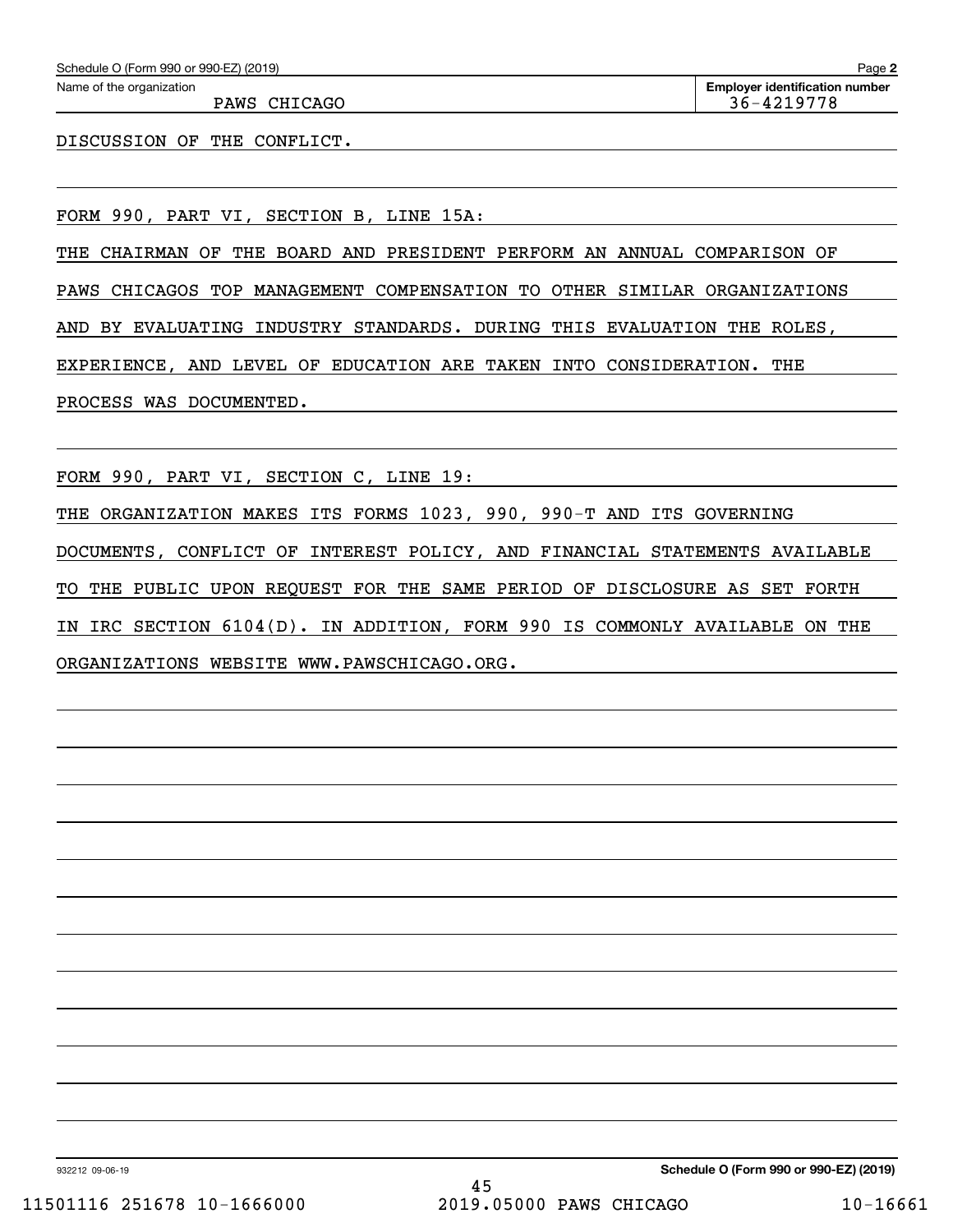Schedule O (Form 990 or 990-EZ) (2019) Page **2**

Name of the organization: PAWS CHICAGO

**Employer identification number** 36-4219778

DISCUSSION OF THE CONFLICT.

FORM 990, PART VI, SECTION B, LINE 15A:

THE CHAIRMAN OF THE BOARD AND PRESIDENT PERFORM AN ANNUAL COMPARISON OF PAWS CHICAGOS TOP MANAGEMENT COMPENSATION TO OTHER SIMILAR ORGANIZATIONS AND BY EVALUATING INDUSTRY STANDARDS. DURING THIS EVALUATION THE ROLES, EXPERIENCE, AND LEVEL OF EDUCATION ARE TAKEN INTO CONSIDERATION. THE PROCESS WAS DOCUMENTED.

FORM 990, PART VI, SECTION C, LINE 19:

THE ORGANIZATION MAKES ITS FORMS 1023, 990, 990-T AND ITS GOVERNING DOCUMENTS, CONFLICT OF INTEREST POLICY, AND FINANCIAL STATEMENTS AVAILABLE TO THE PUBLIC UPON REQUEST FOR THE SAME PERIOD OF DISCLOSURE AS SET FORTH IN IRC SECTION 6104(D). IN ADDITION, FORM 990 IS COMMONLY AVAILABLE ON THE ORGANIZATIONS WEBSITE WWW.PAWSCHICAGO.ORG.

932212 09-06-19 **Schedule O (Form 990 or 990-EZ) (2019)**

11501116 251678 10-1666000 2019.05000 PAWS CHICAGO 10-16661